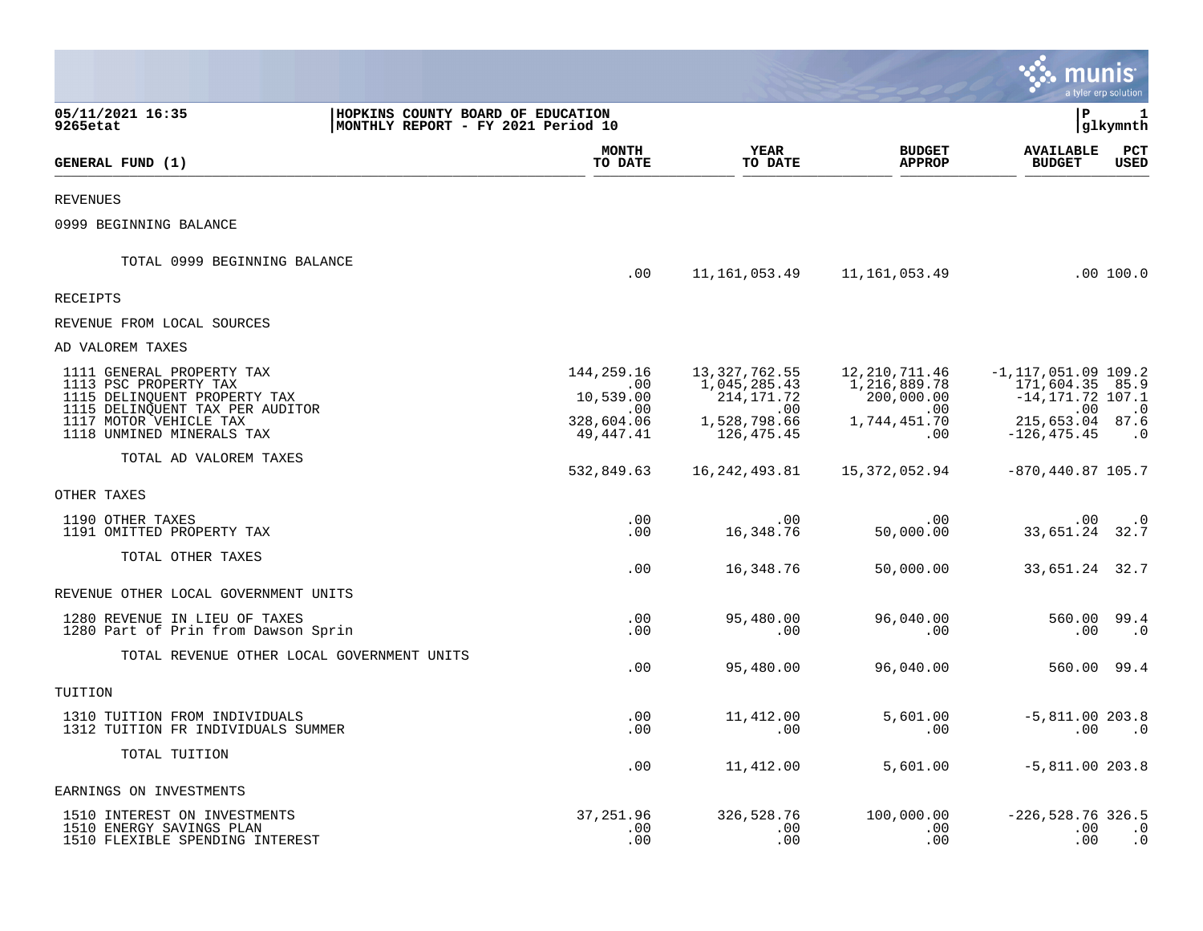05/11/2021 16:35
9265etat

HOPKINS COUNTY BOARD OF EDUCATION
MONTHLY REPORT - FY 2021 Period 10

P 1
glkymnth

| GENERAL FUND (1) | MONTH TO DATE | YEAR TO DATE | BUDGET APPROP | AVAILABLE BUDGET | PCT USED |
|---|---|---|---|---|---|
| REVENUES | | | | | |
| 0999 BEGINNING BALANCE | | | | | |
| TOTAL 0999 BEGINNING BALANCE | .00 | 11,161,053.49 | 11,161,053.49 | .00 | 100.0 |
| RECEIPTS | | | | | |
| REVENUE FROM LOCAL SOURCES | | | | | |
| AD VALOREM TAXES | | | | | |
| 1111 GENERAL PROPERTY TAX | 144,259.16 | 13,327,762.55 | 12,210,711.46 | -1,117,051.09 | 109.2 |
| 1113 PSC PROPERTY TAX | .00 | 1,045,285.43 | 1,216,889.78 | 171,604.35 | 85.9 |
| 1115 DELINQUENT PROPERTY TAX | 10,539.00 | 214,171.72 | 200,000.00 | -14,171.72 | 107.1 |
| 1115 DELINQUENT TAX PER AUDITOR | .00 | .00 | .00 | .00 | .0 |
| 1117 MOTOR VEHICLE TAX | 328,604.06 | 1,528,798.66 | 1,744,451.70 | 215,653.04 | 87.6 |
| 1118 UNMINED MINERALS TAX | 49,447.41 | 126,475.45 | .00 | -126,475.45 | .0 |
| TOTAL AD VALOREM TAXES | 532,849.63 | 16,242,493.81 | 15,372,052.94 | -870,440.87 | 105.7 |
| OTHER TAXES | | | | | |
| 1190 OTHER TAXES | .00 | .00 | .00 | .00 | .0 |
| 1191 OMITTED PROPERTY TAX | .00 | 16,348.76 | 50,000.00 | 33,651.24 | 32.7 |
| TOTAL OTHER TAXES | .00 | 16,348.76 | 50,000.00 | 33,651.24 | 32.7 |
| REVENUE OTHER LOCAL GOVERNMENT UNITS | | | | | |
| 1280 REVENUE IN LIEU OF TAXES | .00 | 95,480.00 | 96,040.00 | 560.00 | 99.4 |
| 1280 Part of Prin from Dawson Sprin | .00 | .00 | .00 | .00 | .0 |
| TOTAL REVENUE OTHER LOCAL GOVERNMENT UNITS | .00 | 95,480.00 | 96,040.00 | 560.00 | 99.4 |
| TUITION | | | | | |
| 1310 TUITION FROM INDIVIDUALS | .00 | 11,412.00 | 5,601.00 | -5,811.00 | 203.8 |
| 1312 TUITION FR INDIVIDUALS SUMMER | .00 | .00 | .00 | .00 | .0 |
| TOTAL TUITION | .00 | 11,412.00 | 5,601.00 | -5,811.00 | 203.8 |
| EARNINGS ON INVESTMENTS | | | | | |
| 1510 INTEREST ON INVESTMENTS | 37,251.96 | 326,528.76 | 100,000.00 | -226,528.76 | 326.5 |
| 1510 ENERGY SAVINGS PLAN | .00 | .00 | .00 | .00 | .0 |
| 1510 FLEXIBLE SPENDING INTEREST | .00 | .00 | .00 | .00 | .0 |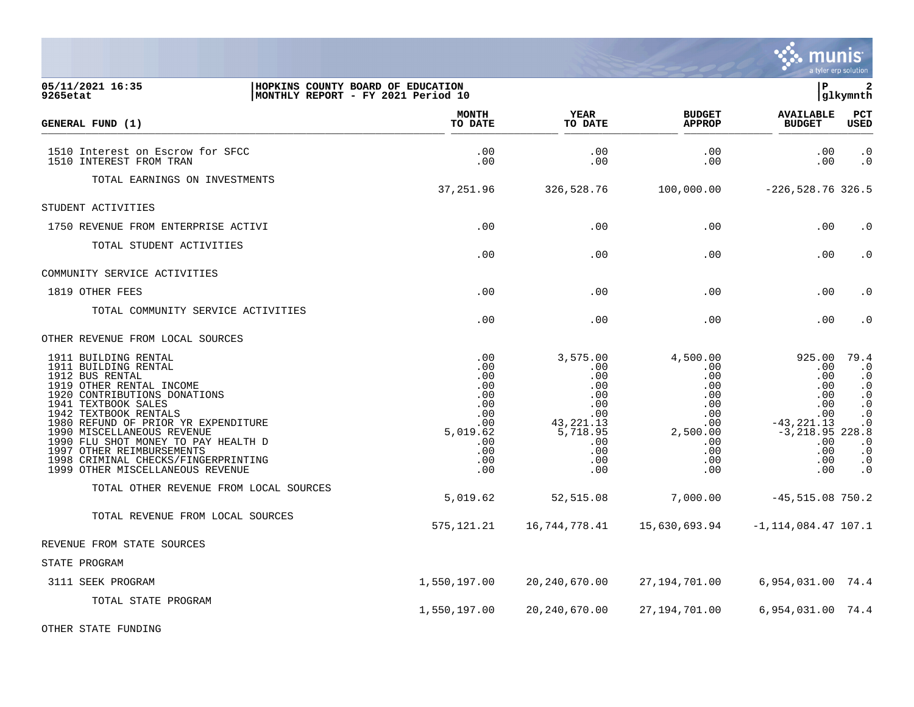HOPKINS COUNTY BOARD OF EDUCATION
MONTHLY REPORT - FY 2021 Period 10

05/11/2021 16:35
9265etat

| GENERAL FUND (1) | MONTH TO DATE | YEAR TO DATE | BUDGET APPROP | AVAILABLE BUDGET | PCT USED |
|---|---|---|---|---|---|
| 1510 Interest on Escrow for SFCC | .00 | .00 | .00 | .00 | .0 |
| 1510 INTEREST FROM TRAN | .00 | .00 | .00 | .00 | .0 |
| TOTAL EARNINGS ON INVESTMENTS | 37,251.96 | 326,528.76 | 100,000.00 | -226,528.76 | 326.5 |
| STUDENT ACTIVITIES | | | | | |
| 1750 REVENUE FROM ENTERPRISE ACTIVI | .00 | .00 | .00 | .00 | .0 |
| TOTAL STUDENT ACTIVITIES | .00 | .00 | .00 | .00 | .0 |
| COMMUNITY SERVICE ACTIVITIES | | | | | |
| 1819 OTHER FEES | .00 | .00 | .00 | .00 | .0 |
| TOTAL COMMUNITY SERVICE ACTIVITIES | .00 | .00 | .00 | .00 | .0 |
| OTHER REVENUE FROM LOCAL SOURCES | | | | | |
| 1911 BUILDING RENTAL | .00 | 3,575.00 | 4,500.00 | 925.00 | 79.4 |
| 1911 BUILDING RENTAL | .00 | .00 | .00 | .00 | .0 |
| 1912 BUS RENTAL | .00 | .00 | .00 | .00 | .0 |
| 1919 OTHER RENTAL INCOME | .00 | .00 | .00 | .00 | .0 |
| 1920 CONTRIBUTIONS DONATIONS | .00 | .00 | .00 | .00 | .0 |
| 1941 TEXTBOOK SALES | .00 | .00 | .00 | .00 | .0 |
| 1942 TEXTBOOK RENTALS | .00 | .00 | .00 | .00 | .0 |
| 1980 REFUND OF PRIOR YR EXPENDITURE | .00 | 43,221.13 | .00 | -43,221.13 | .0 |
| 1990 MISCELLANEOUS REVENUE | 5,019.62 | 5,718.95 | 2,500.00 | -3,218.95 | 228.8 |
| 1990 FLU SHOT MONEY TO PAY HEALTH D | .00 | .00 | .00 | .00 | .0 |
| 1997 OTHER REIMBURSEMENTS | .00 | .00 | .00 | .00 | .0 |
| 1998 CRIMINAL CHECKS/FINGERPRINTING | .00 | .00 | .00 | .00 | .0 |
| 1999 OTHER MISCELLANEOUS REVENUE | .00 | .00 | .00 | .00 | .0 |
| TOTAL OTHER REVENUE FROM LOCAL SOURCES | 5,019.62 | 52,515.08 | 7,000.00 | -45,515.08 | 750.2 |
| TOTAL REVENUE FROM LOCAL SOURCES | 575,121.21 | 16,744,778.41 | 15,630,693.94 | -1,114,084.47 | 107.1 |
| REVENUE FROM STATE SOURCES | | | | | |
| STATE PROGRAM | | | | | |
| 3111 SEEK PROGRAM | 1,550,197.00 | 20,240,670.00 | 27,194,701.00 | 6,954,031.00 | 74.4 |
| TOTAL STATE PROGRAM | 1,550,197.00 | 20,240,670.00 | 27,194,701.00 | 6,954,031.00 | 74.4 |
| OTHER STATE FUNDING | | | | | |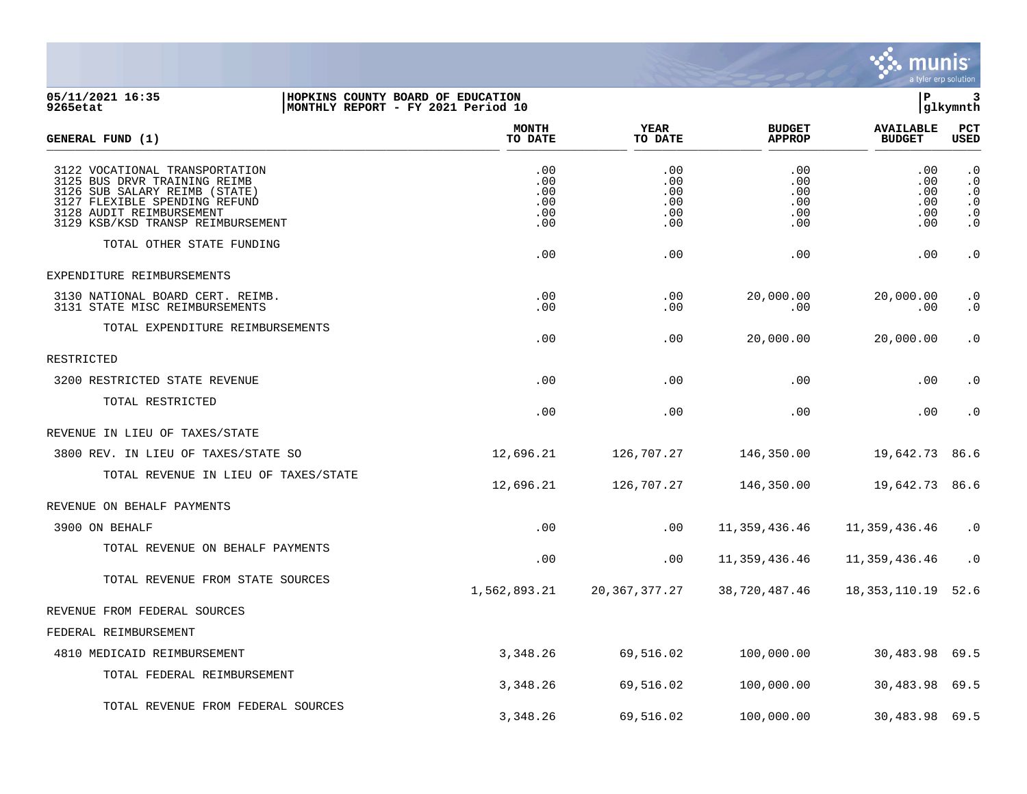05/11/2021 16:35
9265etat

HOPKINS COUNTY BOARD OF EDUCATION
MONTHLY REPORT - FY 2021 Period 10

P 3
glkymnth

| GENERAL FUND (1) | MONTH TO DATE | YEAR TO DATE | BUDGET APPROP | AVAILABLE BUDGET | PCT USED |
|---|---|---|---|---|---|
| 3122 VOCATIONAL TRANSPORTATION | .00 | .00 | .00 | .00 | .0 |
| 3125 BUS DRVR TRAINING REIMB | .00 | .00 | .00 | .00 | .0 |
| 3126 SUB SALARY REIMB (STATE) | .00 | .00 | .00 | .00 | .0 |
| 3127 FLEXIBLE SPENDING REFUND | .00 | .00 | .00 | .00 | .0 |
| 3128 AUDIT REIMBURSEMENT | .00 | .00 | .00 | .00 | .0 |
| 3129 KSB/KSD TRANSP REIMBURSEMENT | .00 | .00 | .00 | .00 | .0 |
| TOTAL OTHER STATE FUNDING | .00 | .00 | .00 | .00 | .0 |
| EXPENDITURE REIMBURSEMENTS | | | | | |
| 3130 NATIONAL BOARD CERT. REIMB. | .00 | .00 | 20,000.00 | 20,000.00 | .0 |
| 3131 STATE MISC REIMBURSEMENTS | .00 | .00 | .00 | .00 | .0 |
| TOTAL EXPENDITURE REIMBURSEMENTS | .00 | .00 | 20,000.00 | 20,000.00 | .0 |
| RESTRICTED | | | | | |
| 3200 RESTRICTED STATE REVENUE | .00 | .00 | .00 | .00 | .0 |
| TOTAL RESTRICTED | .00 | .00 | .00 | .00 | .0 |
| REVENUE IN LIEU OF TAXES/STATE | | | | | |
| 3800 REV. IN LIEU OF TAXES/STATE SO | 12,696.21 | 126,707.27 | 146,350.00 | 19,642.73 | 86.6 |
| TOTAL REVENUE IN LIEU OF TAXES/STATE | 12,696.21 | 126,707.27 | 146,350.00 | 19,642.73 | 86.6 |
| REVENUE ON BEHALF PAYMENTS | | | | | |
| 3900 ON BEHALF | .00 | .00 | 11,359,436.46 | 11,359,436.46 | .0 |
| TOTAL REVENUE ON BEHALF PAYMENTS | .00 | .00 | 11,359,436.46 | 11,359,436.46 | .0 |
| TOTAL REVENUE FROM STATE SOURCES | 1,562,893.21 | 20,367,377.27 | 38,720,487.46 | 18,353,110.19 | 52.6 |
| REVENUE FROM FEDERAL SOURCES | | | | | |
| FEDERAL REIMBURSEMENT | | | | | |
| 4810 MEDICAID REIMBURSEMENT | 3,348.26 | 69,516.02 | 100,000.00 | 30,483.98 | 69.5 |
| TOTAL FEDERAL REIMBURSEMENT | 3,348.26 | 69,516.02 | 100,000.00 | 30,483.98 | 69.5 |
| TOTAL REVENUE FROM FEDERAL SOURCES | 3,348.26 | 69,516.02 | 100,000.00 | 30,483.98 | 69.5 |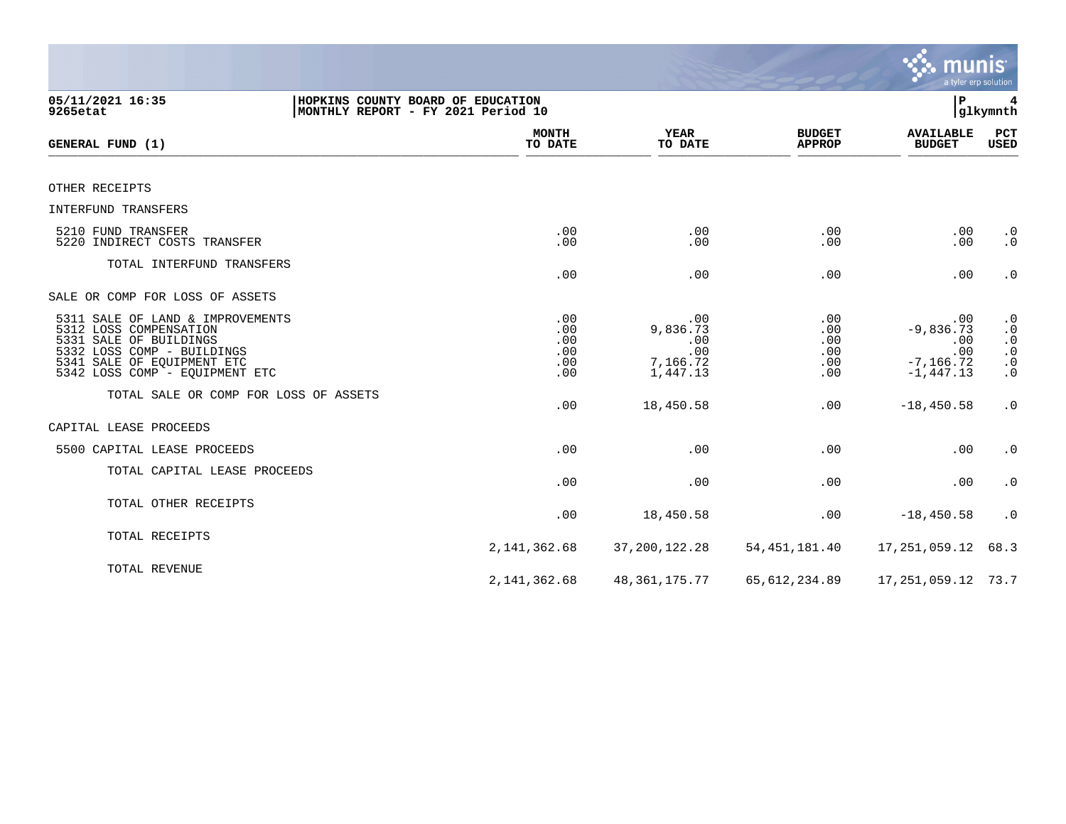05/11/2021 16:35
9265etat

HOPKINS COUNTY BOARD OF EDUCATION
MONTHLY REPORT - FY 2021 Period 10

P 4
glkymnth

| GENERAL FUND (1) | MONTH TO DATE | YEAR TO DATE | BUDGET APPROP | AVAILABLE BUDGET | PCT USED |
|---|---|---|---|---|---|
| OTHER RECEIPTS | | | | | |
| INTERFUND TRANSFERS | | | | | |
| 5210 FUND TRANSFER | .00 | .00 | .00 | .00 | .0 |
| 5220 INDIRECT COSTS TRANSFER | .00 | .00 | .00 | .00 | .0 |
| TOTAL INTERFUND TRANSFERS | .00 | .00 | .00 | .00 | .0 |
| SALE OR COMP FOR LOSS OF ASSETS | | | | | |
| 5311 SALE OF LAND & IMPROVEMENTS | .00 | .00 | .00 | .00 | .0 |
| 5312 LOSS COMPENSATION | .00 | 9,836.73 | .00 | -9,836.73 | .0 |
| 5331 SALE OF BUILDINGS | .00 | .00 | .00 | .00 | .0 |
| 5332 LOSS COMP - BUILDINGS | .00 | .00 | .00 | .00 | .0 |
| 5341 SALE OF EQUIPMENT ETC | .00 | 7,166.72 | .00 | -7,166.72 | .0 |
| 5342 LOSS COMP - EQUIPMENT ETC | .00 | 1,447.13 | .00 | -1,447.13 | .0 |
| TOTAL SALE OR COMP FOR LOSS OF ASSETS | .00 | 18,450.58 | .00 | -18,450.58 | .0 |
| CAPITAL LEASE PROCEEDS | | | | | |
| 5500 CAPITAL LEASE PROCEEDS | .00 | .00 | .00 | .00 | .0 |
| TOTAL CAPITAL LEASE PROCEEDS | .00 | .00 | .00 | .00 | .0 |
| TOTAL OTHER RECEIPTS | .00 | 18,450.58 | .00 | -18,450.58 | .0 |
| TOTAL RECEIPTS | 2,141,362.68 | 37,200,122.28 | 54,451,181.40 | 17,251,059.12 | 68.3 |
| TOTAL REVENUE | 2,141,362.68 | 48,361,175.77 | 65,612,234.89 | 17,251,059.12 | 73.7 |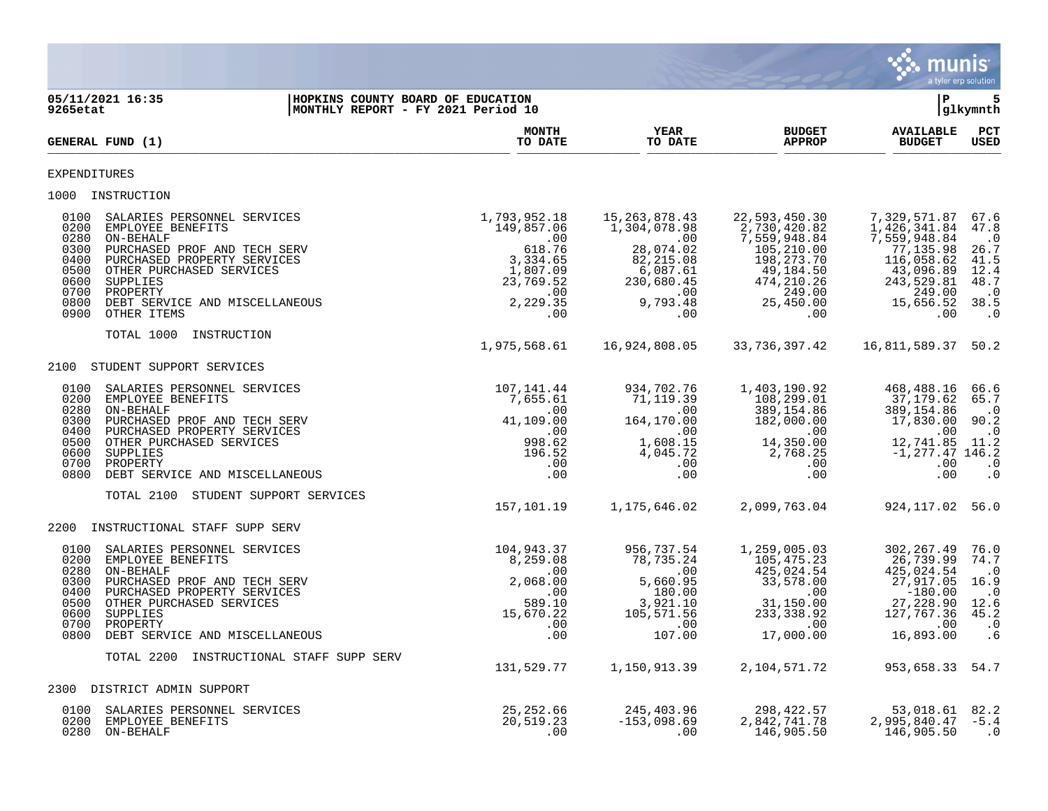05/11/2021 16:35 | HOPKINS COUNTY BOARD OF EDUCATION | P 5
9265etat | MONTHLY REPORT - FY 2021 Period 10 | glkymnth

| GENERAL FUND (1) | MONTH TO DATE | YEAR TO DATE | BUDGET APPROP | AVAILABLE BUDGET | PCT USED |
|---|---|---|---|---|---|
| **EXPENDITURES** | | | | | |
| **1000 INSTRUCTION** | | | | | |
| 0100 SALARIES PERSONNEL SERVICES | 1,793,952.18 | 15,263,878.43 | 22,593,450.30 | 7,329,571.87 | 67.6 |
| 0200 EMPLOYEE BENEFITS | 149,857.06 | 1,304,078.98 | 2,730,420.82 | 1,426,341.84 | 47.8 |
| 0280 ON-BEHALF | .00 | .00 | 7,559,948.84 | 7,559,948.84 | .0 |
| 0300 PURCHASED PROF AND TECH SERV | 618.76 | 28,074.02 | 105,210.00 | 77,135.98 | 26.7 |
| 0400 PURCHASED PROPERTY SERVICES | 3,334.65 | 82,215.08 | 198,273.70 | 116,058.62 | 41.5 |
| 0500 OTHER PURCHASED SERVICES | 1,807.09 | 6,087.61 | 49,184.50 | 43,096.89 | 12.4 |
| 0600 SUPPLIES | 23,769.52 | 230,680.45 | 474,210.26 | 243,529.81 | 48.7 |
| 0700 PROPERTY | .00 | .00 | 249.00 | 249.00 | .0 |
| 0800 DEBT SERVICE AND MISCELLANEOUS | 2,229.35 | 9,793.48 | 25,450.00 | 15,656.52 | 38.5 |
| 0900 OTHER ITEMS | .00 | .00 | .00 | .00 | .0 |
| TOTAL 1000 INSTRUCTION | 1,975,568.61 | 16,924,808.05 | 33,736,397.42 | 16,811,589.37 | 50.2 |
| **2100 STUDENT SUPPORT SERVICES** | | | | | |
| 0100 SALARIES PERSONNEL SERVICES | 107,141.44 | 934,702.76 | 1,403,190.92 | 468,488.16 | 66.6 |
| 0200 EMPLOYEE BENEFITS | 7,655.61 | 71,119.39 | 108,299.01 | 37,179.62 | 65.7 |
| 0280 ON-BEHALF | .00 | .00 | 389,154.86 | 389,154.86 | .0 |
| 0300 PURCHASED PROF AND TECH SERV | 41,109.00 | 164,170.00 | 182,000.00 | 17,830.00 | 90.2 |
| 0400 PURCHASED PROPERTY SERVICES | .00 | .00 | .00 | .00 | .0 |
| 0500 OTHER PURCHASED SERVICES | 998.62 | 1,608.15 | 14,350.00 | 12,741.85 | 11.2 |
| 0600 SUPPLIES | 196.52 | 4,045.72 | 2,768.25 | -1,277.47 | 146.2 |
| 0700 PROPERTY | .00 | .00 | .00 | .00 | .0 |
| 0800 DEBT SERVICE AND MISCELLANEOUS | .00 | .00 | .00 | .00 | .0 |
| TOTAL 2100 STUDENT SUPPORT SERVICES | 157,101.19 | 1,175,646.02 | 2,099,763.04 | 924,117.02 | 56.0 |
| **2200 INSTRUCTIONAL STAFF SUPP SERV** | | | | | |
| 0100 SALARIES PERSONNEL SERVICES | 104,943.37 | 956,737.54 | 1,259,005.03 | 302,267.49 | 76.0 |
| 0200 EMPLOYEE BENEFITS | 8,259.08 | 78,735.24 | 105,475.23 | 26,739.99 | 74.7 |
| 0280 ON-BEHALF | .00 | .00 | 425,024.54 | 425,024.54 | .0 |
| 0300 PURCHASED PROF AND TECH SERV | 2,068.00 | 5,660.95 | 33,578.00 | 27,917.05 | 16.9 |
| 0400 PURCHASED PROPERTY SERVICES | .00 | 180.00 | .00 | -180.00 | .0 |
| 0500 OTHER PURCHASED SERVICES | 589.10 | 3,921.10 | 31,150.00 | 27,228.90 | 12.6 |
| 0600 SUPPLIES | 15,670.22 | 105,571.56 | 233,338.92 | 127,767.36 | 45.2 |
| 0700 PROPERTY | .00 | .00 | .00 | .00 | .0 |
| 0800 DEBT SERVICE AND MISCELLANEOUS | .00 | 107.00 | 17,000.00 | 16,893.00 | .6 |
| TOTAL 2200 INSTRUCTIONAL STAFF SUPP SERV | 131,529.77 | 1,150,913.39 | 2,104,571.72 | 953,658.33 | 54.7 |
| **2300 DISTRICT ADMIN SUPPORT** | | | | | |
| 0100 SALARIES PERSONNEL SERVICES | 25,252.66 | 245,403.96 | 298,422.57 | 53,018.61 | 82.2 |
| 0200 EMPLOYEE BENEFITS | 20,519.23 | -153,098.69 | 2,842,741.78 | 2,995,840.47 | -5.4 |
| 0280 ON-BEHALF | .00 | .00 | 146,905.50 | 146,905.50 | .0 |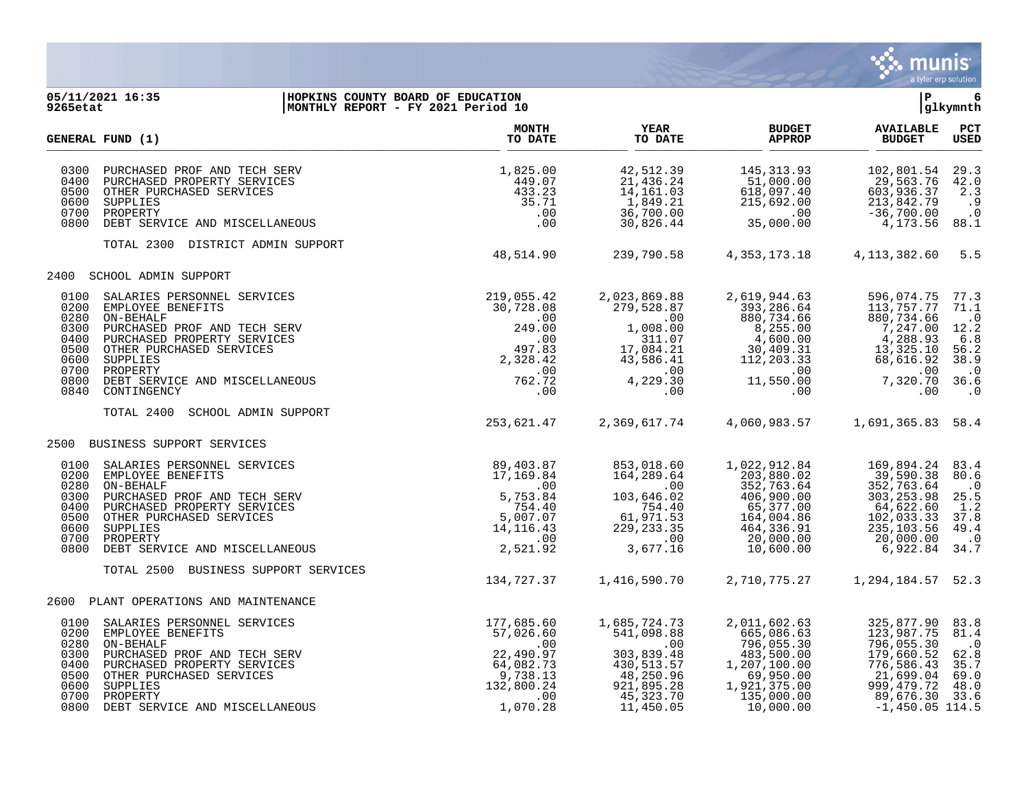05/11/2021 16:35 — HOPKINS COUNTY BOARD OF EDUCATION — MONTHLY REPORT - FY 2021 Period 10

9265etat — glkymnth

| GENERAL FUND (1) | MONTH TO DATE | YEAR TO DATE | BUDGET APPROP | AVAILABLE BUDGET | PCT USED |
|---|---|---|---|---|---|
| 0300 PURCHASED PROF AND TECH SERV | 1,825.00 | 42,512.39 | 145,313.93 | 102,801.54 | 29.3 |
| 0400 PURCHASED PROPERTY SERVICES | 449.07 | 21,436.24 | 51,000.00 | 29,563.76 | 42.0 |
| 0500 OTHER PURCHASED SERVICES | 433.23 | 14,161.03 | 618,097.40 | 603,936.37 | 2.3 |
| 0600 SUPPLIES | 35.71 | 1,849.21 | 215,692.00 | 213,842.79 | .9 |
| 0700 PROPERTY | .00 | 36,700.00 | .00 | -36,700.00 | .0 |
| 0800 DEBT SERVICE AND MISCELLANEOUS | .00 | 30,826.44 | 35,000.00 | 4,173.56 | 88.1 |
| TOTAL 2300 DISTRICT ADMIN SUPPORT | 48,514.90 | 239,790.58 | 4,353,173.18 | 4,113,382.60 | 5.5 |
| **2400 SCHOOL ADMIN SUPPORT** | | | | | |
| 0100 SALARIES PERSONNEL SERVICES | 219,055.42 | 2,023,869.88 | 2,619,944.63 | 596,074.75 | 77.3 |
| 0200 EMPLOYEE BENEFITS | 30,728.08 | 279,528.87 | 393,286.64 | 113,757.77 | 71.1 |
| 0280 ON-BEHALF | .00 | .00 | 880,734.66 | 880,734.66 | .0 |
| 0300 PURCHASED PROF AND TECH SERV | 249.00 | 1,008.00 | 8,255.00 | 7,247.00 | 12.2 |
| 0400 PURCHASED PROPERTY SERVICES | .00 | 311.07 | 4,600.00 | 4,288.93 | 6.8 |
| 0500 OTHER PURCHASED SERVICES | 497.83 | 17,084.21 | 30,409.31 | 13,325.10 | 56.2 |
| 0600 SUPPLIES | 2,328.42 | 43,586.41 | 112,203.33 | 68,616.92 | 38.9 |
| 0700 PROPERTY | .00 | .00 | .00 | .00 | .0 |
| 0800 DEBT SERVICE AND MISCELLANEOUS | 762.72 | 4,229.30 | 11,550.00 | 7,320.70 | 36.6 |
| 0840 CONTINGENCY | .00 | .00 | .00 | .00 | .0 |
| TOTAL 2400 SCHOOL ADMIN SUPPORT | 253,621.47 | 2,369,617.74 | 4,060,983.57 | 1,691,365.83 | 58.4 |
| **2500 BUSINESS SUPPORT SERVICES** | | | | | |
| 0100 SALARIES PERSONNEL SERVICES | 89,403.87 | 853,018.60 | 1,022,912.84 | 169,894.24 | 83.4 |
| 0200 EMPLOYEE BENEFITS | 17,169.84 | 164,289.64 | 203,880.02 | 39,590.38 | 80.6 |
| 0280 ON-BEHALF | .00 | .00 | 352,763.64 | 352,763.64 | .0 |
| 0300 PURCHASED PROF AND TECH SERV | 5,753.84 | 103,646.02 | 406,900.00 | 303,253.98 | 25.5 |
| 0400 PURCHASED PROPERTY SERVICES | 754.40 | 754.40 | 65,377.00 | 64,622.60 | 1.2 |
| 0500 OTHER PURCHASED SERVICES | 5,007.07 | 61,971.53 | 164,004.86 | 102,033.33 | 37.8 |
| 0600 SUPPLIES | 14,116.43 | 229,233.35 | 464,336.91 | 235,103.56 | 49.4 |
| 0700 PROPERTY | .00 | .00 | 20,000.00 | 20,000.00 | .0 |
| 0800 DEBT SERVICE AND MISCELLANEOUS | 2,521.92 | 3,677.16 | 10,600.00 | 6,922.84 | 34.7 |
| TOTAL 2500 BUSINESS SUPPORT SERVICES | 134,727.37 | 1,416,590.70 | 2,710,775.27 | 1,294,184.57 | 52.3 |
| **2600 PLANT OPERATIONS AND MAINTENANCE** | | | | | |
| 0100 SALARIES PERSONNEL SERVICES | 177,685.60 | 1,685,724.73 | 2,011,602.63 | 325,877.90 | 83.8 |
| 0200 EMPLOYEE BENEFITS | 57,026.60 | 541,098.88 | 665,086.63 | 123,987.75 | 81.4 |
| 0280 ON-BEHALF | .00 | .00 | 796,055.30 | 796,055.30 | .0 |
| 0300 PURCHASED PROF AND TECH SERV | 22,490.97 | 303,839.48 | 483,500.00 | 179,660.52 | 62.8 |
| 0400 PURCHASED PROPERTY SERVICES | 64,082.73 | 430,513.57 | 1,207,100.00 | 776,586.43 | 35.7 |
| 0500 OTHER PURCHASED SERVICES | 9,738.13 | 48,250.96 | 69,950.00 | 21,699.04 | 69.0 |
| 0600 SUPPLIES | 132,800.24 | 921,895.28 | 1,921,375.00 | 999,479.72 | 48.0 |
| 0700 PROPERTY | .00 | 45,323.70 | 135,000.00 | 89,676.30 | 33.6 |
| 0800 DEBT SERVICE AND MISCELLANEOUS | 1,070.28 | 11,450.05 | 10,000.00 | -1,450.05 | 114.5 |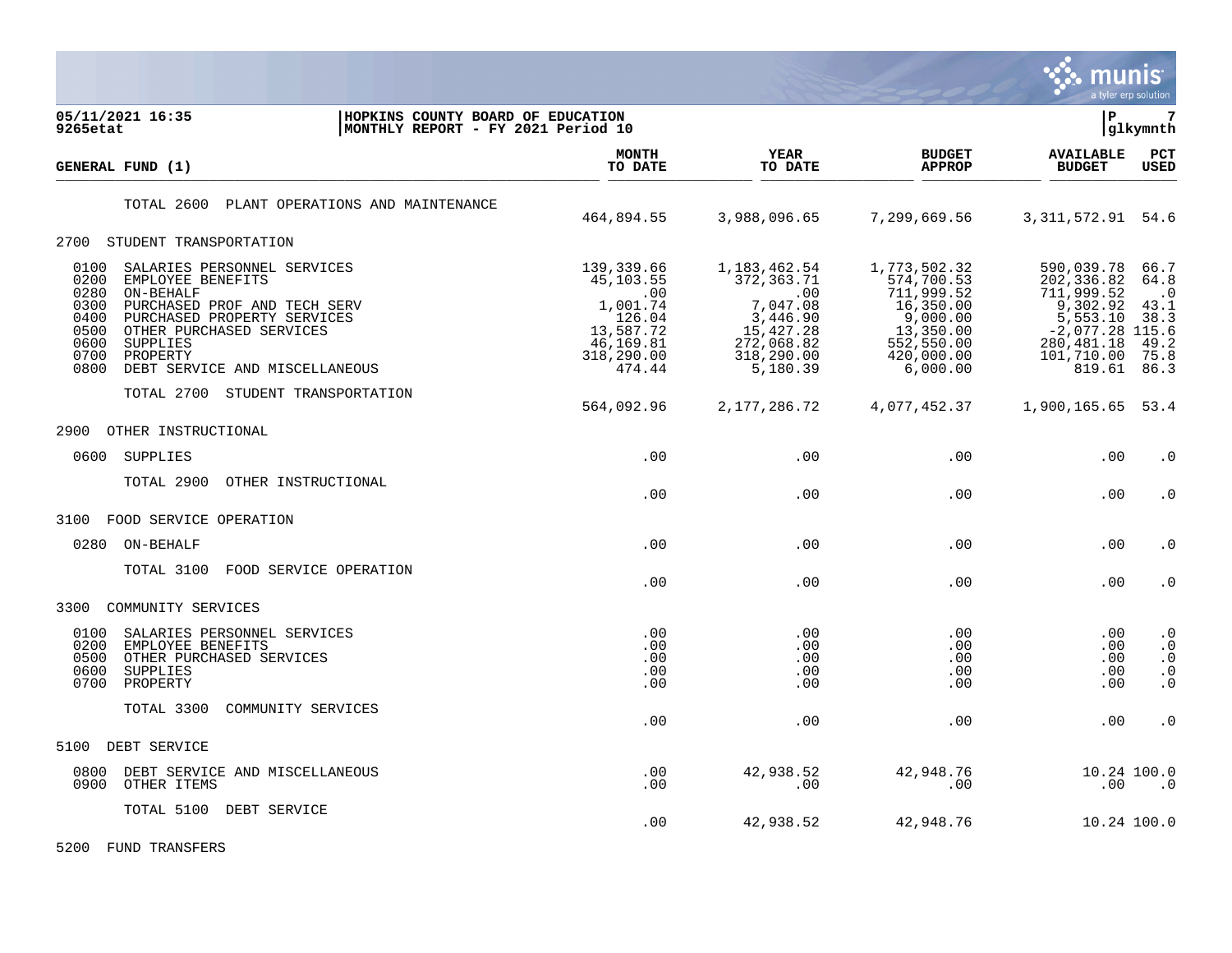05/11/2021 16:35 | HOPKINS COUNTY BOARD OF EDUCATION | P 7
9265etat | MONTHLY REPORT - FY 2021 Period 10 | glkymnth

| GENERAL FUND (1) | MONTH TO DATE | YEAR TO DATE | BUDGET APPROP | AVAILABLE BUDGET | PCT USED |
|---|---|---|---|---|---|
| TOTAL 2600 PLANT OPERATIONS AND MAINTENANCE | 464,894.55 | 3,988,096.65 | 7,299,669.56 | 3,311,572.91 | 54.6 |
| **2700 STUDENT TRANSPORTATION** | | | | | |
| 0100 SALARIES PERSONNEL SERVICES | 139,339.66 | 1,183,462.54 | 1,773,502.32 | 590,039.78 | 66.7 |
| 0200 EMPLOYEE BENEFITS | 45,103.55 | 372,363.71 | 574,700.53 | 202,336.82 | 64.8 |
| 0280 ON-BEHALF | .00 | .00 | 711,999.52 | 711,999.52 | .0 |
| 0300 PURCHASED PROF AND TECH SERV | 1,001.74 | 7,047.08 | 16,350.00 | 9,302.92 | 43.1 |
| 0400 PURCHASED PROPERTY SERVICES | 126.04 | 3,446.90 | 9,000.00 | 5,553.10 | 38.3 |
| 0500 OTHER PURCHASED SERVICES | 13,587.72 | 15,427.28 | 13,350.00 | -2,077.28 | 115.6 |
| 0600 SUPPLIES | 46,169.81 | 272,068.82 | 552,550.00 | 280,481.18 | 49.2 |
| 0700 PROPERTY | 318,290.00 | 318,290.00 | 420,000.00 | 101,710.00 | 75.8 |
| 0800 DEBT SERVICE AND MISCELLANEOUS | 474.44 | 5,180.39 | 6,000.00 | 819.61 | 86.3 |
| TOTAL 2700 STUDENT TRANSPORTATION | 564,092.96 | 2,177,286.72 | 4,077,452.37 | 1,900,165.65 | 53.4 |
| **2900 OTHER INSTRUCTIONAL** | | | | | |
| 0600 SUPPLIES | .00 | .00 | .00 | .00 | .0 |
| TOTAL 2900 OTHER INSTRUCTIONAL | .00 | .00 | .00 | .00 | .0 |
| **3100 FOOD SERVICE OPERATION** | | | | | |
| 0280 ON-BEHALF | .00 | .00 | .00 | .00 | .0 |
| TOTAL 3100 FOOD SERVICE OPERATION | .00 | .00 | .00 | .00 | .0 |
| **3300 COMMUNITY SERVICES** | | | | | |
| 0100 SALARIES PERSONNEL SERVICES | .00 | .00 | .00 | .00 | .0 |
| 0200 EMPLOYEE BENEFITS | .00 | .00 | .00 | .00 | .0 |
| 0500 OTHER PURCHASED SERVICES | .00 | .00 | .00 | .00 | .0 |
| 0600 SUPPLIES | .00 | .00 | .00 | .00 | .0 |
| 0700 PROPERTY | .00 | .00 | .00 | .00 | .0 |
| TOTAL 3300 COMMUNITY SERVICES | .00 | .00 | .00 | .00 | .0 |
| **5100 DEBT SERVICE** | | | | | |
| 0800 DEBT SERVICE AND MISCELLANEOUS | .00 | 42,938.52 | 42,948.76 | 10.24 | 100.0 |
| 0900 OTHER ITEMS | .00 | .00 | .00 | .00 | .0 |
| TOTAL 5100 DEBT SERVICE | .00 | 42,938.52 | 42,948.76 | 10.24 | 100.0 |
| **5200 FUND TRANSFERS** | | | | | |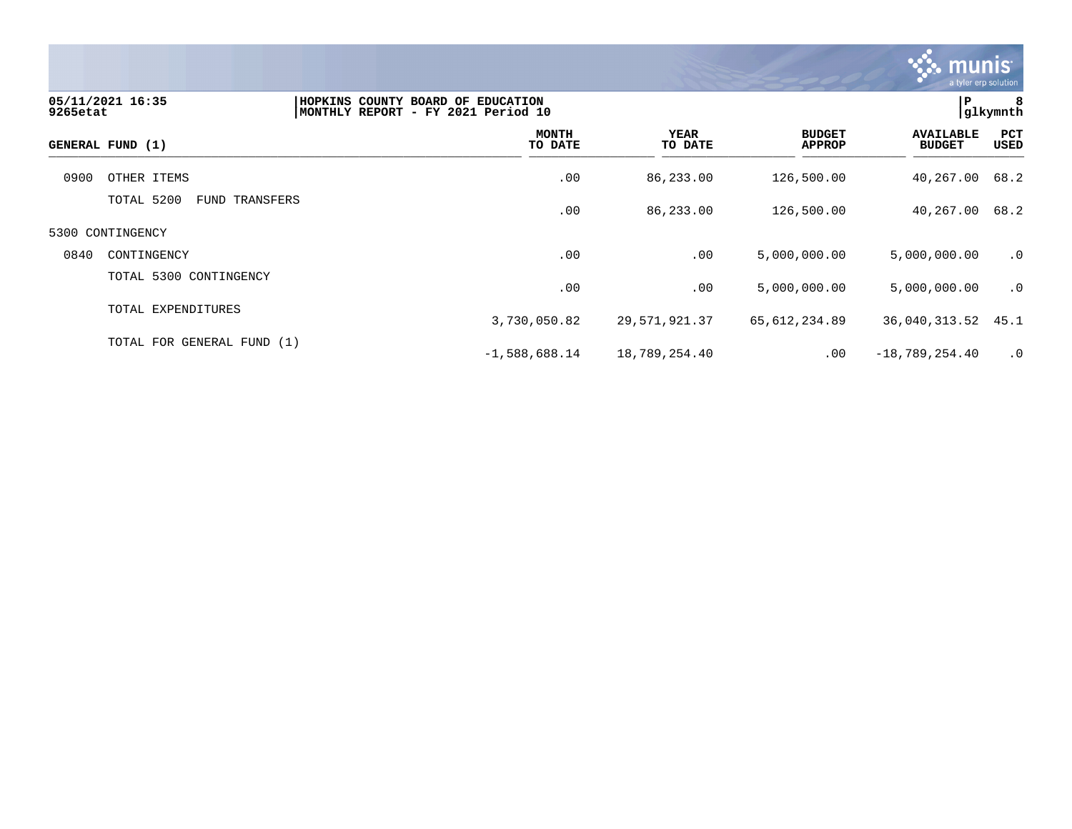05/11/2021 16:35 | HOPKINS COUNTY BOARD OF EDUCATION | P 8
9265etat | MONTHLY REPORT - FY 2021 Period 10 | glkymnth

| GENERAL FUND (1) | | MONTH TO DATE | YEAR TO DATE | BUDGET APPROP | AVAILABLE BUDGET | PCT USED |
|---|---|---|---|---|---|---|
| 0900 | OTHER ITEMS | .00 | 86,233.00 | 126,500.00 | 40,267.00 | 68.2 |
| | TOTAL 5200 FUND TRANSFERS | .00 | 86,233.00 | 126,500.00 | 40,267.00 | 68.2 |
| 5300 CONTINGENCY | | | | | | |
| 0840 | CONTINGENCY | .00 | .00 | 5,000,000.00 | 5,000,000.00 | .0 |
| | TOTAL 5300 CONTINGENCY | .00 | .00 | 5,000,000.00 | 5,000,000.00 | .0 |
| | TOTAL EXPENDITURES | 3,730,050.82 | 29,571,921.37 | 65,612,234.89 | 36,040,313.52 | 45.1 |
| | TOTAL FOR GENERAL FUND (1) | -1,588,688.14 | 18,789,254.40 | .00 | -18,789,254.40 | .0 |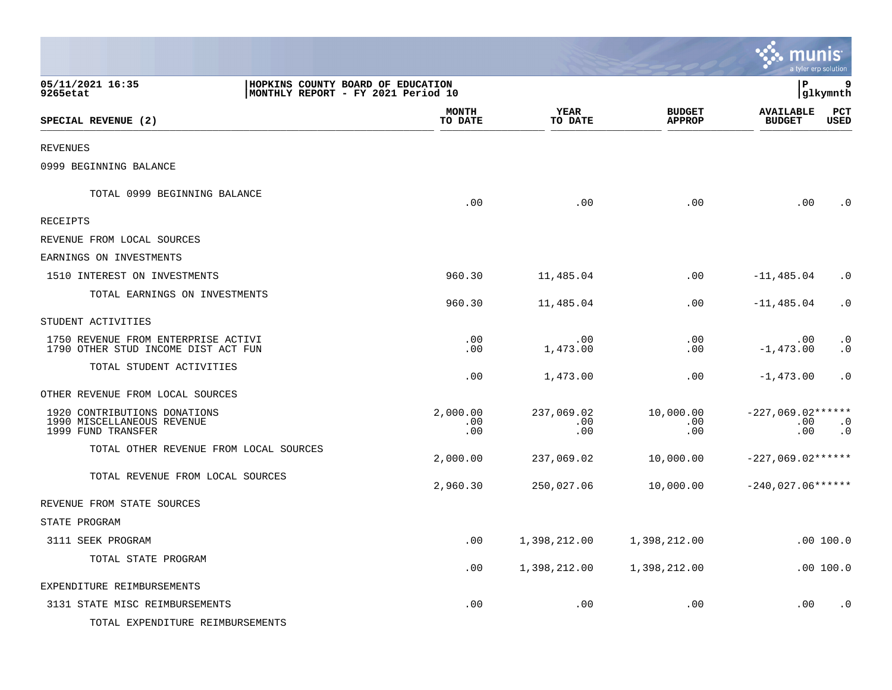05/11/2021 16:35 | HOPKINS COUNTY BOARD OF EDUCATION | P 9
9265etat | MONTHLY REPORT - FY 2021 Period 10 | glkymnth

| SPECIAL REVENUE (2) | MONTH TO DATE | YEAR TO DATE | BUDGET APPROP | AVAILABLE BUDGET | PCT USED |
|---|---|---|---|---|---|
| REVENUES | | | | | |
| 0999 BEGINNING BALANCE | | | | | |
| TOTAL 0999 BEGINNING BALANCE | .00 | .00 | .00 | .00 | .0 |
| RECEIPTS | | | | | |
| REVENUE FROM LOCAL SOURCES | | | | | |
| EARNINGS ON INVESTMENTS | | | | | |
| 1510 INTEREST ON INVESTMENTS | 960.30 | 11,485.04 | .00 | -11,485.04 | .0 |
| TOTAL EARNINGS ON INVESTMENTS | 960.30 | 11,485.04 | .00 | -11,485.04 | .0 |
| STUDENT ACTIVITIES | | | | | |
| 1750 REVENUE FROM ENTERPRISE ACTIVI | .00 | .00 | .00 | .00 | .0 |
| 1790 OTHER STUD INCOME DIST ACT FUN | .00 | 1,473.00 | .00 | -1,473.00 | .0 |
| TOTAL STUDENT ACTIVITIES | .00 | 1,473.00 | .00 | -1,473.00 | .0 |
| OTHER REVENUE FROM LOCAL SOURCES | | | | | |
| 1920 CONTRIBUTIONS DONATIONS | 2,000.00 | 237,069.02 | 10,000.00 | -227,069.02 | ****** |
| 1990 MISCELLANEOUS REVENUE | .00 | .00 | .00 | .00 | .0 |
| 1999 FUND TRANSFER | .00 | .00 | .00 | .00 | .0 |
| TOTAL OTHER REVENUE FROM LOCAL SOURCES | 2,000.00 | 237,069.02 | 10,000.00 | -227,069.02 | ****** |
| TOTAL REVENUE FROM LOCAL SOURCES | 2,960.30 | 250,027.06 | 10,000.00 | -240,027.06 | ****** |
| REVENUE FROM STATE SOURCES | | | | | |
| STATE PROGRAM | | | | | |
| 3111 SEEK PROGRAM | .00 | 1,398,212.00 | 1,398,212.00 | .00 | 100.0 |
| TOTAL STATE PROGRAM | .00 | 1,398,212.00 | 1,398,212.00 | .00 | 100.0 |
| EXPENDITURE REIMBURSEMENTS | | | | | |
| 3131 STATE MISC REIMBURSEMENTS | .00 | .00 | .00 | .00 | .0 |
| TOTAL EXPENDITURE REIMBURSEMENTS | | | | | |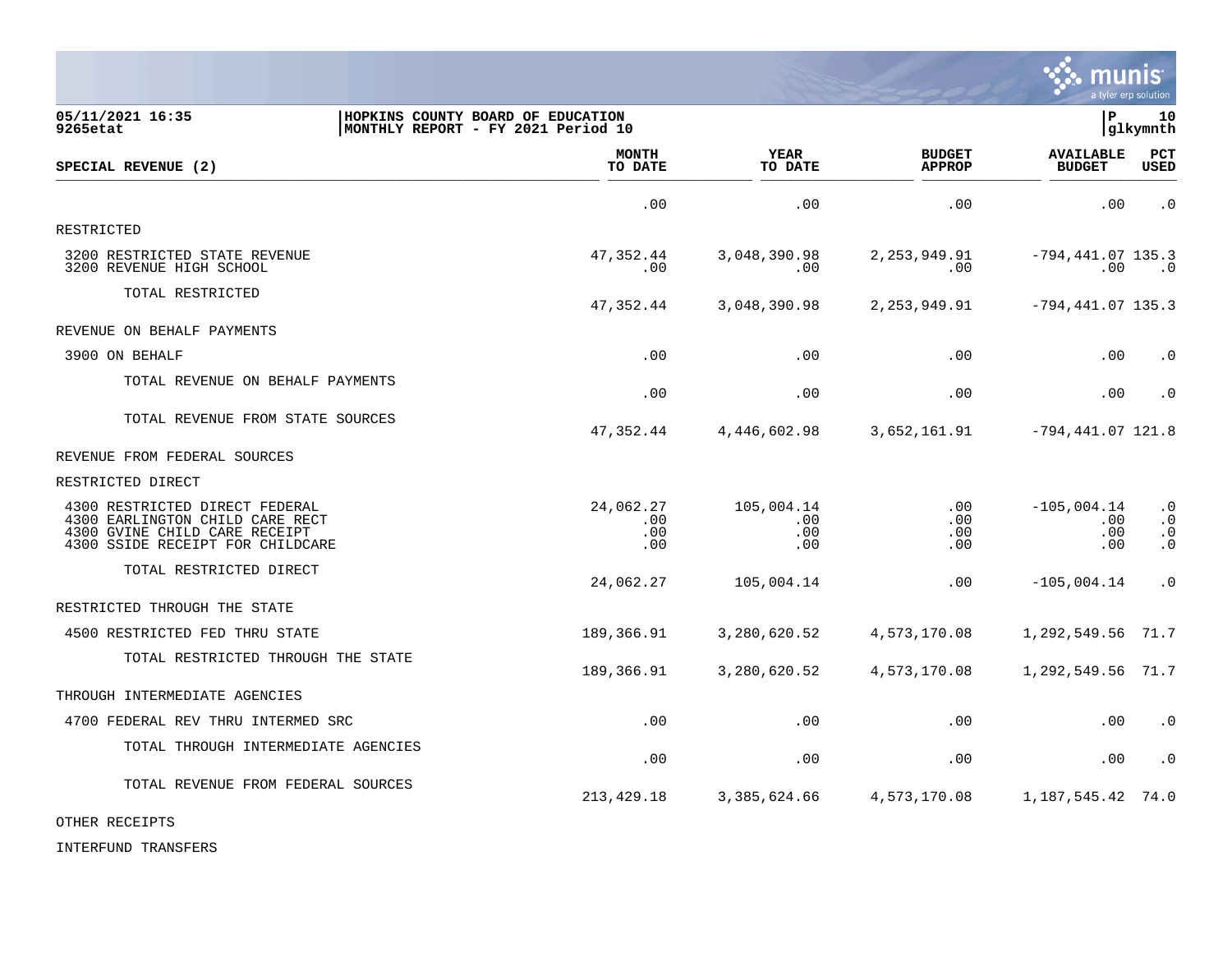05/11/2021 16:35 | HOPKINS COUNTY BOARD OF EDUCATION | P 10
9265etat | MONTHLY REPORT - FY 2021 Period 10 | glkymnth

| SPECIAL REVENUE (2) | MONTH TO DATE | YEAR TO DATE | BUDGET APPROP | AVAILABLE BUDGET | PCT USED |
|---|---|---|---|---|---|
| | .00 | .00 | .00 | .00 | .0 |
| RESTRICTED | | | | | |
| 3200 RESTRICTED STATE REVENUE | 47,352.44 | 3,048,390.98 | 2,253,949.91 | -794,441.07 | 135.3 |
| 3200 REVENUE HIGH SCHOOL | .00 | .00 | .00 | .00 | .0 |
| TOTAL RESTRICTED | 47,352.44 | 3,048,390.98 | 2,253,949.91 | -794,441.07 | 135.3 |
| REVENUE ON BEHALF PAYMENTS | | | | | |
| 3900 ON BEHALF | .00 | .00 | .00 | .00 | .0 |
| TOTAL REVENUE ON BEHALF PAYMENTS | .00 | .00 | .00 | .00 | .0 |
| TOTAL REVENUE FROM STATE SOURCES | 47,352.44 | 4,446,602.98 | 3,652,161.91 | -794,441.07 | 121.8 |
| REVENUE FROM FEDERAL SOURCES | | | | | |
| RESTRICTED DIRECT | | | | | |
| 4300 RESTRICTED DIRECT FEDERAL | 24,062.27 | 105,004.14 | .00 | -105,004.14 | .0 |
| 4300 EARLINGTON CHILD CARE RECT | .00 | .00 | .00 | .00 | .0 |
| 4300 GVINE CHILD CARE RECEIPT | .00 | .00 | .00 | .00 | .0 |
| 4300 SSIDE RECEIPT FOR CHILDCARE | .00 | .00 | .00 | .00 | .0 |
| TOTAL RESTRICTED DIRECT | 24,062.27 | 105,004.14 | .00 | -105,004.14 | .0 |
| RESTRICTED THROUGH THE STATE | | | | | |
| 4500 RESTRICTED FED THRU STATE | 189,366.91 | 3,280,620.52 | 4,573,170.08 | 1,292,549.56 | 71.7 |
| TOTAL RESTRICTED THROUGH THE STATE | 189,366.91 | 3,280,620.52 | 4,573,170.08 | 1,292,549.56 | 71.7 |
| THROUGH INTERMEDIATE AGENCIES | | | | | |
| 4700 FEDERAL REV THRU INTERMED SRC | .00 | .00 | .00 | .00 | .0 |
| TOTAL THROUGH INTERMEDIATE AGENCIES | .00 | .00 | .00 | .00 | .0 |
| TOTAL REVENUE FROM FEDERAL SOURCES | 213,429.18 | 3,385,624.66 | 4,573,170.08 | 1,187,545.42 | 74.0 |
| OTHER RECEIPTS | | | | | |
| INTERFUND TRANSFERS | | | | | |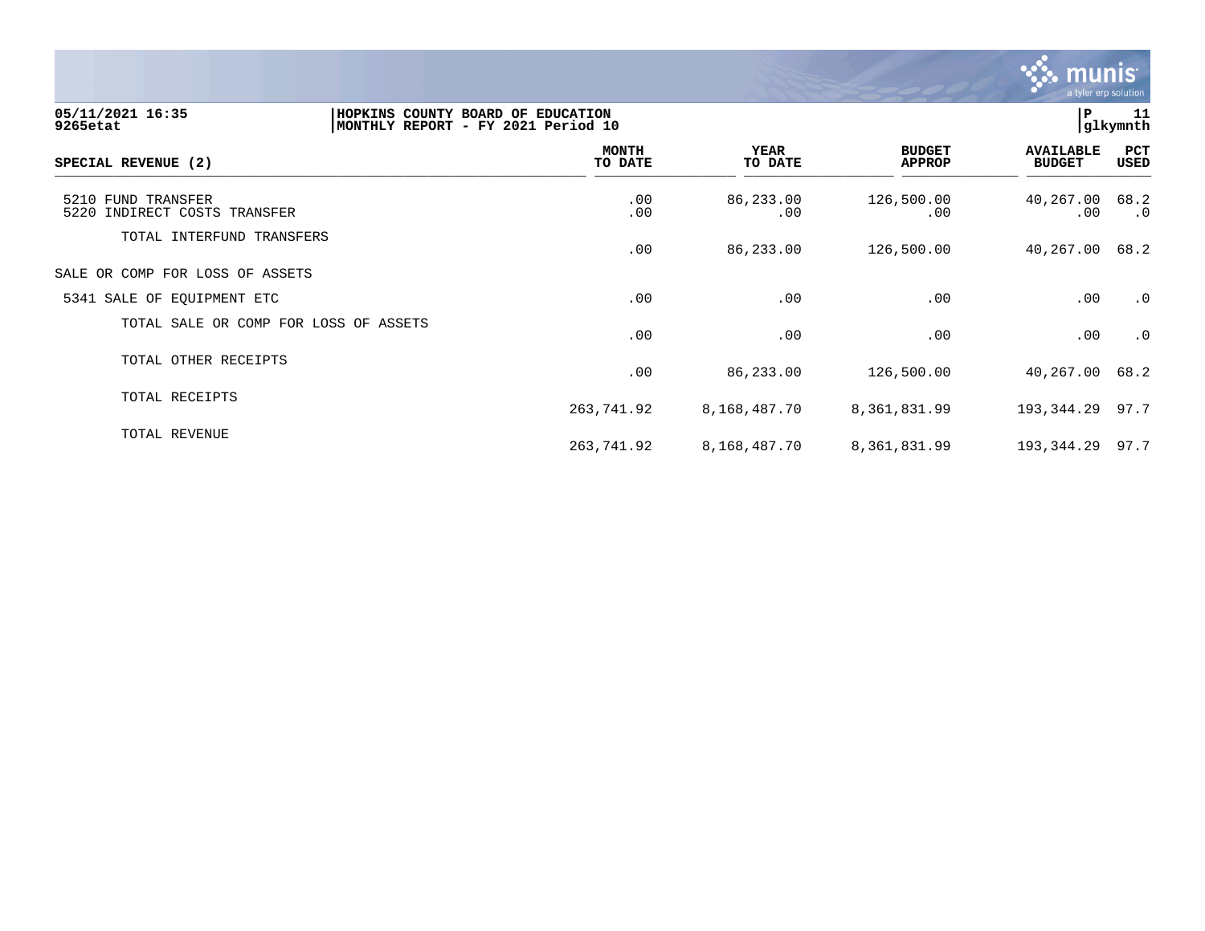05/11/2021 16:35
9265etat

HOPKINS COUNTY BOARD OF EDUCATION
MONTHLY REPORT - FY 2021 Period 10

P 11
glkymnth

| SPECIAL REVENUE (2) | MONTH TO DATE | YEAR TO DATE | BUDGET APPROP | AVAILABLE BUDGET | PCT USED |
|---|---|---|---|---|---|
| 5210 FUND TRANSFER | .00 | 86,233.00 | 126,500.00 | 40,267.00 | 68.2 |
| 5220 INDIRECT COSTS TRANSFER | .00 | .00 | .00 | .00 | .0 |
| TOTAL INTERFUND TRANSFERS | .00 | 86,233.00 | 126,500.00 | 40,267.00 | 68.2 |
| SALE OR COMP FOR LOSS OF ASSETS | | | | | |
| 5341 SALE OF EQUIPMENT ETC | .00 | .00 | .00 | .00 | .0 |
| TOTAL SALE OR COMP FOR LOSS OF ASSETS | .00 | .00 | .00 | .00 | .0 |
| TOTAL OTHER RECEIPTS | .00 | 86,233.00 | 126,500.00 | 40,267.00 | 68.2 |
| TOTAL RECEIPTS | 263,741.92 | 8,168,487.70 | 8,361,831.99 | 193,344.29 | 97.7 |
| TOTAL REVENUE | 263,741.92 | 8,168,487.70 | 8,361,831.99 | 193,344.29 | 97.7 |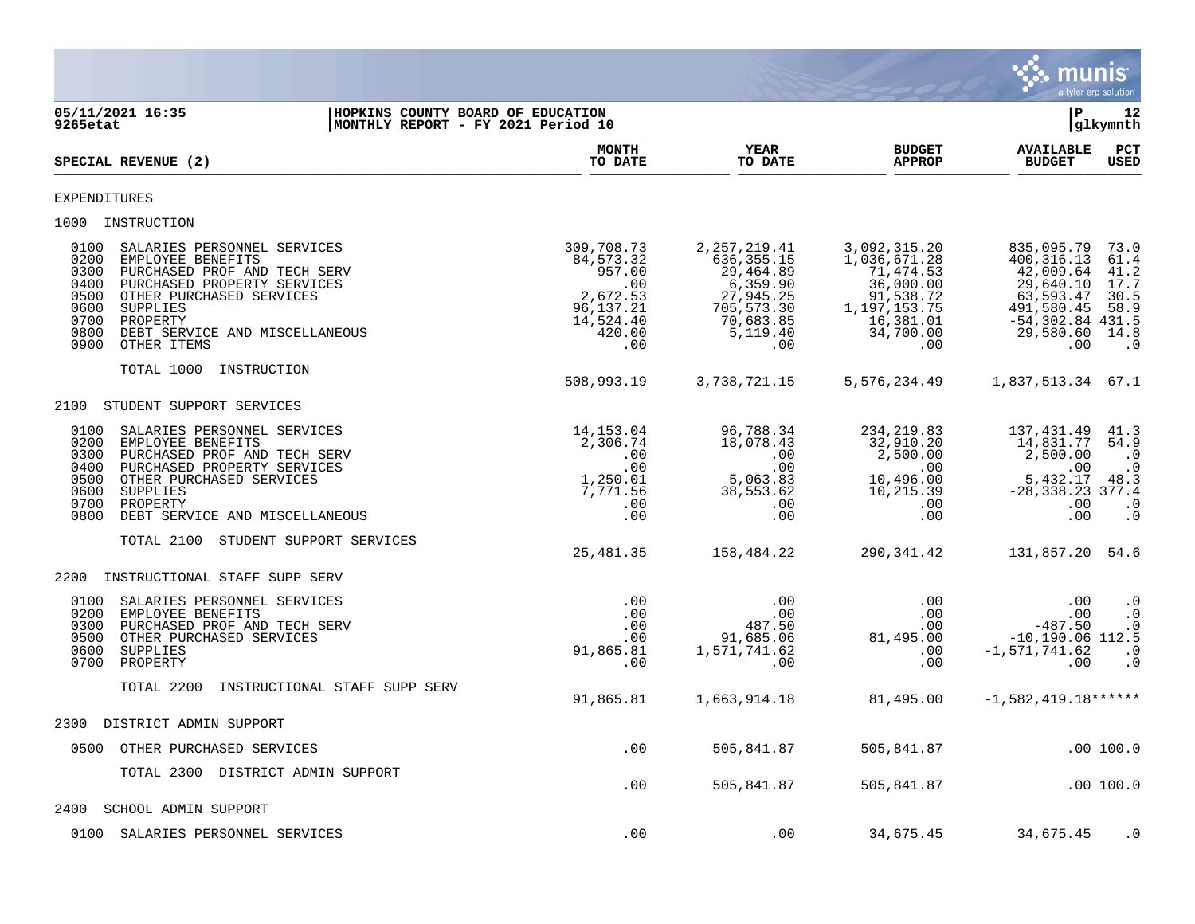05/11/2021 16:35 | HOPKINS COUNTY BOARD OF EDUCATION
9265etat | MONTHLY REPORT - FY 2021 Period 10

| SPECIAL REVENUE (2) | MONTH TO DATE | YEAR TO DATE | BUDGET APPROP | AVAILABLE BUDGET | PCT USED |
|---|---|---|---|---|---|
| **EXPENDITURES** | | | | | |
| **1000 INSTRUCTION** | | | | | |
| 0100 SALARIES PERSONNEL SERVICES | 309,708.73 | 2,257,219.41 | 3,092,315.20 | 835,095.79 | 73.0 |
| 0200 EMPLOYEE BENEFITS | 84,573.32 | 636,355.15 | 1,036,671.28 | 400,316.13 | 61.4 |
| 0300 PURCHASED PROF AND TECH SERV | 957.00 | 29,464.89 | 71,474.53 | 42,009.64 | 41.2 |
| 0400 PURCHASED PROPERTY SERVICES | .00 | 6,359.90 | 36,000.00 | 29,640.10 | 17.7 |
| 0500 OTHER PURCHASED SERVICES | 2,672.53 | 27,945.25 | 91,538.72 | 63,593.47 | 30.5 |
| 0600 SUPPLIES | 96,137.21 | 705,573.30 | 1,197,153.75 | 491,580.45 | 58.9 |
| 0700 PROPERTY | 14,524.40 | 70,683.85 | 16,381.01 | -54,302.84 | 431.5 |
| 0800 DEBT SERVICE AND MISCELLANEOUS | 420.00 | 5,119.40 | 34,700.00 | 29,580.60 | 14.8 |
| 0900 OTHER ITEMS | .00 | .00 | .00 | .00 | .0 |
| TOTAL 1000 INSTRUCTION | 508,993.19 | 3,738,721.15 | 5,576,234.49 | 1,837,513.34 | 67.1 |
| **2100 STUDENT SUPPORT SERVICES** | | | | | |
| 0100 SALARIES PERSONNEL SERVICES | 14,153.04 | 96,788.34 | 234,219.83 | 137,431.49 | 41.3 |
| 0200 EMPLOYEE BENEFITS | 2,306.74 | 18,078.43 | 32,910.20 | 14,831.77 | 54.9 |
| 0300 PURCHASED PROF AND TECH SERV | .00 | .00 | 2,500.00 | 2,500.00 | .0 |
| 0400 PURCHASED PROPERTY SERVICES | .00 | .00 | .00 | .00 | .0 |
| 0500 OTHER PURCHASED SERVICES | 1,250.01 | 5,063.83 | 10,496.00 | 5,432.17 | 48.3 |
| 0600 SUPPLIES | 7,771.56 | 38,553.62 | 10,215.39 | -28,338.23 | 377.4 |
| 0700 PROPERTY | .00 | .00 | .00 | .00 | .0 |
| 0800 DEBT SERVICE AND MISCELLANEOUS | .00 | .00 | .00 | .00 | .0 |
| TOTAL 2100 STUDENT SUPPORT SERVICES | 25,481.35 | 158,484.22 | 290,341.42 | 131,857.20 | 54.6 |
| **2200 INSTRUCTIONAL STAFF SUPP SERV** | | | | | |
| 0100 SALARIES PERSONNEL SERVICES | .00 | .00 | .00 | .00 | .0 |
| 0200 EMPLOYEE BENEFITS | .00 | .00 | .00 | .00 | .0 |
| 0300 PURCHASED PROF AND TECH SERV | .00 | 487.50 | .00 | -487.50 | .0 |
| 0500 OTHER PURCHASED SERVICES | .00 | 91,685.06 | 81,495.00 | -10,190.06 | 112.5 |
| 0600 SUPPLIES | 91,865.81 | 1,571,741.62 | .00 | -1,571,741.62 | .0 |
| 0700 PROPERTY | .00 | .00 | .00 | .00 | .0 |
| TOTAL 2200 INSTRUCTIONAL STAFF SUPP SERV | 91,865.81 | 1,663,914.18 | 81,495.00 | -1,582,419.18 | ****** |
| **2300 DISTRICT ADMIN SUPPORT** | | | | | |
| 0500 OTHER PURCHASED SERVICES | .00 | 505,841.87 | 505,841.87 | .00 | 100.0 |
| TOTAL 2300 DISTRICT ADMIN SUPPORT | .00 | 505,841.87 | 505,841.87 | .00 | 100.0 |
| **2400 SCHOOL ADMIN SUPPORT** | | | | | |
| 0100 SALARIES PERSONNEL SERVICES | .00 | .00 | 34,675.45 | 34,675.45 | .0 |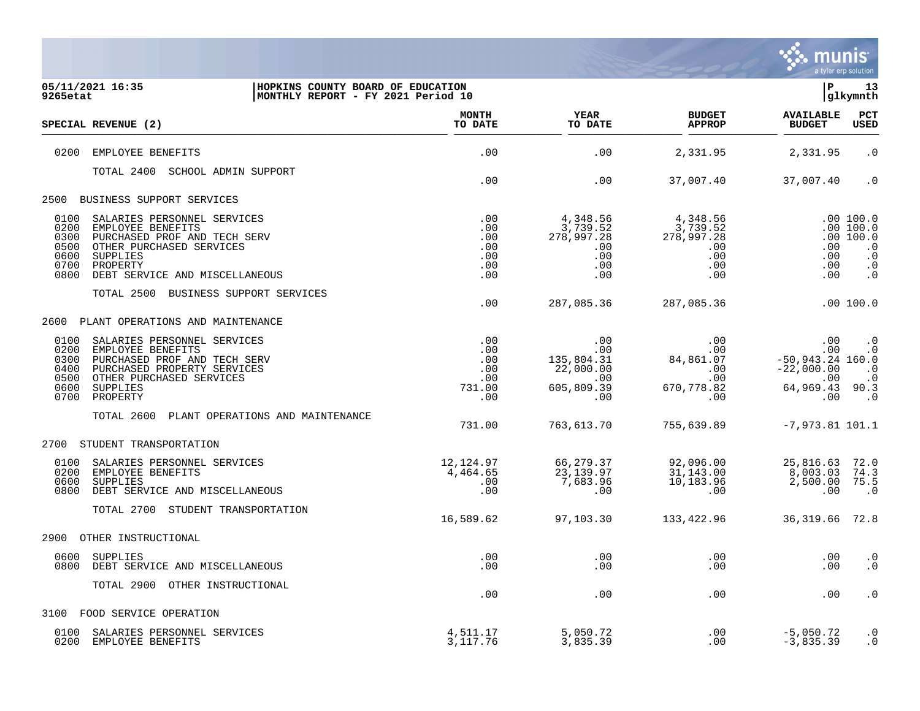05/11/2021 16:35 | HOPKINS COUNTY BOARD OF EDUCATION | P 13
9265etat | MONTHLY REPORT - FY 2021 Period 10 | glkymnth

| SPECIAL REVENUE (2) | MONTH TO DATE | YEAR TO DATE | BUDGET APPROP | AVAILABLE BUDGET | PCT USED |
|---|---|---|---|---|---|
| 0200 EMPLOYEE BENEFITS | .00 | .00 | 2,331.95 | 2,331.95 | .0 |
| TOTAL 2400 SCHOOL ADMIN SUPPORT | .00 | .00 | 37,007.40 | 37,007.40 | .0 |
| **2500 BUSINESS SUPPORT SERVICES** | | | | | |
| 0100 SALARIES PERSONNEL SERVICES | .00 | 4,348.56 | 4,348.56 | .00 | 100.0 |
| 0200 EMPLOYEE BENEFITS | .00 | 3,739.52 | 3,739.52 | .00 | 100.0 |
| 0300 PURCHASED PROF AND TECH SERV | .00 | 278,997.28 | 278,997.28 | .00 | 100.0 |
| 0500 OTHER PURCHASED SERVICES | .00 | .00 | .00 | .00 | .0 |
| 0600 SUPPLIES | .00 | .00 | .00 | .00 | .0 |
| 0700 PROPERTY | .00 | .00 | .00 | .00 | .0 |
| 0800 DEBT SERVICE AND MISCELLANEOUS | .00 | .00 | .00 | .00 | .0 |
| TOTAL 2500 BUSINESS SUPPORT SERVICES | .00 | 287,085.36 | 287,085.36 | .00 | 100.0 |
| **2600 PLANT OPERATIONS AND MAINTENANCE** | | | | | |
| 0100 SALARIES PERSONNEL SERVICES | .00 | .00 | .00 | .00 | .0 |
| 0200 EMPLOYEE BENEFITS | .00 | .00 | .00 | .00 | .0 |
| 0300 PURCHASED PROF AND TECH SERV | .00 | 135,804.31 | 84,861.07 | -50,943.24 | 160.0 |
| 0400 PURCHASED PROPERTY SERVICES | .00 | 22,000.00 | .00 | -22,000.00 | .0 |
| 0500 OTHER PURCHASED SERVICES | .00 | .00 | .00 | .00 | .0 |
| 0600 SUPPLIES | 731.00 | 605,809.39 | 670,778.82 | 64,969.43 | 90.3 |
| 0700 PROPERTY | .00 | .00 | .00 | .00 | .0 |
| TOTAL 2600 PLANT OPERATIONS AND MAINTENANCE | 731.00 | 763,613.70 | 755,639.89 | -7,973.81 | 101.1 |
| **2700 STUDENT TRANSPORTATION** | | | | | |
| 0100 SALARIES PERSONNEL SERVICES | 12,124.97 | 66,279.37 | 92,096.00 | 25,816.63 | 72.0 |
| 0200 EMPLOYEE BENEFITS | 4,464.65 | 23,139.97 | 31,143.00 | 8,003.03 | 74.3 |
| 0600 SUPPLIES | .00 | 7,683.96 | 10,183.96 | 2,500.00 | 75.5 |
| 0800 DEBT SERVICE AND MISCELLANEOUS | .00 | .00 | .00 | .00 | .0 |
| TOTAL 2700 STUDENT TRANSPORTATION | 16,589.62 | 97,103.30 | 133,422.96 | 36,319.66 | 72.8 |
| **2900 OTHER INSTRUCTIONAL** | | | | | |
| 0600 SUPPLIES | .00 | .00 | .00 | .00 | .0 |
| 0800 DEBT SERVICE AND MISCELLANEOUS | .00 | .00 | .00 | .00 | .0 |
| TOTAL 2900 OTHER INSTRUCTIONAL | .00 | .00 | .00 | .00 | .0 |
| **3100 FOOD SERVICE OPERATION** | | | | | |
| 0100 SALARIES PERSONNEL SERVICES | 4,511.17 | 5,050.72 | .00 | -5,050.72 | .0 |
| 0200 EMPLOYEE BENEFITS | 3,117.76 | 3,835.39 | .00 | -3,835.39 | .0 |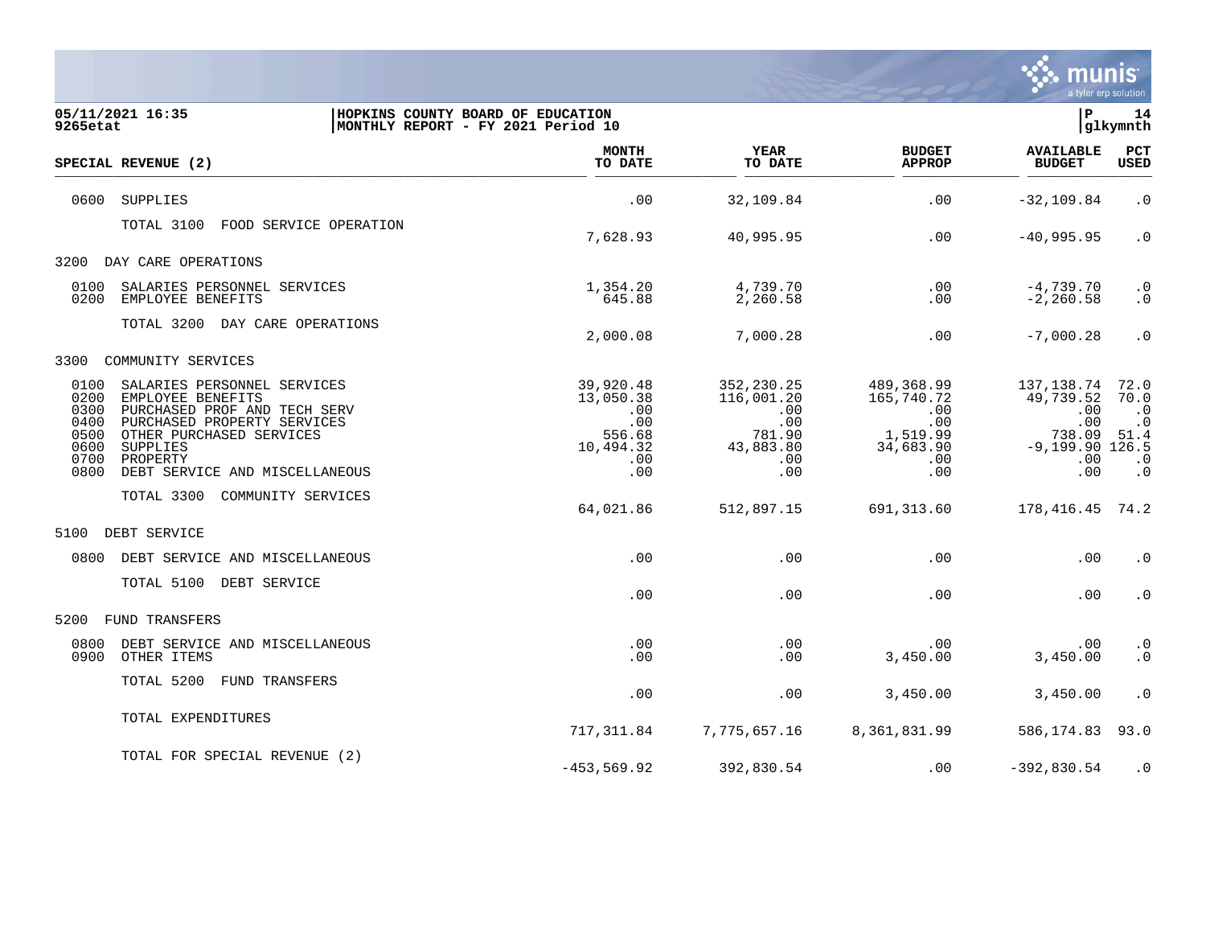05/11/2021 16:35 | HOPKINS COUNTY BOARD OF EDUCATION
9265etat | MONTHLY REPORT - FY 2021 Period 10

| SPECIAL REVENUE (2) | MONTH TO DATE | YEAR TO DATE | BUDGET APPROP | AVAILABLE BUDGET | PCT USED |
|---|---|---|---|---|---|
| 0600 SUPPLIES | .00 | 32,109.84 | .00 | -32,109.84 | .0 |
| TOTAL 3100 FOOD SERVICE OPERATION | 7,628.93 | 40,995.95 | .00 | -40,995.95 | .0 |
| **3200 DAY CARE OPERATIONS** | | | | | |
| 0100 SALARIES PERSONNEL SERVICES | 1,354.20 | 4,739.70 | .00 | -4,739.70 | .0 |
| 0200 EMPLOYEE BENEFITS | 645.88 | 2,260.58 | .00 | -2,260.58 | .0 |
| TOTAL 3200 DAY CARE OPERATIONS | 2,000.08 | 7,000.28 | .00 | -7,000.28 | .0 |
| **3300 COMMUNITY SERVICES** | | | | | |
| 0100 SALARIES PERSONNEL SERVICES | 39,920.48 | 352,230.25 | 489,368.99 | 137,138.74 | 72.0 |
| 0200 EMPLOYEE BENEFITS | 13,050.38 | 116,001.20 | 165,740.72 | 49,739.52 | 70.0 |
| 0300 PURCHASED PROF AND TECH SERV | .00 | .00 | .00 | .00 | .0 |
| 0400 PURCHASED PROPERTY SERVICES | .00 | .00 | .00 | .00 | .0 |
| 0500 OTHER PURCHASED SERVICES | 556.68 | 781.90 | 1,519.99 | 738.09 | 51.4 |
| 0600 SUPPLIES | 10,494.32 | 43,883.80 | 34,683.90 | -9,199.90 | 126.5 |
| 0700 PROPERTY | .00 | .00 | .00 | .00 | .0 |
| 0800 DEBT SERVICE AND MISCELLANEOUS | .00 | .00 | .00 | .00 | .0 |
| TOTAL 3300 COMMUNITY SERVICES | 64,021.86 | 512,897.15 | 691,313.60 | 178,416.45 | 74.2 |
| **5100 DEBT SERVICE** | | | | | |
| 0800 DEBT SERVICE AND MISCELLANEOUS | .00 | .00 | .00 | .00 | .0 |
| TOTAL 5100 DEBT SERVICE | .00 | .00 | .00 | .00 | .0 |
| **5200 FUND TRANSFERS** | | | | | |
| 0800 DEBT SERVICE AND MISCELLANEOUS | .00 | .00 | .00 | .00 | .0 |
| 0900 OTHER ITEMS | .00 | .00 | 3,450.00 | 3,450.00 | .0 |
| TOTAL 5200 FUND TRANSFERS | .00 | .00 | 3,450.00 | 3,450.00 | .0 |
| TOTAL EXPENDITURES | 717,311.84 | 7,775,657.16 | 8,361,831.99 | 586,174.83 | 93.0 |
| TOTAL FOR SPECIAL REVENUE (2) | -453,569.92 | 392,830.54 | .00 | -392,830.54 | .0 |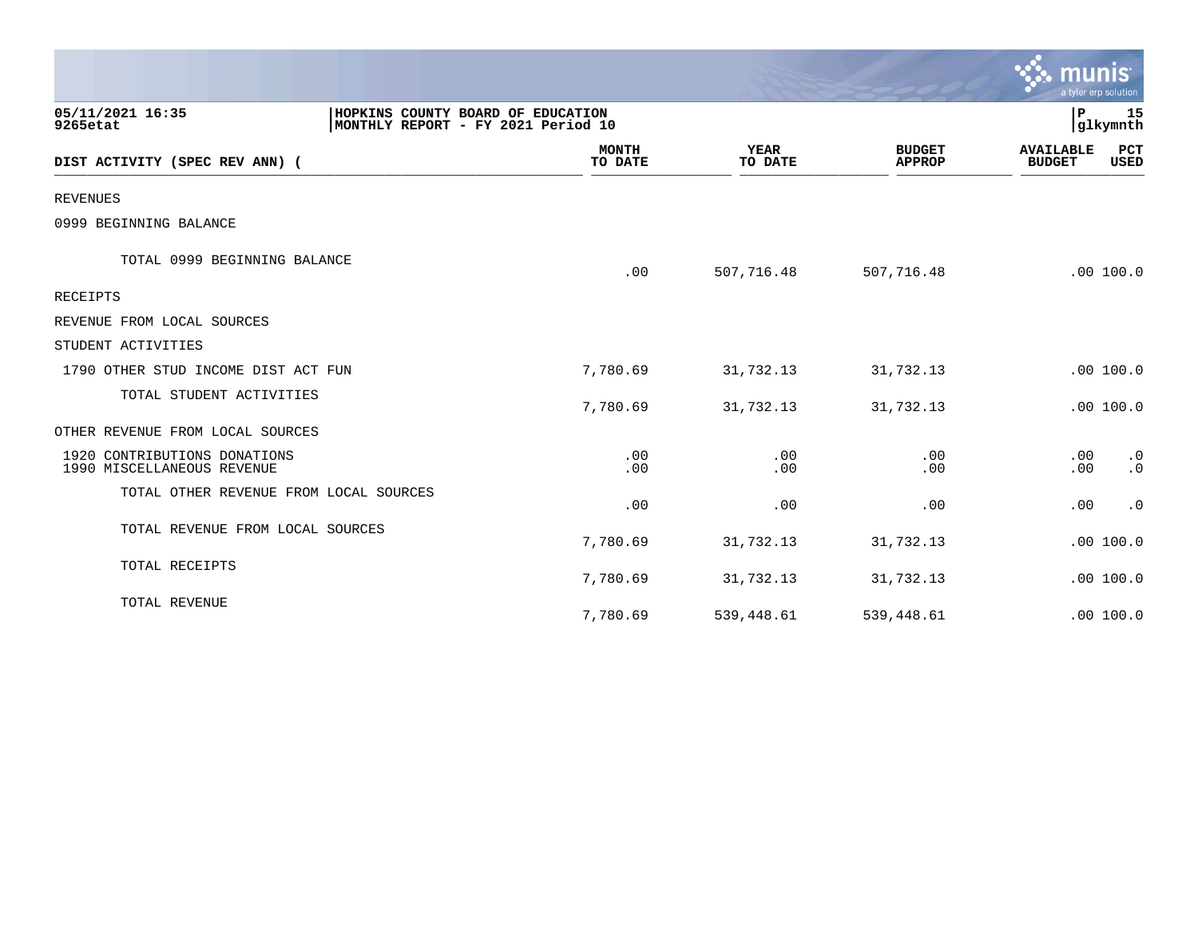**HOPKINS COUNTY BOARD OF EDUCATION**
**MONTHLY REPORT - FY 2021 Period 10**

05/11/2021 16:35
9265etat

P 15
glkymnth

| DIST ACTIVITY (SPEC REV ANN) ( | MONTH TO DATE | YEAR TO DATE | BUDGET APPROP | AVAILABLE BUDGET | PCT USED |
|---|---|---|---|---|---|
| REVENUES | | | | | |
| 0999 BEGINNING BALANCE | | | | | |
| TOTAL 0999 BEGINNING BALANCE | .00 | 507,716.48 | 507,716.48 | .00 | 100.0 |
| RECEIPTS | | | | | |
| REVENUE FROM LOCAL SOURCES | | | | | |
| STUDENT ACTIVITIES | | | | | |
| 1790 OTHER STUD INCOME DIST ACT FUN | 7,780.69 | 31,732.13 | 31,732.13 | .00 | 100.0 |
| TOTAL STUDENT ACTIVITIES | 7,780.69 | 31,732.13 | 31,732.13 | .00 | 100.0 |
| OTHER REVENUE FROM LOCAL SOURCES | | | | | |
| 1920 CONTRIBUTIONS DONATIONS | .00 | .00 | .00 | .00 | .0 |
| 1990 MISCELLANEOUS REVENUE | .00 | .00 | .00 | .00 | .0 |
| TOTAL OTHER REVENUE FROM LOCAL SOURCES | .00 | .00 | .00 | .00 | .0 |
| TOTAL REVENUE FROM LOCAL SOURCES | 7,780.69 | 31,732.13 | 31,732.13 | .00 | 100.0 |
| TOTAL RECEIPTS | 7,780.69 | 31,732.13 | 31,732.13 | .00 | 100.0 |
| TOTAL REVENUE | 7,780.69 | 539,448.61 | 539,448.61 | .00 | 100.0 |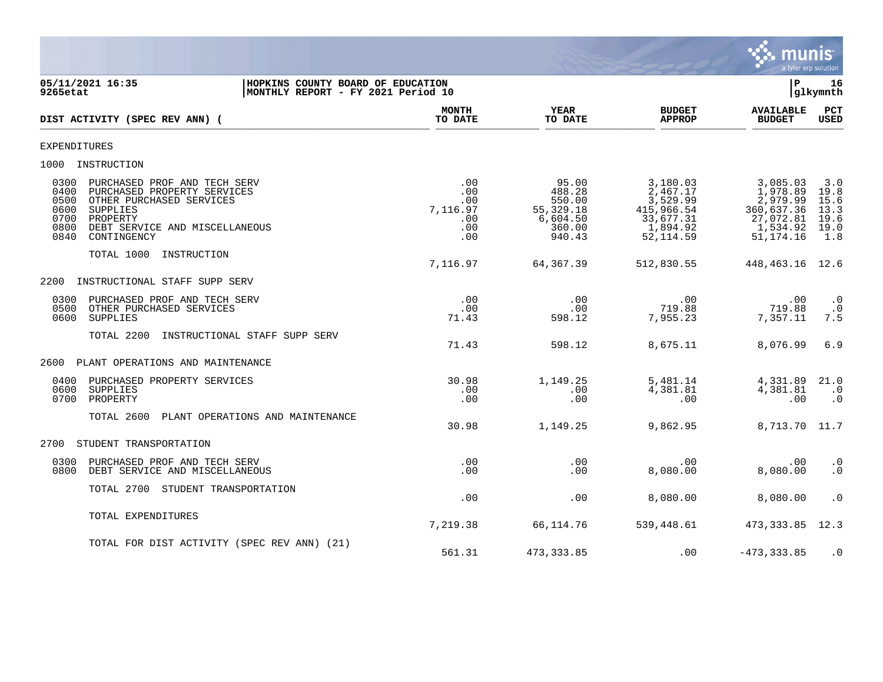05/11/2021 16:35 | HOPKINS COUNTY BOARD OF EDUCATION
9265etat | MONTHLY REPORT - FY 2021 Period 10

glkymnth

| DIST ACTIVITY (SPEC REV ANN) ( | MONTH TO DATE | YEAR TO DATE | BUDGET APPROP | AVAILABLE BUDGET | PCT USED |
|---|---|---|---|---|---|
| EXPENDITURES | | | | | |
| 1000 INSTRUCTION | | | | | |
| 0300 PURCHASED PROF AND TECH SERV | .00 | 95.00 | 3,180.03 | 3,085.03 | 3.0 |
| 0400 PURCHASED PROPERTY SERVICES | .00 | 488.28 | 2,467.17 | 1,978.89 | 19.8 |
| 0500 OTHER PURCHASED SERVICES | .00 | 550.00 | 3,529.99 | 2,979.99 | 15.6 |
| 0600 SUPPLIES | 7,116.97 | 55,329.18 | 415,966.54 | 360,637.36 | 13.3 |
| 0700 PROPERTY | .00 | 6,604.50 | 33,677.31 | 27,072.81 | 19.6 |
| 0800 DEBT SERVICE AND MISCELLANEOUS | .00 | 360.00 | 1,894.92 | 1,534.92 | 19.0 |
| 0840 CONTINGENCY | .00 | 940.43 | 52,114.59 | 51,174.16 | 1.8 |
| TOTAL 1000 INSTRUCTION | 7,116.97 | 64,367.39 | 512,830.55 | 448,463.16 | 12.6 |
| 2200 INSTRUCTIONAL STAFF SUPP SERV | | | | | |
| 0300 PURCHASED PROF AND TECH SERV | .00 | .00 | .00 | .00 | .0 |
| 0500 OTHER PURCHASED SERVICES | .00 | .00 | 719.88 | 719.88 | .0 |
| 0600 SUPPLIES | 71.43 | 598.12 | 7,955.23 | 7,357.11 | 7.5 |
| TOTAL 2200 INSTRUCTIONAL STAFF SUPP SERV | 71.43 | 598.12 | 8,675.11 | 8,076.99 | 6.9 |
| 2600 PLANT OPERATIONS AND MAINTENANCE | | | | | |
| 0400 PURCHASED PROPERTY SERVICES | 30.98 | 1,149.25 | 5,481.14 | 4,331.89 | 21.0 |
| 0600 SUPPLIES | .00 | .00 | 4,381.81 | 4,381.81 | .0 |
| 0700 PROPERTY | .00 | .00 | .00 | .00 | .0 |
| TOTAL 2600 PLANT OPERATIONS AND MAINTENANCE | 30.98 | 1,149.25 | 9,862.95 | 8,713.70 | 11.7 |
| 2700 STUDENT TRANSPORTATION | | | | | |
| 0300 PURCHASED PROF AND TECH SERV | .00 | .00 | .00 | .00 | .0 |
| 0800 DEBT SERVICE AND MISCELLANEOUS | .00 | .00 | 8,080.00 | 8,080.00 | .0 |
| TOTAL 2700 STUDENT TRANSPORTATION | .00 | .00 | 8,080.00 | 8,080.00 | .0 |
| TOTAL EXPENDITURES | 7,219.38 | 66,114.76 | 539,448.61 | 473,333.85 | 12.3 |
| TOTAL FOR DIST ACTIVITY (SPEC REV ANN) (21) | 561.31 | 473,333.85 | .00 | -473,333.85 | .0 |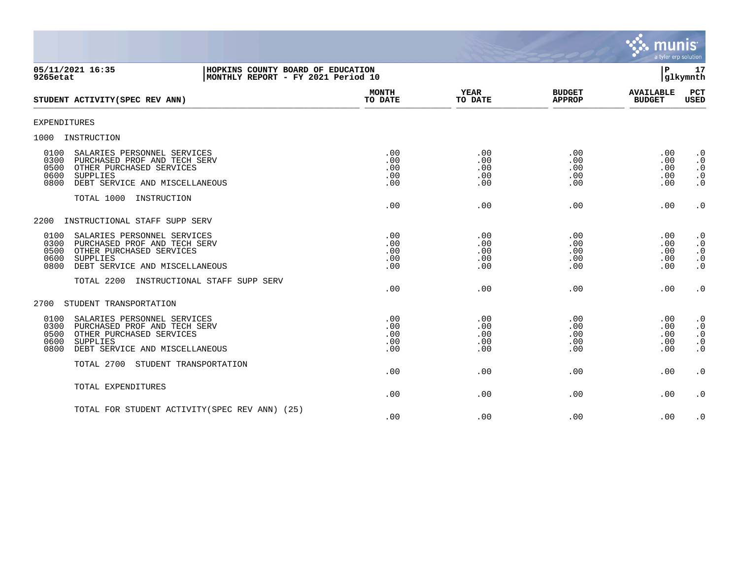**05/11/2021 16:35** | **HOPKINS COUNTY BOARD OF EDUCATION** | **P 17**
**9265etat** | **MONTHLY REPORT - FY 2021 Period 10** | **glkymnth**

| STUDENT ACTIVITY(SPEC REV ANN) | MONTH TO DATE | YEAR TO DATE | BUDGET APPROP | AVAILABLE BUDGET | PCT USED |
|---|---|---|---|---|---|
| EXPENDITURES | | | | | |
| 1000 INSTRUCTION | | | | | |
| 0100 SALARIES PERSONNEL SERVICES | .00 | .00 | .00 | .00 | .0 |
| 0300 PURCHASED PROF AND TECH SERV | .00 | .00 | .00 | .00 | .0 |
| 0500 OTHER PURCHASED SERVICES | .00 | .00 | .00 | .00 | .0 |
| 0600 SUPPLIES | .00 | .00 | .00 | .00 | .0 |
| 0800 DEBT SERVICE AND MISCELLANEOUS | .00 | .00 | .00 | .00 | .0 |
| TOTAL 1000 INSTRUCTION | .00 | .00 | .00 | .00 | .0 |
| 2200 INSTRUCTIONAL STAFF SUPP SERV | | | | | |
| 0100 SALARIES PERSONNEL SERVICES | .00 | .00 | .00 | .00 | .0 |
| 0300 PURCHASED PROF AND TECH SERV | .00 | .00 | .00 | .00 | .0 |
| 0500 OTHER PURCHASED SERVICES | .00 | .00 | .00 | .00 | .0 |
| 0600 SUPPLIES | .00 | .00 | .00 | .00 | .0 |
| 0800 DEBT SERVICE AND MISCELLANEOUS | .00 | .00 | .00 | .00 | .0 |
| TOTAL 2200 INSTRUCTIONAL STAFF SUPP SERV | .00 | .00 | .00 | .00 | .0 |
| 2700 STUDENT TRANSPORTATION | | | | | |
| 0100 SALARIES PERSONNEL SERVICES | .00 | .00 | .00 | .00 | .0 |
| 0300 PURCHASED PROF AND TECH SERV | .00 | .00 | .00 | .00 | .0 |
| 0500 OTHER PURCHASED SERVICES | .00 | .00 | .00 | .00 | .0 |
| 0600 SUPPLIES | .00 | .00 | .00 | .00 | .0 |
| 0800 DEBT SERVICE AND MISCELLANEOUS | .00 | .00 | .00 | .00 | .0 |
| TOTAL 2700 STUDENT TRANSPORTATION | .00 | .00 | .00 | .00 | .0 |
| TOTAL EXPENDITURES | .00 | .00 | .00 | .00 | .0 |
| TOTAL FOR STUDENT ACTIVITY(SPEC REV ANN) (25) | .00 | .00 | .00 | .00 | .0 |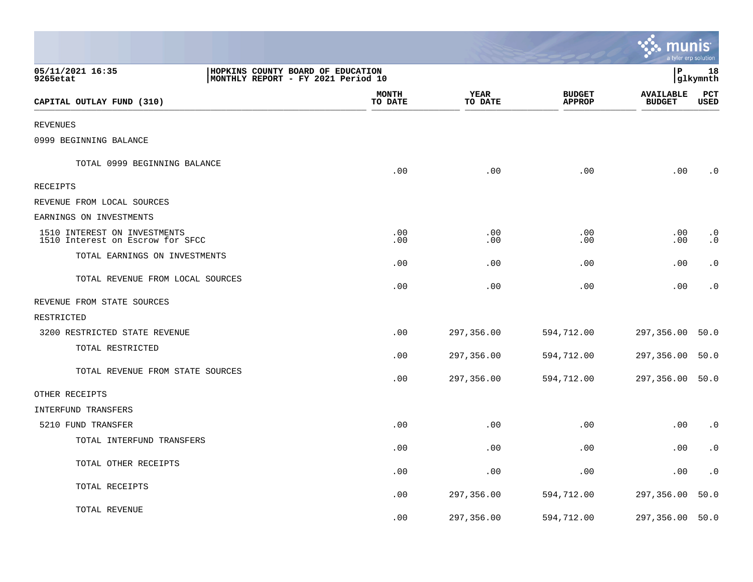05/11/2021 16:35
9265etat

HOPKINS COUNTY BOARD OF EDUCATION
MONTHLY REPORT - FY 2021 Period 10

P 18
glkymnth

| CAPITAL OUTLAY FUND (310) | MONTH TO DATE | YEAR TO DATE | BUDGET APPROP | AVAILABLE BUDGET | PCT USED |
|---|---|---|---|---|---|
| REVENUES | | | | | |
| 0999 BEGINNING BALANCE | | | | | |
| TOTAL 0999 BEGINNING BALANCE | .00 | .00 | .00 | .00 | .0 |
| RECEIPTS | | | | | |
| REVENUE FROM LOCAL SOURCES | | | | | |
| EARNINGS ON INVESTMENTS | | | | | |
| 1510 INTEREST ON INVESTMENTS | .00 | .00 | .00 | .00 | .0 |
| 1510 Interest on Escrow for SFCC | .00 | .00 | .00 | .00 | .0 |
| TOTAL EARNINGS ON INVESTMENTS | .00 | .00 | .00 | .00 | .0 |
| TOTAL REVENUE FROM LOCAL SOURCES | .00 | .00 | .00 | .00 | .0 |
| REVENUE FROM STATE SOURCES | | | | | |
| RESTRICTED | | | | | |
| 3200 RESTRICTED STATE REVENUE | .00 | 297,356.00 | 594,712.00 | 297,356.00 | 50.0 |
| TOTAL RESTRICTED | .00 | 297,356.00 | 594,712.00 | 297,356.00 | 50.0 |
| TOTAL REVENUE FROM STATE SOURCES | .00 | 297,356.00 | 594,712.00 | 297,356.00 | 50.0 |
| OTHER RECEIPTS | | | | | |
| INTERFUND TRANSFERS | | | | | |
| 5210 FUND TRANSFER | .00 | .00 | .00 | .00 | .0 |
| TOTAL INTERFUND TRANSFERS | .00 | .00 | .00 | .00 | .0 |
| TOTAL OTHER RECEIPTS | .00 | .00 | .00 | .00 | .0 |
| TOTAL RECEIPTS | .00 | 297,356.00 | 594,712.00 | 297,356.00 | 50.0 |
| TOTAL REVENUE | .00 | 297,356.00 | 594,712.00 | 297,356.00 | 50.0 |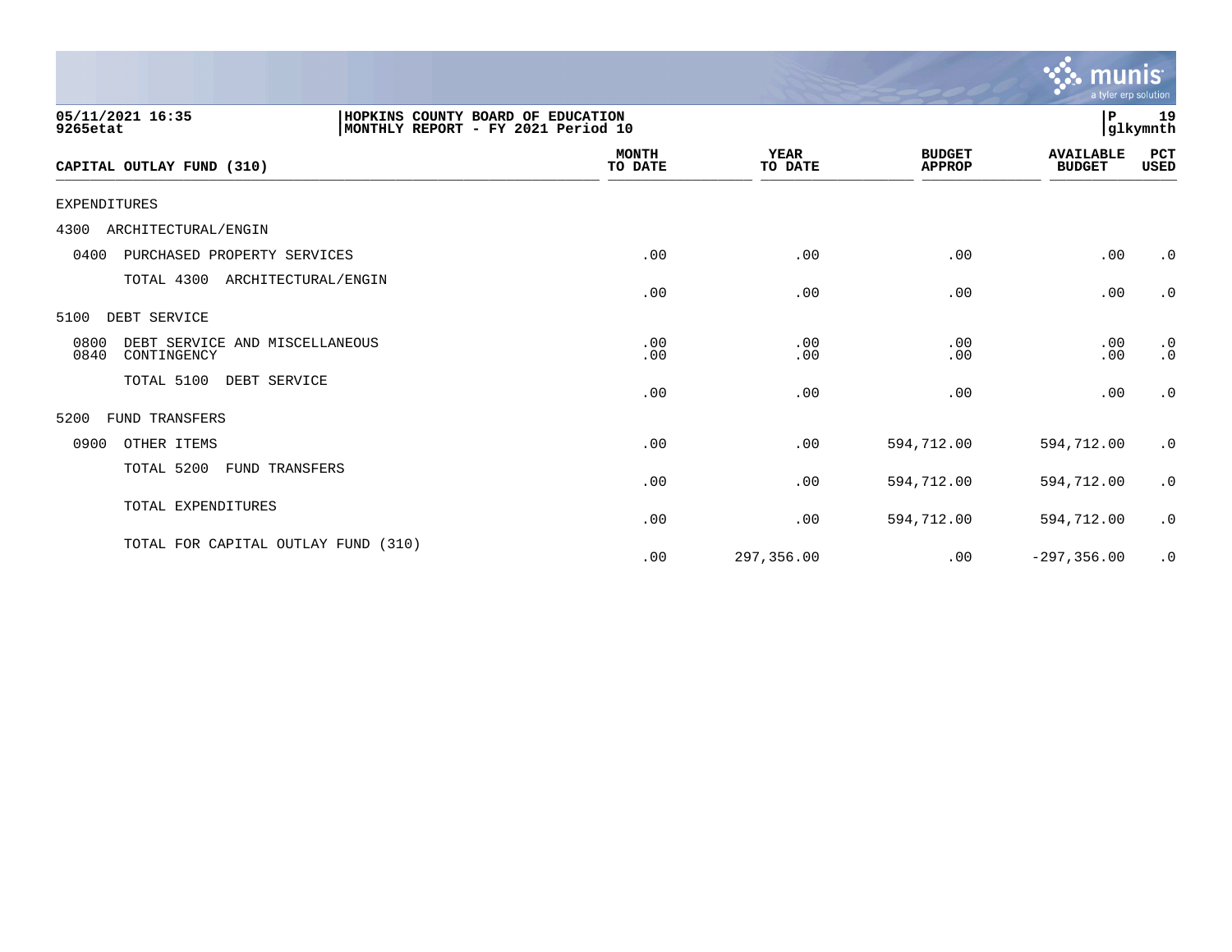**05/11/2021 16:35** | **HOPKINS COUNTY BOARD OF EDUCATION**
**9265etat** | **MONTHLY REPORT - FY 2021 Period 10**

**P 19**
**glkymnth**

| CAPITAL OUTLAY FUND (310) | MONTH TO DATE | YEAR TO DATE | BUDGET APPROP | AVAILABLE BUDGET | PCT USED |
|---|---|---|---|---|---|
| EXPENDITURES | | | | | |
| 4300 ARCHITECTURAL/ENGIN | | | | | |
| 0400 PURCHASED PROPERTY SERVICES | .00 | .00 | .00 | .00 | .0 |
| TOTAL 4300 ARCHITECTURAL/ENGIN | .00 | .00 | .00 | .00 | .0 |
| 5100 DEBT SERVICE | | | | | |
| 0800 DEBT SERVICE AND MISCELLANEOUS | .00 | .00 | .00 | .00 | .0 |
| 0840 CONTINGENCY | .00 | .00 | .00 | .00 | .0 |
| TOTAL 5100 DEBT SERVICE | .00 | .00 | .00 | .00 | .0 |
| 5200 FUND TRANSFERS | | | | | |
| 0900 OTHER ITEMS | .00 | .00 | 594,712.00 | 594,712.00 | .0 |
| TOTAL 5200 FUND TRANSFERS | .00 | .00 | 594,712.00 | 594,712.00 | .0 |
| TOTAL EXPENDITURES | .00 | .00 | 594,712.00 | 594,712.00 | .0 |
| TOTAL FOR CAPITAL OUTLAY FUND (310) | .00 | 297,356.00 | .00 | -297,356.00 | .0 |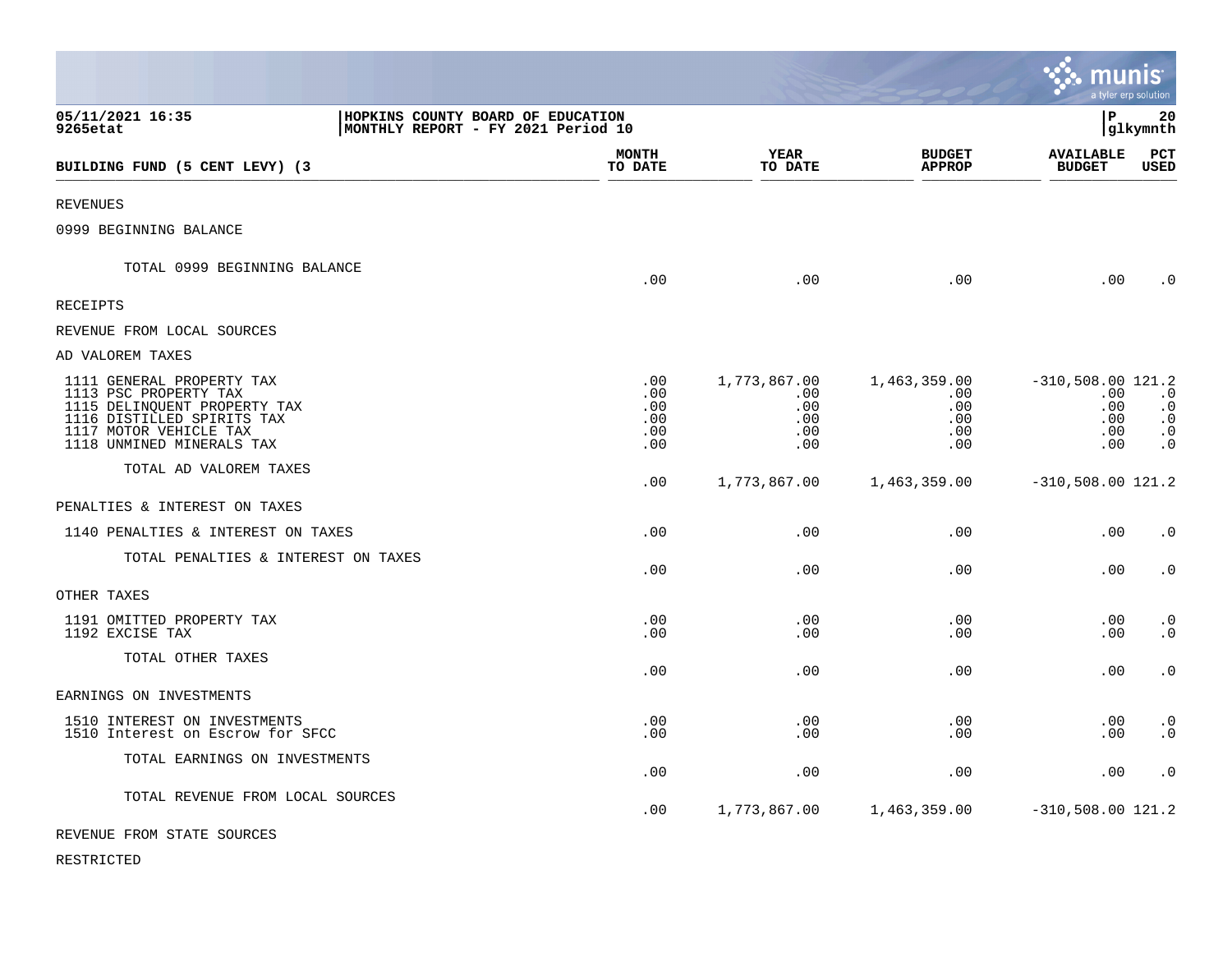05/11/2021 16:35 | HOPKINS COUNTY BOARD OF EDUCATION | P 20
9265etat | MONTHLY REPORT - FY 2021 Period 10 | glkymnth

| BUILDING FUND (5 CENT LEVY) (3 | MONTH TO DATE | YEAR TO DATE | BUDGET APPROP | AVAILABLE BUDGET | PCT USED |
|---|---|---|---|---|---|
| REVENUES | | | | | |
| 0999 BEGINNING BALANCE | | | | | |
| TOTAL 0999 BEGINNING BALANCE | .00 | .00 | .00 | .00 | .0 |
| RECEIPTS | | | | | |
| REVENUE FROM LOCAL SOURCES | | | | | |
| AD VALOREM TAXES | | | | | |
| 1111 GENERAL PROPERTY TAX | .00 | 1,773,867.00 | 1,463,359.00 | -310,508.00 | 121.2 |
| 1113 PSC PROPERTY TAX | .00 | .00 | .00 | .00 | .0 |
| 1115 DELINQUENT PROPERTY TAX | .00 | .00 | .00 | .00 | .0 |
| 1116 DISTILLED SPIRITS TAX | .00 | .00 | .00 | .00 | .0 |
| 1117 MOTOR VEHICLE TAX | .00 | .00 | .00 | .00 | .0 |
| 1118 UNMINED MINERALS TAX | .00 | .00 | .00 | .00 | .0 |
| TOTAL AD VALOREM TAXES | .00 | 1,773,867.00 | 1,463,359.00 | -310,508.00 | 121.2 |
| PENALTIES & INTEREST ON TAXES | | | | | |
| 1140 PENALTIES & INTEREST ON TAXES | .00 | .00 | .00 | .00 | .0 |
| TOTAL PENALTIES & INTEREST ON TAXES | .00 | .00 | .00 | .00 | .0 |
| OTHER TAXES | | | | | |
| 1191 OMITTED PROPERTY TAX | .00 | .00 | .00 | .00 | .0 |
| 1192 EXCISE TAX | .00 | .00 | .00 | .00 | .0 |
| TOTAL OTHER TAXES | .00 | .00 | .00 | .00 | .0 |
| EARNINGS ON INVESTMENTS | | | | | |
| 1510 INTEREST ON INVESTMENTS | .00 | .00 | .00 | .00 | .0 |
| 1510 Interest on Escrow for SFCC | .00 | .00 | .00 | .00 | .0 |
| TOTAL EARNINGS ON INVESTMENTS | .00 | .00 | .00 | .00 | .0 |
| TOTAL REVENUE FROM LOCAL SOURCES | .00 | 1,773,867.00 | 1,463,359.00 | -310,508.00 | 121.2 |
| REVENUE FROM STATE SOURCES | | | | | |
| RESTRICTED | | | | | |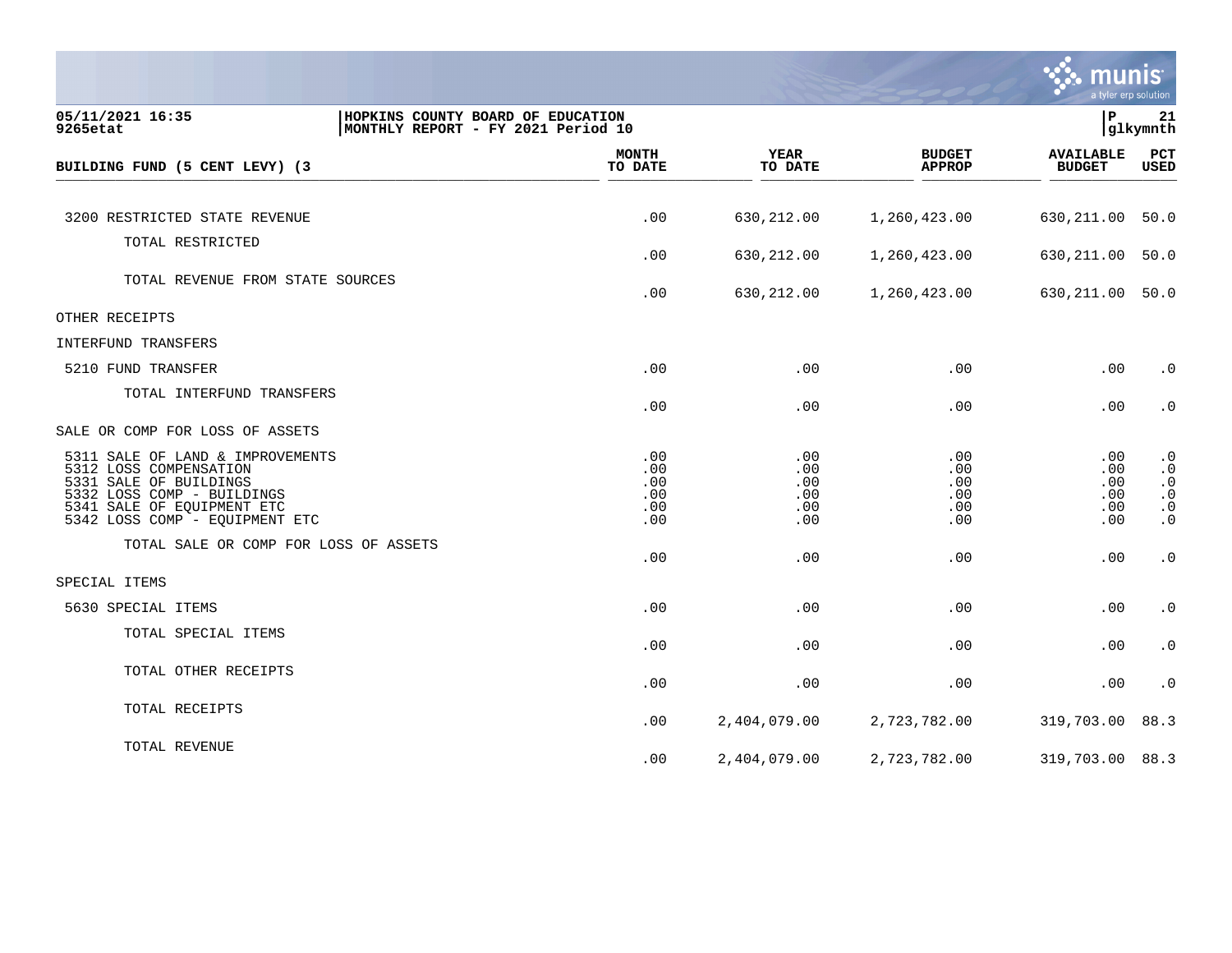05/11/2021 16:35 | HOPKINS COUNTY BOARD OF EDUCATION | P 21
9265etat | MONTHLY REPORT - FY 2021 Period 10 | glkymnth

| BUILDING FUND (5 CENT LEVY) (3 | MONTH TO DATE | YEAR TO DATE | BUDGET APPROP | AVAILABLE BUDGET | PCT USED |
|---|---|---|---|---|---|
| 3200 RESTRICTED STATE REVENUE | .00 | 630,212.00 | 1,260,423.00 | 630,211.00 | 50.0 |
| TOTAL RESTRICTED | .00 | 630,212.00 | 1,260,423.00 | 630,211.00 | 50.0 |
| TOTAL REVENUE FROM STATE SOURCES | .00 | 630,212.00 | 1,260,423.00 | 630,211.00 | 50.0 |
| OTHER RECEIPTS | | | | | |
| INTERFUND TRANSFERS | | | | | |
| 5210 FUND TRANSFER | .00 | .00 | .00 | .00 | .0 |
| TOTAL INTERFUND TRANSFERS | .00 | .00 | .00 | .00 | .0 |
| SALE OR COMP FOR LOSS OF ASSETS | | | | | |
| 5311 SALE OF LAND & IMPROVEMENTS | .00 | .00 | .00 | .00 | .0 |
| 5312 LOSS COMPENSATION | .00 | .00 | .00 | .00 | .0 |
| 5331 SALE OF BUILDINGS | .00 | .00 | .00 | .00 | .0 |
| 5332 LOSS COMP - BUILDINGS | .00 | .00 | .00 | .00 | .0 |
| 5341 SALE OF EQUIPMENT ETC | .00 | .00 | .00 | .00 | .0 |
| 5342 LOSS COMP - EQUIPMENT ETC | .00 | .00 | .00 | .00 | .0 |
| TOTAL SALE OR COMP FOR LOSS OF ASSETS | .00 | .00 | .00 | .00 | .0 |
| SPECIAL ITEMS | | | | | |
| 5630 SPECIAL ITEMS | .00 | .00 | .00 | .00 | .0 |
| TOTAL SPECIAL ITEMS | .00 | .00 | .00 | .00 | .0 |
| TOTAL OTHER RECEIPTS | .00 | .00 | .00 | .00 | .0 |
| TOTAL RECEIPTS | .00 | 2,404,079.00 | 2,723,782.00 | 319,703.00 | 88.3 |
| TOTAL REVENUE | .00 | 2,404,079.00 | 2,723,782.00 | 319,703.00 | 88.3 |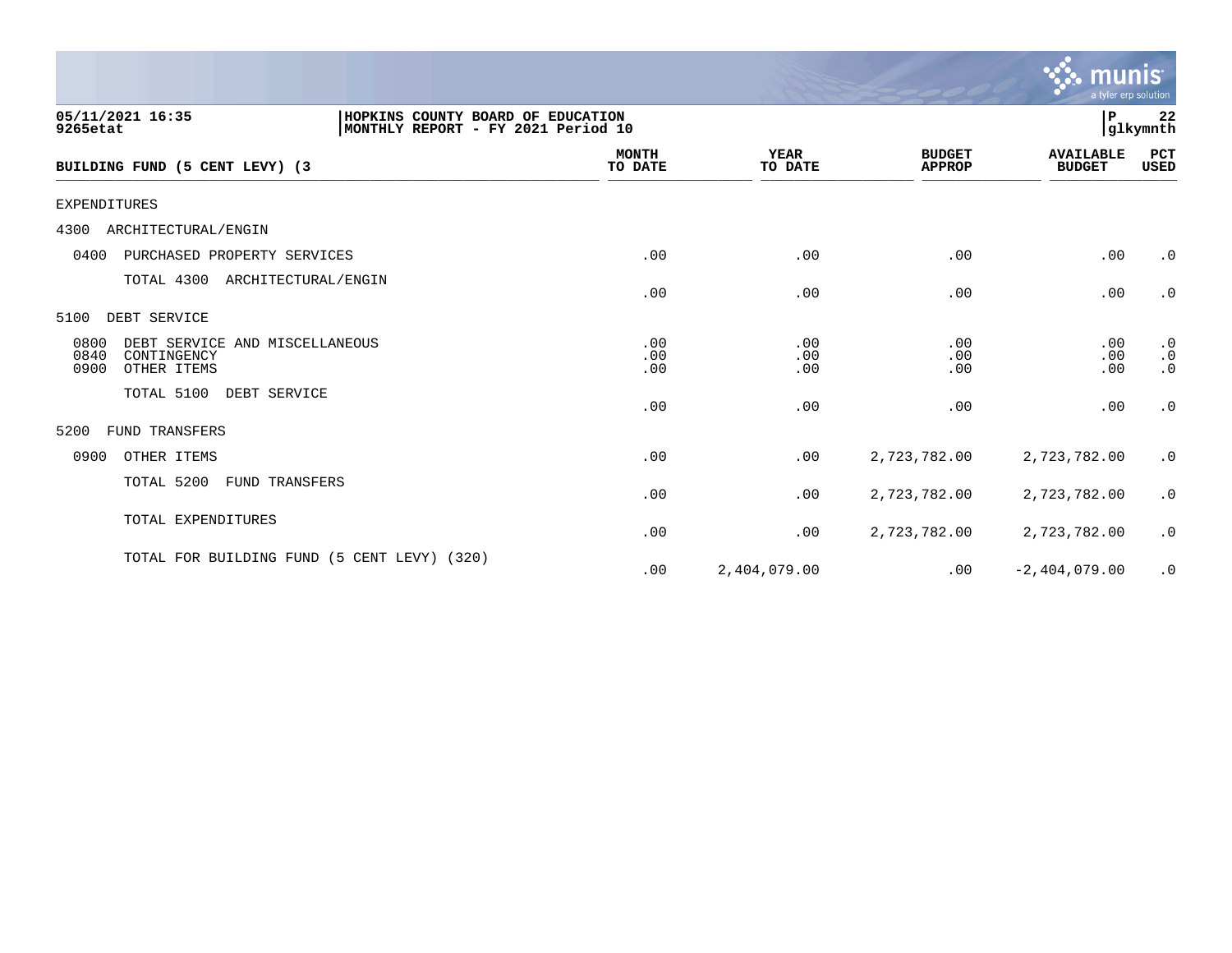05/11/2021 16:35 | HOPKINS COUNTY BOARD OF EDUCATION | P 22
9265etat | MONTHLY REPORT - FY 2021 Period 10 | glkymnth

| BUILDING FUND (5 CENT LEVY) (3 | MONTH TO DATE | YEAR TO DATE | BUDGET APPROP | AVAILABLE BUDGET | PCT USED |
|---|---|---|---|---|---|
| EXPENDITURES | | | | | |
| 4300 ARCHITECTURAL/ENGIN | | | | | |
| 0400 PURCHASED PROPERTY SERVICES | .00 | .00 | .00 | .00 | .0 |
| TOTAL 4300 ARCHITECTURAL/ENGIN | .00 | .00 | .00 | .00 | .0 |
| 5100 DEBT SERVICE | | | | | |
| 0800 DEBT SERVICE AND MISCELLANEOUS | .00 | .00 | .00 | .00 | .0 |
| 0840 CONTINGENCY | .00 | .00 | .00 | .00 | .0 |
| 0900 OTHER ITEMS | .00 | .00 | .00 | .00 | .0 |
| TOTAL 5100 DEBT SERVICE | .00 | .00 | .00 | .00 | .0 |
| 5200 FUND TRANSFERS | | | | | |
| 0900 OTHER ITEMS | .00 | .00 | 2,723,782.00 | 2,723,782.00 | .0 |
| TOTAL 5200 FUND TRANSFERS | .00 | .00 | 2,723,782.00 | 2,723,782.00 | .0 |
| TOTAL EXPENDITURES | .00 | .00 | 2,723,782.00 | 2,723,782.00 | .0 |
| TOTAL FOR BUILDING FUND (5 CENT LEVY) (320) | .00 | 2,404,079.00 | .00 | -2,404,079.00 | .0 |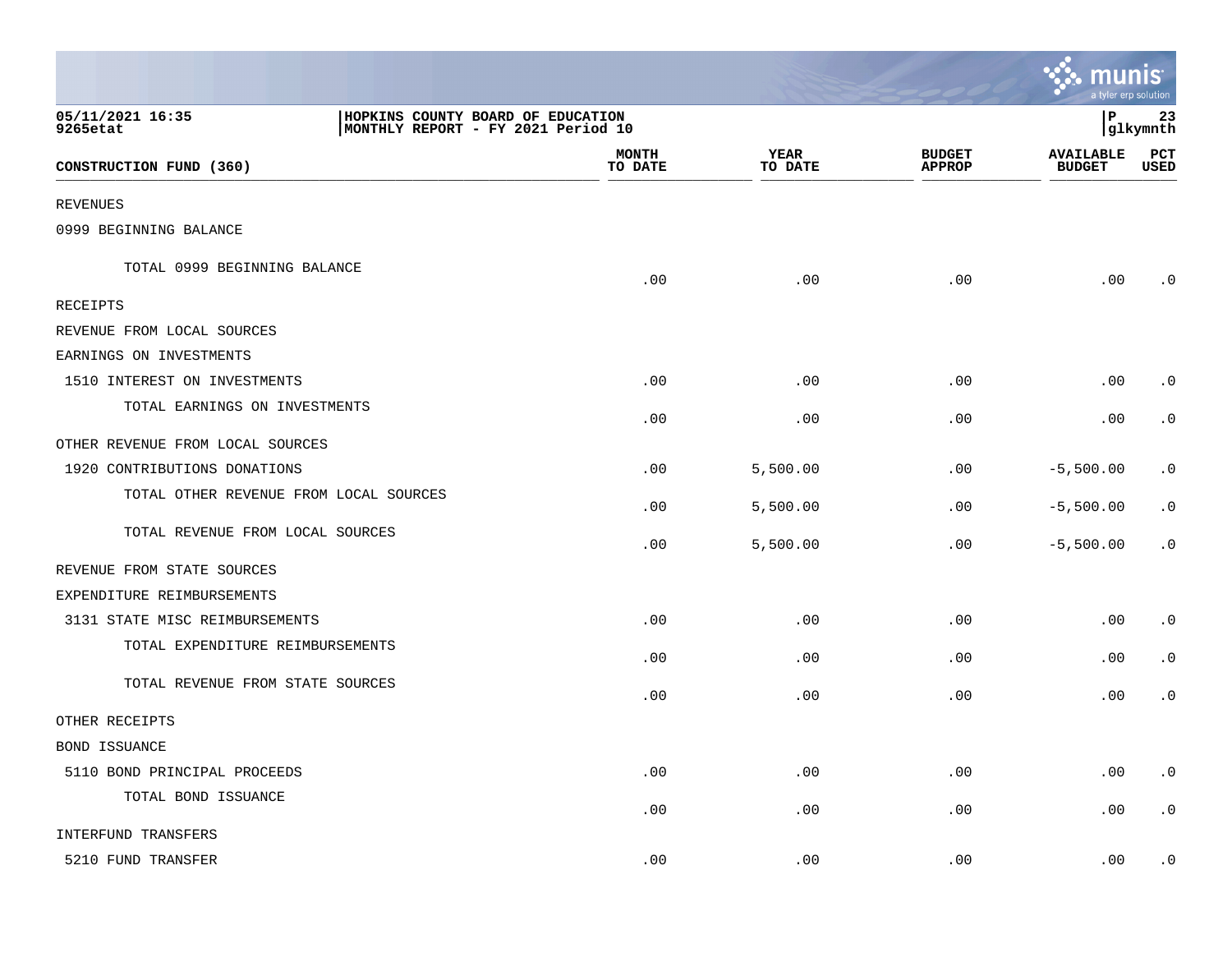05/11/2021 16:35 | HOPKINS COUNTY BOARD OF EDUCATION
9265etat | MONTHLY REPORT - FY 2021 Period 10

| CONSTRUCTION FUND (360) | MONTH TO DATE | YEAR TO DATE | BUDGET APPROP | AVAILABLE BUDGET | PCT USED |
|---|---|---|---|---|---|
| REVENUES | | | | | |
| 0999 BEGINNING BALANCE | | | | | |
| TOTAL 0999 BEGINNING BALANCE | .00 | .00 | .00 | .00 | .0 |
| RECEIPTS | | | | | |
| REVENUE FROM LOCAL SOURCES | | | | | |
| EARNINGS ON INVESTMENTS | | | | | |
| 1510 INTEREST ON INVESTMENTS | .00 | .00 | .00 | .00 | .0 |
| TOTAL EARNINGS ON INVESTMENTS | .00 | .00 | .00 | .00 | .0 |
| OTHER REVENUE FROM LOCAL SOURCES | | | | | |
| 1920 CONTRIBUTIONS DONATIONS | .00 | 5,500.00 | .00 | -5,500.00 | .0 |
| TOTAL OTHER REVENUE FROM LOCAL SOURCES | .00 | 5,500.00 | .00 | -5,500.00 | .0 |
| TOTAL REVENUE FROM LOCAL SOURCES | .00 | 5,500.00 | .00 | -5,500.00 | .0 |
| REVENUE FROM STATE SOURCES | | | | | |
| EXPENDITURE REIMBURSEMENTS | | | | | |
| 3131 STATE MISC REIMBURSEMENTS | .00 | .00 | .00 | .00 | .0 |
| TOTAL EXPENDITURE REIMBURSEMENTS | .00 | .00 | .00 | .00 | .0 |
| TOTAL REVENUE FROM STATE SOURCES | .00 | .00 | .00 | .00 | .0 |
| OTHER RECEIPTS | | | | | |
| BOND ISSUANCE | | | | | |
| 5110 BOND PRINCIPAL PROCEEDS | .00 | .00 | .00 | .00 | .0 |
| TOTAL BOND ISSUANCE | .00 | .00 | .00 | .00 | .0 |
| INTERFUND TRANSFERS | | | | | |
| 5210 FUND TRANSFER | .00 | .00 | .00 | .00 | .0 |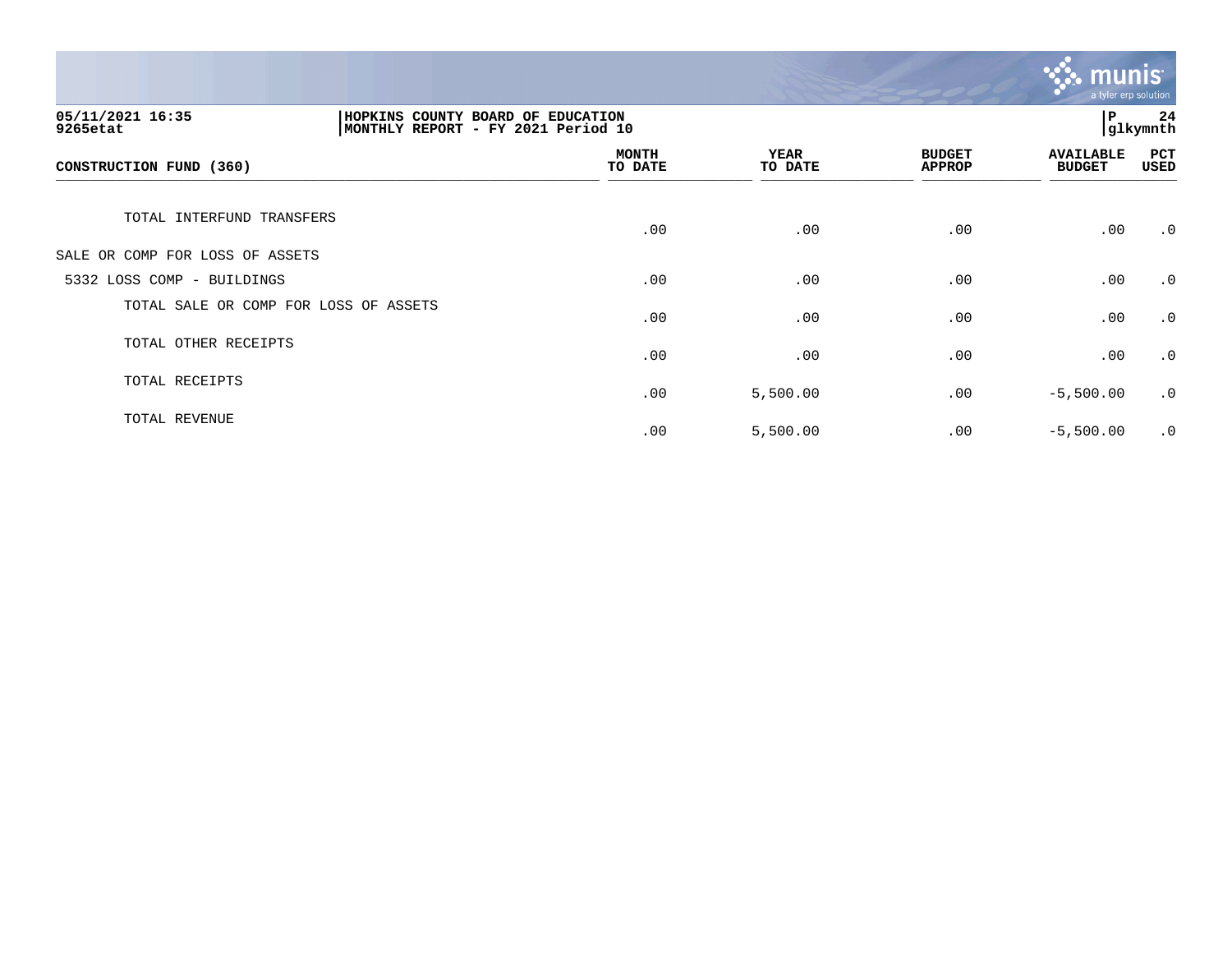| CONSTRUCTION FUND (360) | MONTH TO DATE | YEAR TO DATE | BUDGET APPROP | AVAILABLE BUDGET | PCT USED |
|---|---|---|---|---|---|
| TOTAL INTERFUND TRANSFERS | .00 | .00 | .00 | .00 | .0 |
| SALE OR COMP FOR LOSS OF ASSETS | | | | | |
| 5332 LOSS COMP - BUILDINGS | .00 | .00 | .00 | .00 | .0 |
| TOTAL SALE OR COMP FOR LOSS OF ASSETS | .00 | .00 | .00 | .00 | .0 |
| TOTAL OTHER RECEIPTS | .00 | .00 | .00 | .00 | .0 |
| TOTAL RECEIPTS | .00 | 5,500.00 | .00 | -5,500.00 | .0 |
| TOTAL REVENUE | .00 | 5,500.00 | .00 | -5,500.00 | .0 |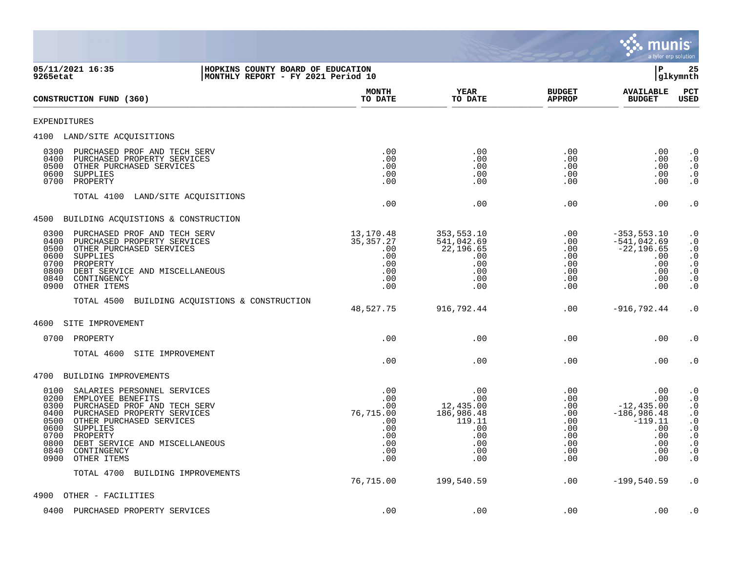05/11/2021 16:35 | HOPKINS COUNTY BOARD OF EDUCATION
9265etat | MONTHLY REPORT - FY 2021 Period 10

P 25 glkymnth

| CONSTRUCTION FUND (360) | MONTH TO DATE | YEAR TO DATE | BUDGET APPROP | AVAILABLE BUDGET | PCT USED |
|---|---|---|---|---|---|
| EXPENDITURES | | | | | |
| 4100 LAND/SITE ACQUISITIONS | | | | | |
| 0300 PURCHASED PROF AND TECH SERV | .00 | .00 | .00 | .00 | .0 |
| 0400 PURCHASED PROPERTY SERVICES | .00 | .00 | .00 | .00 | .0 |
| 0500 OTHER PURCHASED SERVICES | .00 | .00 | .00 | .00 | .0 |
| 0600 SUPPLIES | .00 | .00 | .00 | .00 | .0 |
| 0700 PROPERTY | .00 | .00 | .00 | .00 | .0 |
| TOTAL 4100 LAND/SITE ACQUISITIONS | .00 | .00 | .00 | .00 | .0 |
| 4500 BUILDING ACQUISTIONS & CONSTRUCTION | | | | | |
| 0300 PURCHASED PROF AND TECH SERV | 13,170.48 | 353,553.10 | .00 | -353,553.10 | .0 |
| 0400 PURCHASED PROPERTY SERVICES | 35,357.27 | 541,042.69 | .00 | -541,042.69 | .0 |
| 0500 OTHER PURCHASED SERVICES | .00 | 22,196.65 | .00 | -22,196.65 | .0 |
| 0600 SUPPLIES | .00 | .00 | .00 | .00 | .0 |
| 0700 PROPERTY | .00 | .00 | .00 | .00 | .0 |
| 0800 DEBT SERVICE AND MISCELLANEOUS | .00 | .00 | .00 | .00 | .0 |
| 0840 CONTINGENCY | .00 | .00 | .00 | .00 | .0 |
| 0900 OTHER ITEMS | .00 | .00 | .00 | .00 | .0 |
| TOTAL 4500 BUILDING ACQUISTIONS & CONSTRUCTION | 48,527.75 | 916,792.44 | .00 | -916,792.44 | .0 |
| 4600 SITE IMPROVEMENT | | | | | |
| 0700 PROPERTY | .00 | .00 | .00 | .00 | .0 |
| TOTAL 4600 SITE IMPROVEMENT | .00 | .00 | .00 | .00 | .0 |
| 4700 BUILDING IMPROVEMENTS | | | | | |
| 0100 SALARIES PERSONNEL SERVICES | .00 | .00 | .00 | .00 | .0 |
| 0200 EMPLOYEE BENEFITS | .00 | .00 | .00 | .00 | .0 |
| 0300 PURCHASED PROF AND TECH SERV | .00 | 12,435.00 | .00 | -12,435.00 | .0 |
| 0400 PURCHASED PROPERTY SERVICES | 76,715.00 | 186,986.48 | .00 | -186,986.48 | .0 |
| 0500 OTHER PURCHASED SERVICES | .00 | 119.11 | .00 | -119.11 | .0 |
| 0600 SUPPLIES | .00 | .00 | .00 | .00 | .0 |
| 0700 PROPERTY | .00 | .00 | .00 | .00 | .0 |
| 0800 DEBT SERVICE AND MISCELLANEOUS | .00 | .00 | .00 | .00 | .0 |
| 0840 CONTINGENCY | .00 | .00 | .00 | .00 | .0 |
| 0900 OTHER ITEMS | .00 | .00 | .00 | .00 | .0 |
| TOTAL 4700 BUILDING IMPROVEMENTS | 76,715.00 | 199,540.59 | .00 | -199,540.59 | .0 |
| 4900 OTHER - FACILITIES | | | | | |
| 0400 PURCHASED PROPERTY SERVICES | .00 | .00 | .00 | .00 | .0 |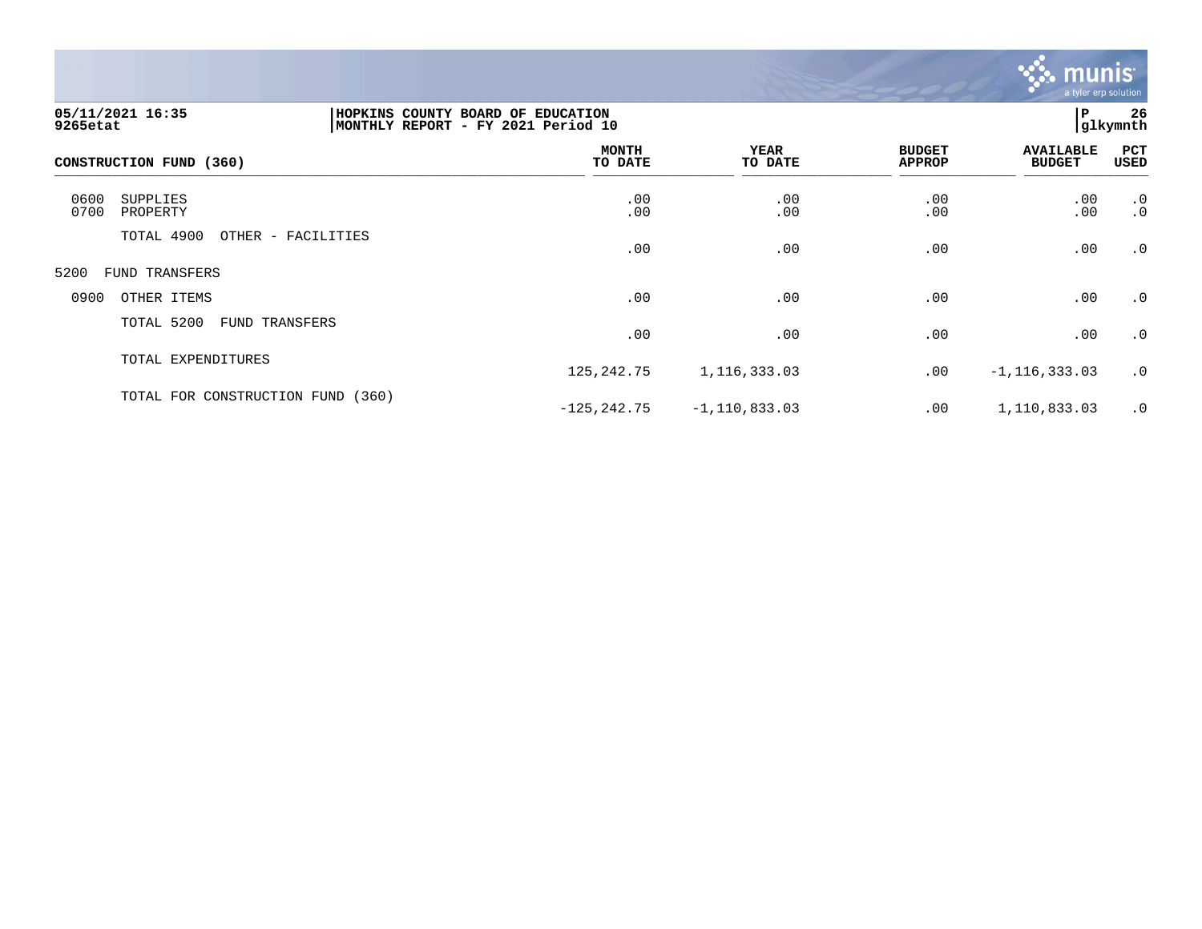**HOPKINS COUNTY BOARD OF EDUCATION**
**MONTHLY REPORT - FY 2021 Period 10**

05/11/2021 16:35
9265etat

| CONSTRUCTION FUND (360) | MONTH TO DATE | YEAR TO DATE | BUDGET APPROP | AVAILABLE BUDGET | PCT USED |
|---|---|---|---|---|---|
| 0600 SUPPLIES | .00 | .00 | .00 | .00 | .0 |
| 0700 PROPERTY | .00 | .00 | .00 | .00 | .0 |
| TOTAL 4900 OTHER - FACILITIES | .00 | .00 | .00 | .00 | .0 |
| 5200 FUND TRANSFERS | | | | | |
| 0900 OTHER ITEMS | .00 | .00 | .00 | .00 | .0 |
| TOTAL 5200 FUND TRANSFERS | .00 | .00 | .00 | .00 | .0 |
| TOTAL EXPENDITURES | 125,242.75 | 1,116,333.03 | .00 | -1,116,333.03 | .0 |
| TOTAL FOR CONSTRUCTION FUND (360) | -125,242.75 | -1,110,833.03 | .00 | 1,110,833.03 | .0 |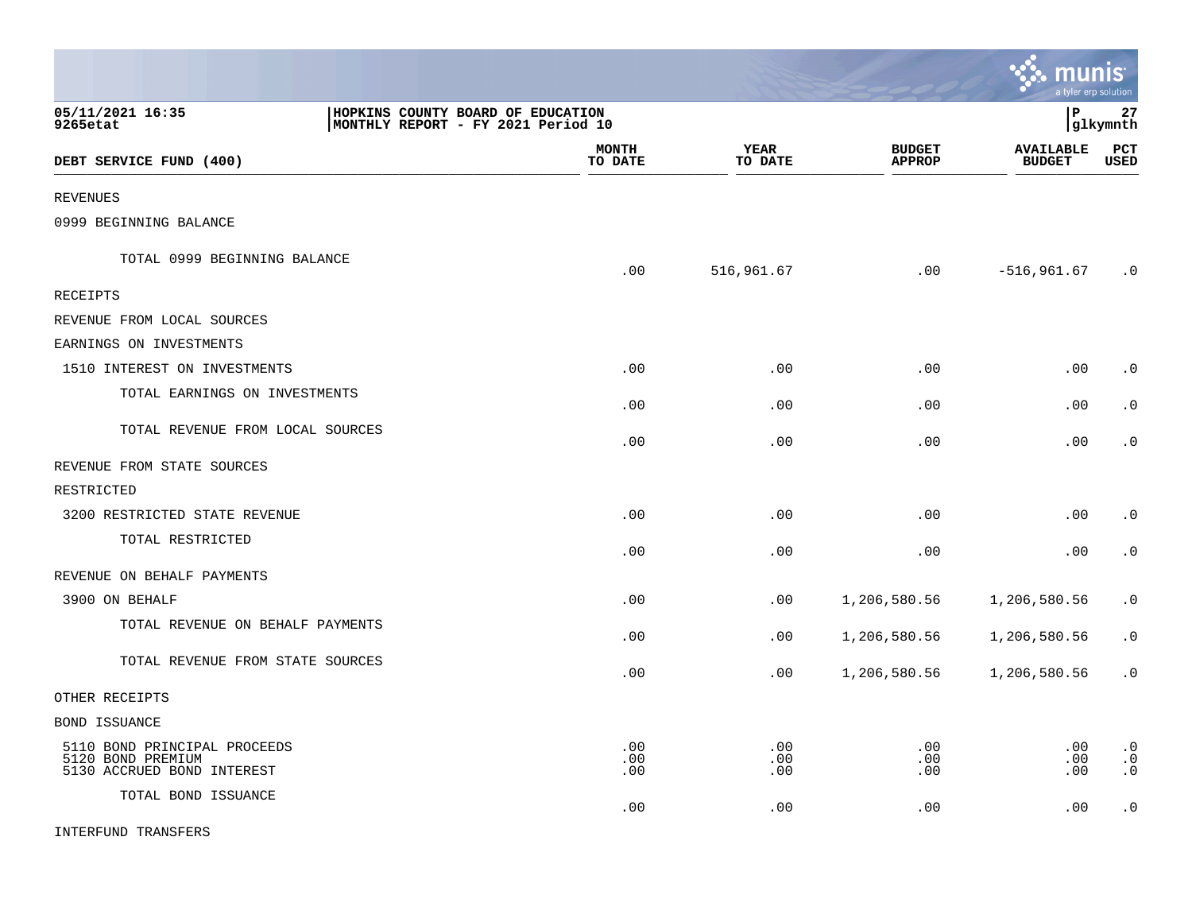05/11/2021 16:35 | HOPKINS COUNTY BOARD OF EDUCATION
9265etat | MONTHLY REPORT - FY 2021 Period 10

| DEBT SERVICE FUND (400) | MONTH TO DATE | YEAR TO DATE | BUDGET APPROP | AVAILABLE BUDGET | PCT USED |
|---|---|---|---|---|---|
| REVENUES | | | | | |
| 0999 BEGINNING BALANCE | | | | | |
| TOTAL 0999 BEGINNING BALANCE | .00 | 516,961.67 | .00 | -516,961.67 | .0 |
| RECEIPTS | | | | | |
| REVENUE FROM LOCAL SOURCES | | | | | |
| EARNINGS ON INVESTMENTS | | | | | |
| 1510 INTEREST ON INVESTMENTS | .00 | .00 | .00 | .00 | .0 |
| TOTAL EARNINGS ON INVESTMENTS | .00 | .00 | .00 | .00 | .0 |
| TOTAL REVENUE FROM LOCAL SOURCES | .00 | .00 | .00 | .00 | .0 |
| REVENUE FROM STATE SOURCES | | | | | |
| RESTRICTED | | | | | |
| 3200 RESTRICTED STATE REVENUE | .00 | .00 | .00 | .00 | .0 |
| TOTAL RESTRICTED | .00 | .00 | .00 | .00 | .0 |
| REVENUE ON BEHALF PAYMENTS | | | | | |
| 3900 ON BEHALF | .00 | .00 | 1,206,580.56 | 1,206,580.56 | .0 |
| TOTAL REVENUE ON BEHALF PAYMENTS | .00 | .00 | 1,206,580.56 | 1,206,580.56 | .0 |
| TOTAL REVENUE FROM STATE SOURCES | .00 | .00 | 1,206,580.56 | 1,206,580.56 | .0 |
| OTHER RECEIPTS | | | | | |
| BOND ISSUANCE | | | | | |
| 5110 BOND PRINCIPAL PROCEEDS | .00 | .00 | .00 | .00 | .0 |
| 5120 BOND PREMIUM | .00 | .00 | .00 | .00 | .0 |
| 5130 ACCRUED BOND INTEREST | .00 | .00 | .00 | .00 | .0 |
| TOTAL BOND ISSUANCE | .00 | .00 | .00 | .00 | .0 |
| INTERFUND TRANSFERS | | | | | |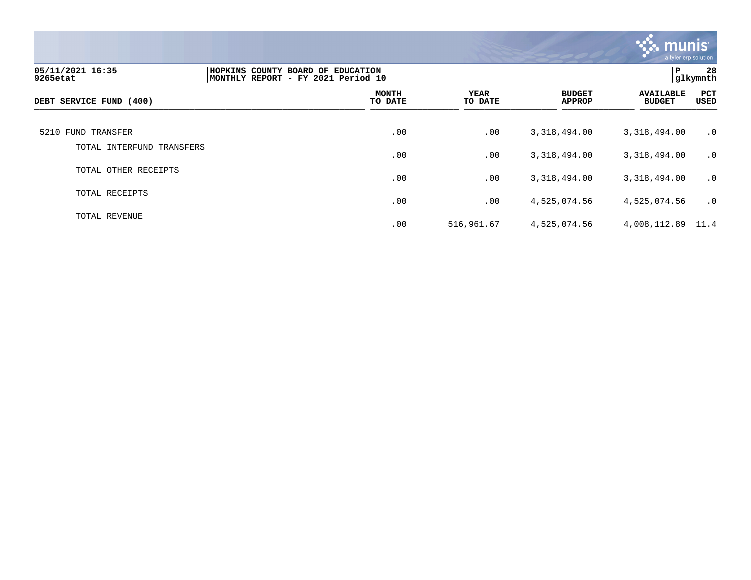05/11/2021 16:35 | HOPKINS COUNTY BOARD OF EDUCATION
9265etat | MONTHLY REPORT - FY 2021 Period 10

| DEBT SERVICE FUND (400) | MONTH TO DATE | YEAR TO DATE | BUDGET APPROP | AVAILABLE BUDGET | PCT USED |
|---|---|---|---|---|---|
| 5210 FUND TRANSFER | .00 | .00 | 3,318,494.00 | 3,318,494.00 | .0 |
| TOTAL INTERFUND TRANSFERS | .00 | .00 | 3,318,494.00 | 3,318,494.00 | .0 |
| TOTAL OTHER RECEIPTS | .00 | .00 | 3,318,494.00 | 3,318,494.00 | .0 |
| TOTAL RECEIPTS | .00 | .00 | 4,525,074.56 | 4,525,074.56 | .0 |
| TOTAL REVENUE | .00 | 516,961.67 | 4,525,074.56 | 4,008,112.89 | 11.4 |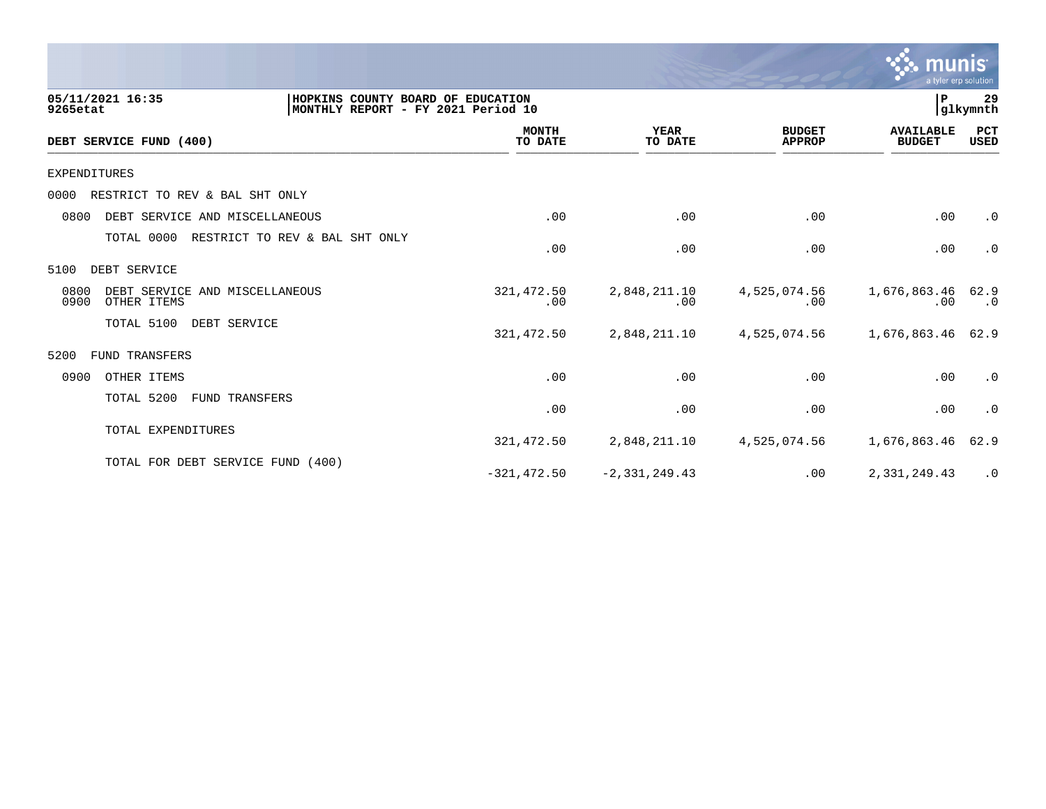**05/11/2021 16:35**
**9265etat**

**HOPKINS COUNTY BOARD OF EDUCATION**
**MONTHLY REPORT - FY 2021 Period 10**

| DEBT SERVICE FUND (400) | MONTH TO DATE | YEAR TO DATE | BUDGET APPROP | AVAILABLE BUDGET | PCT USED |
|---|---|---|---|---|---|
| EXPENDITURES | | | | | |
| 0000 RESTRICT TO REV & BAL SHT ONLY | | | | | |
| 0800 DEBT SERVICE AND MISCELLANEOUS | .00 | .00 | .00 | .00 | .0 |
| TOTAL 0000 RESTRICT TO REV & BAL SHT ONLY | .00 | .00 | .00 | .00 | .0 |
| 5100 DEBT SERVICE | | | | | |
| 0800 DEBT SERVICE AND MISCELLANEOUS | 321,472.50 | 2,848,211.10 | 4,525,074.56 | 1,676,863.46 | 62.9 |
| 0900 OTHER ITEMS | .00 | .00 | .00 | .00 | .0 |
| TOTAL 5100 DEBT SERVICE | 321,472.50 | 2,848,211.10 | 4,525,074.56 | 1,676,863.46 | 62.9 |
| 5200 FUND TRANSFERS | | | | | |
| 0900 OTHER ITEMS | .00 | .00 | .00 | .00 | .0 |
| TOTAL 5200 FUND TRANSFERS | .00 | .00 | .00 | .00 | .0 |
| TOTAL EXPENDITURES | 321,472.50 | 2,848,211.10 | 4,525,074.56 | 1,676,863.46 | 62.9 |
| TOTAL FOR DEBT SERVICE FUND (400) | -321,472.50 | -2,331,249.43 | .00 | 2,331,249.43 | .0 |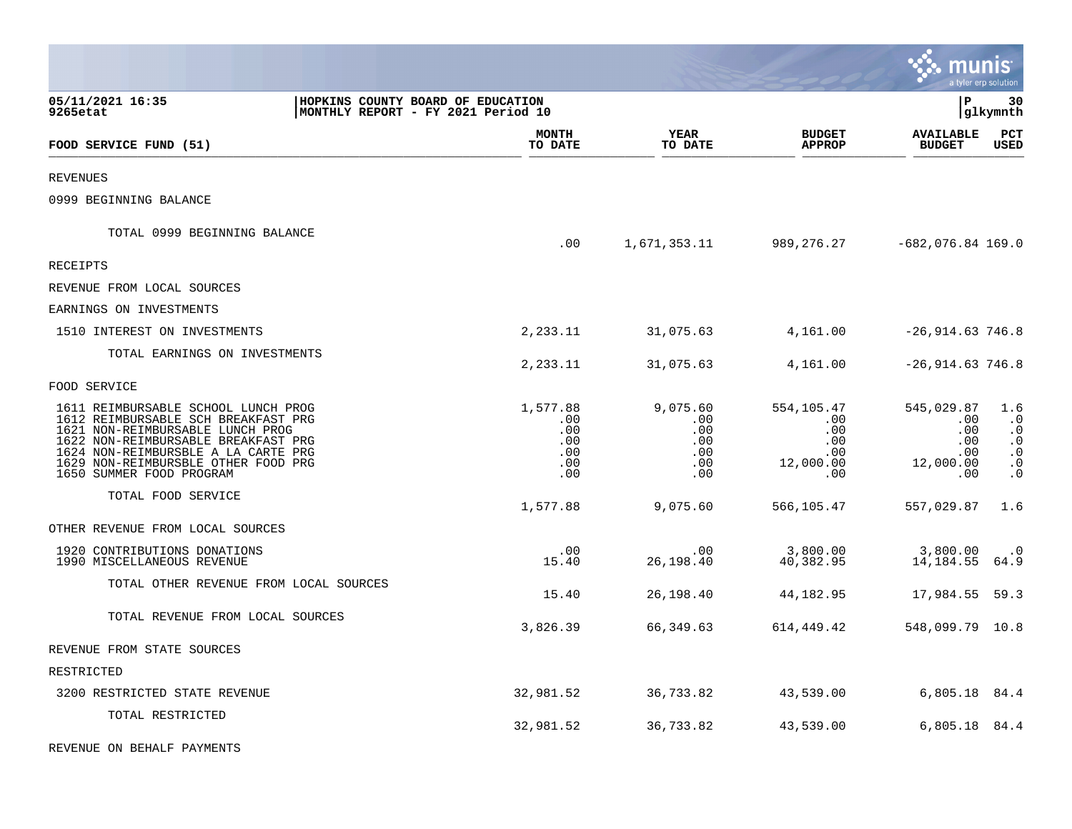**HOPKINS COUNTY BOARD OF EDUCATION**
**MONTHLY REPORT - FY 2021 Period 10**

05/11/2021 16:35
9265etat

| FOOD SERVICE FUND (51) | MONTH TO DATE | YEAR TO DATE | BUDGET APPROP | AVAILABLE BUDGET | PCT USED |
|---|---|---|---|---|---|
| REVENUES | | | | | |
| 0999 BEGINNING BALANCE | | | | | |
| TOTAL 0999 BEGINNING BALANCE | .00 | 1,671,353.11 | 989,276.27 | -682,076.84 | 169.0 |
| RECEIPTS | | | | | |
| REVENUE FROM LOCAL SOURCES | | | | | |
| EARNINGS ON INVESTMENTS | | | | | |
| 1510 INTEREST ON INVESTMENTS | 2,233.11 | 31,075.63 | 4,161.00 | -26,914.63 | 746.8 |
| TOTAL EARNINGS ON INVESTMENTS | 2,233.11 | 31,075.63 | 4,161.00 | -26,914.63 | 746.8 |
| FOOD SERVICE | | | | | |
| 1611 REIMBURSABLE SCHOOL LUNCH PROG | 1,577.88 | 9,075.60 | 554,105.47 | 545,029.87 | 1.6 |
| 1612 REIMBURSABLE SCH BREAKFAST PRG | .00 | .00 | .00 | .00 | .0 |
| 1621 NON-REIMBURSABLE LUNCH PROG | .00 | .00 | .00 | .00 | .0 |
| 1622 NON-REIMBURSABLE BREAKFAST PRG | .00 | .00 | .00 | .00 | .0 |
| 1624 NON-REIMBURSBLE A LA CARTE PRG | .00 | .00 | .00 | .00 | .0 |
| 1629 NON-REIMBURSBLE OTHER FOOD PRG | .00 | .00 | 12,000.00 | 12,000.00 | .0 |
| 1650 SUMMER FOOD PROGRAM | .00 | .00 | .00 | .00 | .0 |
| TOTAL FOOD SERVICE | 1,577.88 | 9,075.60 | 566,105.47 | 557,029.87 | 1.6 |
| OTHER REVENUE FROM LOCAL SOURCES | | | | | |
| 1920 CONTRIBUTIONS DONATIONS | .00 | .00 | 3,800.00 | 3,800.00 | .0 |
| 1990 MISCELLANEOUS REVENUE | 15.40 | 26,198.40 | 40,382.95 | 14,184.55 | 64.9 |
| TOTAL OTHER REVENUE FROM LOCAL SOURCES | 15.40 | 26,198.40 | 44,182.95 | 17,984.55 | 59.3 |
| TOTAL REVENUE FROM LOCAL SOURCES | 3,826.39 | 66,349.63 | 614,449.42 | 548,099.79 | 10.8 |
| REVENUE FROM STATE SOURCES | | | | | |
| RESTRICTED | | | | | |
| 3200 RESTRICTED STATE REVENUE | 32,981.52 | 36,733.82 | 43,539.00 | 6,805.18 | 84.4 |
| TOTAL RESTRICTED | 32,981.52 | 36,733.82 | 43,539.00 | 6,805.18 | 84.4 |
| REVENUE ON BEHALF PAYMENTS | | | | | |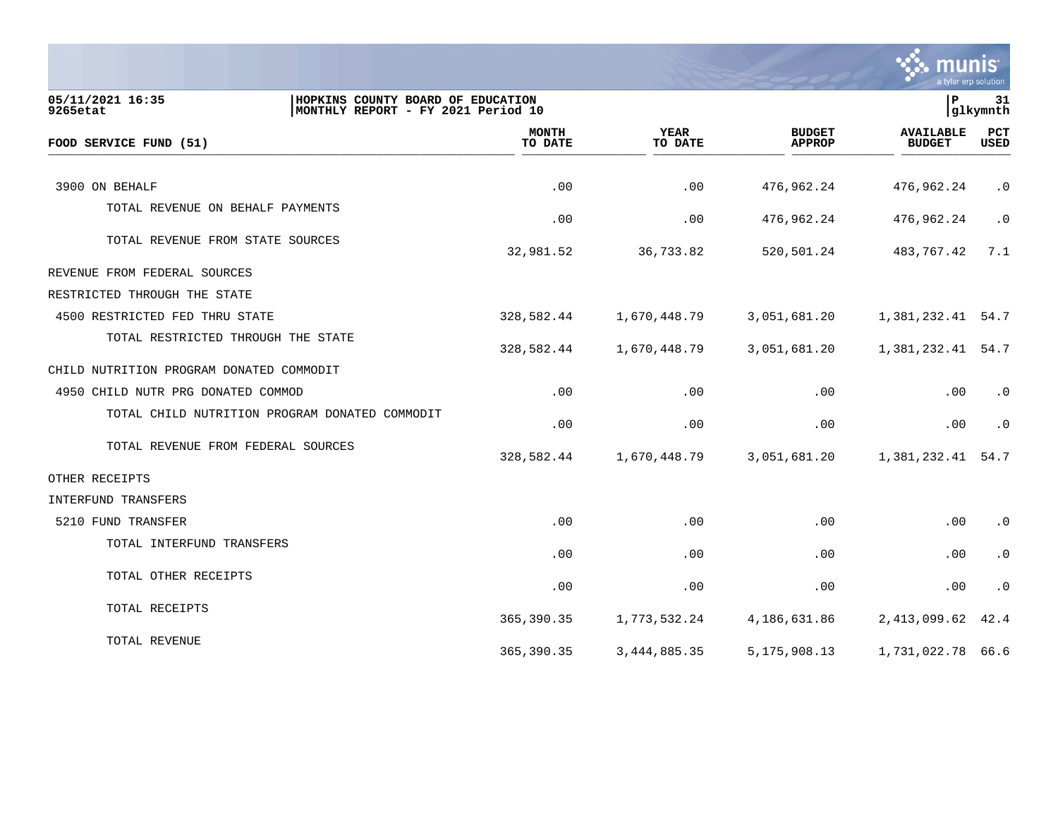05/11/2021 16:35 | HOPKINS COUNTY BOARD OF EDUCATION | P 31
9265etat | MONTHLY REPORT - FY 2021 Period 10 | glkymnth

| FOOD SERVICE FUND (51) | MONTH TO DATE | YEAR TO DATE | BUDGET APPROP | AVAILABLE BUDGET | PCT USED |
|---|---|---|---|---|---|
| 3900 ON BEHALF | .00 | .00 | 476,962.24 | 476,962.24 | .0 |
| TOTAL REVENUE ON BEHALF PAYMENTS | .00 | .00 | 476,962.24 | 476,962.24 | .0 |
| TOTAL REVENUE FROM STATE SOURCES | 32,981.52 | 36,733.82 | 520,501.24 | 483,767.42 | 7.1 |
| REVENUE FROM FEDERAL SOURCES | | | | | |
| RESTRICTED THROUGH THE STATE | | | | | |
| 4500 RESTRICTED FED THRU STATE | 328,582.44 | 1,670,448.79 | 3,051,681.20 | 1,381,232.41 | 54.7 |
| TOTAL RESTRICTED THROUGH THE STATE | 328,582.44 | 1,670,448.79 | 3,051,681.20 | 1,381,232.41 | 54.7 |
| CHILD NUTRITION PROGRAM DONATED COMMODIT | | | | | |
| 4950 CHILD NUTR PRG DONATED COMMOD | .00 | .00 | .00 | .00 | .0 |
| TOTAL CHILD NUTRITION PROGRAM DONATED COMMODIT | .00 | .00 | .00 | .00 | .0 |
| TOTAL REVENUE FROM FEDERAL SOURCES | 328,582.44 | 1,670,448.79 | 3,051,681.20 | 1,381,232.41 | 54.7 |
| OTHER RECEIPTS | | | | | |
| INTERFUND TRANSFERS | | | | | |
| 5210 FUND TRANSFER | .00 | .00 | .00 | .00 | .0 |
| TOTAL INTERFUND TRANSFERS | .00 | .00 | .00 | .00 | .0 |
| TOTAL OTHER RECEIPTS | .00 | .00 | .00 | .00 | .0 |
| TOTAL RECEIPTS | 365,390.35 | 1,773,532.24 | 4,186,631.86 | 2,413,099.62 | 42.4 |
| TOTAL REVENUE | 365,390.35 | 3,444,885.35 | 5,175,908.13 | 1,731,022.78 | 66.6 |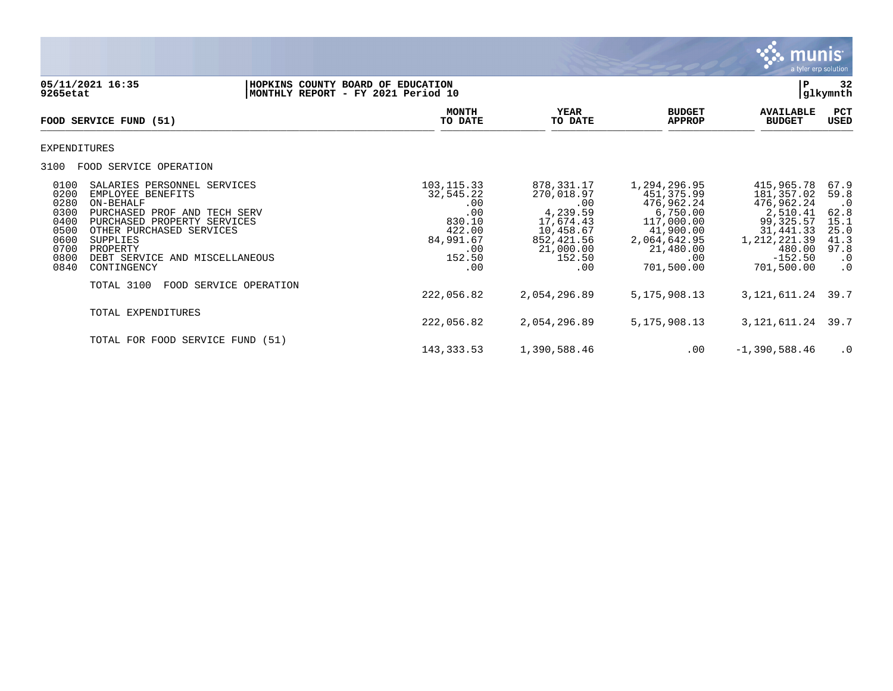05/11/2021 16:35 | HOPKINS COUNTY BOARD OF EDUCATION | P 32
9265etat | MONTHLY REPORT - FY 2021 Period 10 | glkymnth

| FOOD SERVICE FUND (51) | | MONTH TO DATE | YEAR TO DATE | BUDGET APPROP | AVAILABLE BUDGET | PCT USED |
|---|---|---|---|---|---|---|
| **EXPENDITURES** | | | | | | |
| 3100 | FOOD SERVICE OPERATION | | | | | |
| 0100 | SALARIES PERSONNEL SERVICES | 103,115.33 | 878,331.17 | 1,294,296.95 | 415,965.78 | 67.9 |
| 0200 | EMPLOYEE BENEFITS | 32,545.22 | 270,018.97 | 451,375.99 | 181,357.02 | 59.8 |
| 0280 | ON-BEHALF | .00 | .00 | 476,962.24 | 476,962.24 | .0 |
| 0300 | PURCHASED PROF AND TECH SERV | .00 | 4,239.59 | 6,750.00 | 2,510.41 | 62.8 |
| 0400 | PURCHASED PROPERTY SERVICES | 830.10 | 17,674.43 | 117,000.00 | 99,325.57 | 15.1 |
| 0500 | OTHER PURCHASED SERVICES | 422.00 | 10,458.67 | 41,900.00 | 31,441.33 | 25.0 |
| 0600 | SUPPLIES | 84,991.67 | 852,421.56 | 2,064,642.95 | 1,212,221.39 | 41.3 |
| 0700 | PROPERTY | .00 | 21,000.00 | 21,480.00 | 480.00 | 97.8 |
| 0800 | DEBT SERVICE AND MISCELLANEOUS | 152.50 | 152.50 | .00 | -152.50 | .0 |
| 0840 | CONTINGENCY | .00 | .00 | 701,500.00 | 701,500.00 | .0 |
| | TOTAL 3100 FOOD SERVICE OPERATION | 222,056.82 | 2,054,296.89 | 5,175,908.13 | 3,121,611.24 | 39.7 |
| | TOTAL EXPENDITURES | 222,056.82 | 2,054,296.89 | 5,175,908.13 | 3,121,611.24 | 39.7 |
| | TOTAL FOR FOOD SERVICE FUND (51) | 143,333.53 | 1,390,588.46 | .00 | -1,390,588.46 | .0 |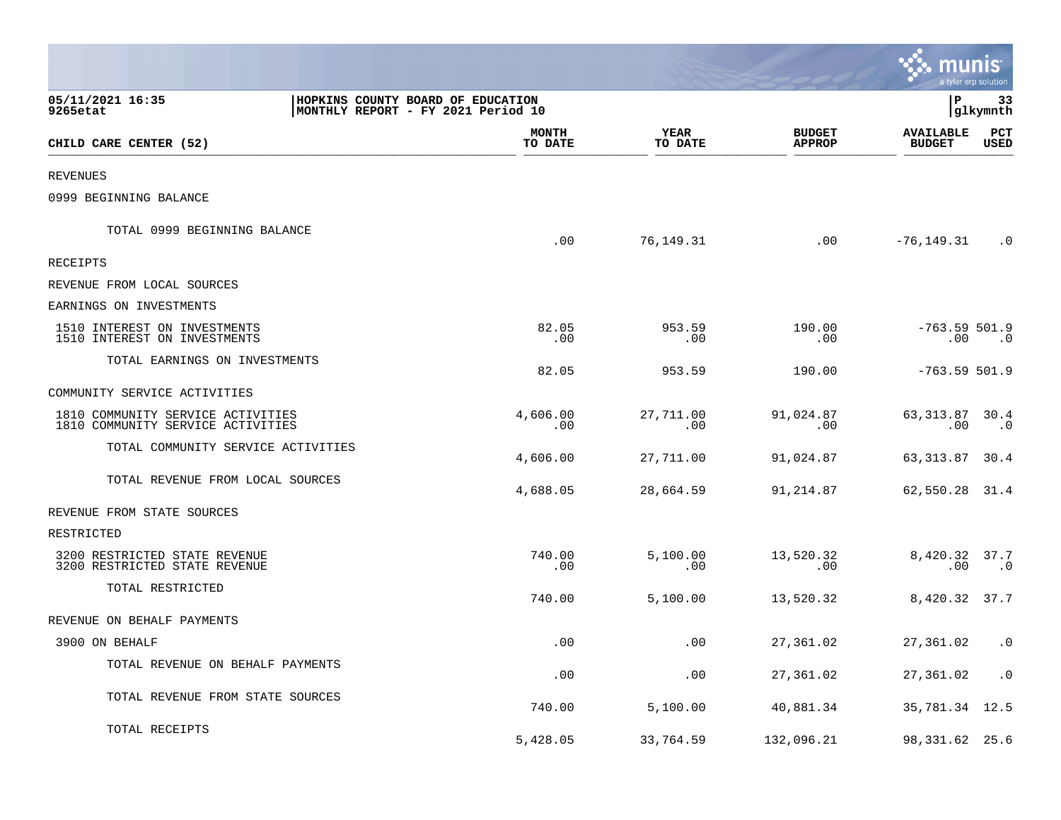**HOPKINS COUNTY BOARD OF EDUCATION**
**MONTHLY REPORT - FY 2021 Period 10**

05/11/2021 16:35
9265etat

P 33
glkymnth

| CHILD CARE CENTER (52) | MONTH TO DATE | YEAR TO DATE | BUDGET APPROP | AVAILABLE BUDGET | PCT USED |
|---|---|---|---|---|---|
| REVENUES | | | | | |
| 0999 BEGINNING BALANCE | | | | | |
| TOTAL 0999 BEGINNING BALANCE | .00 | 76,149.31 | .00 | -76,149.31 | .0 |
| RECEIPTS | | | | | |
| REVENUE FROM LOCAL SOURCES | | | | | |
| EARNINGS ON INVESTMENTS | | | | | |
| 1510 INTEREST ON INVESTMENTS | 82.05 | 953.59 | 190.00 | -763.59 | 501.9 |
| 1510 INTEREST ON INVESTMENTS | .00 | .00 | .00 | .00 | .0 |
| TOTAL EARNINGS ON INVESTMENTS | 82.05 | 953.59 | 190.00 | -763.59 | 501.9 |
| COMMUNITY SERVICE ACTIVITIES | | | | | |
| 1810 COMMUNITY SERVICE ACTIVITIES | 4,606.00 | 27,711.00 | 91,024.87 | 63,313.87 | 30.4 |
| 1810 COMMUNITY SERVICE ACTIVITIES | .00 | .00 | .00 | .00 | .0 |
| TOTAL COMMUNITY SERVICE ACTIVITIES | 4,606.00 | 27,711.00 | 91,024.87 | 63,313.87 | 30.4 |
| TOTAL REVENUE FROM LOCAL SOURCES | 4,688.05 | 28,664.59 | 91,214.87 | 62,550.28 | 31.4 |
| REVENUE FROM STATE SOURCES | | | | | |
| RESTRICTED | | | | | |
| 3200 RESTRICTED STATE REVENUE | 740.00 | 5,100.00 | 13,520.32 | 8,420.32 | 37.7 |
| 3200 RESTRICTED STATE REVENUE | .00 | .00 | .00 | .00 | .0 |
| TOTAL RESTRICTED | 740.00 | 5,100.00 | 13,520.32 | 8,420.32 | 37.7 |
| REVENUE ON BEHALF PAYMENTS | | | | | |
| 3900 ON BEHALF | .00 | .00 | 27,361.02 | 27,361.02 | .0 |
| TOTAL REVENUE ON BEHALF PAYMENTS | .00 | .00 | 27,361.02 | 27,361.02 | .0 |
| TOTAL REVENUE FROM STATE SOURCES | 740.00 | 5,100.00 | 40,881.34 | 35,781.34 | 12.5 |
| TOTAL RECEIPTS | 5,428.05 | 33,764.59 | 132,096.21 | 98,331.62 | 25.6 |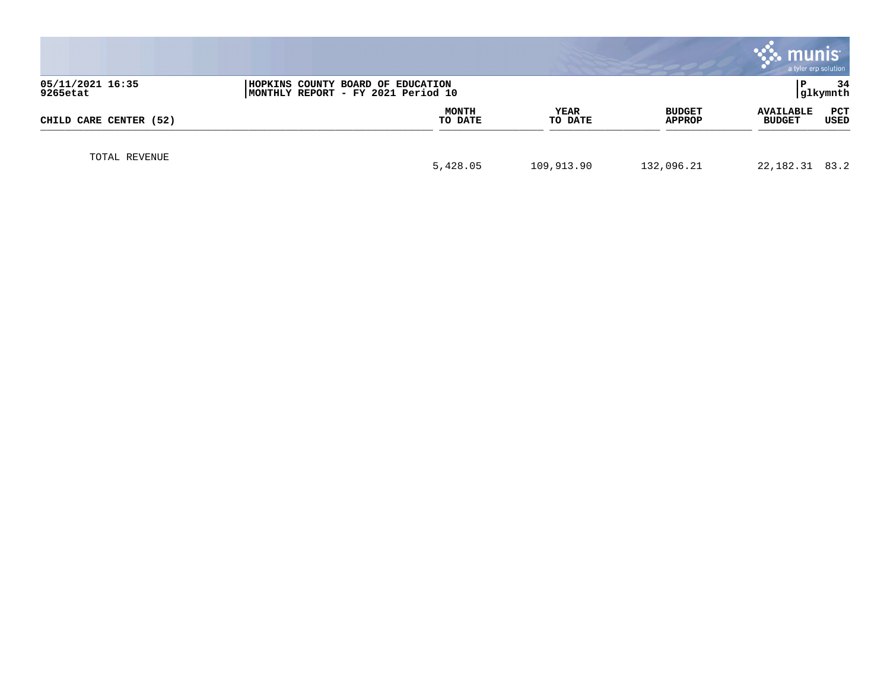**HOPKINS COUNTY BOARD OF EDUCATION**
**MONTHLY REPORT - FY 2021 Period 10**

05/11/2021 16:35
9265etat

glkymnth

| CHILD CARE CENTER (52) | MONTH TO DATE | YEAR TO DATE | BUDGET APPROP | AVAILABLE BUDGET | PCT USED |
|---|---|---|---|---|---|
| TOTAL REVENUE | 5,428.05 | 109,913.90 | 132,096.21 | 22,182.31 | 83.2 |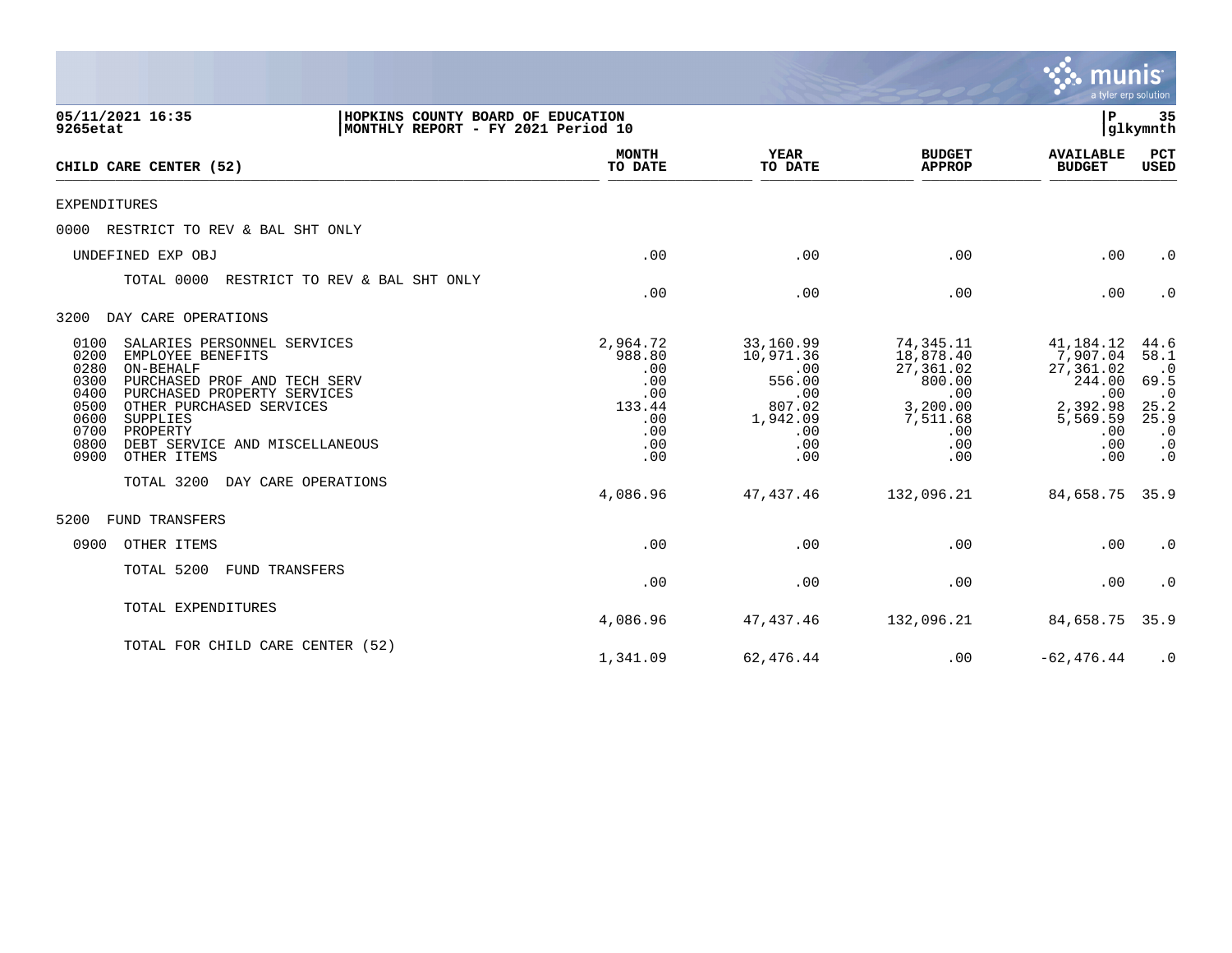05/11/2021 16:35 | HOPKINS COUNTY BOARD OF EDUCATION | P 35
9265etat | MONTHLY REPORT - FY 2021 Period 10 | glkymnth

| CHILD CARE CENTER (52) | MONTH TO DATE | YEAR TO DATE | BUDGET APPROP | AVAILABLE BUDGET | PCT USED |
|---|---|---|---|---|---|
| EXPENDITURES | | | | | |
| 0000 RESTRICT TO REV & BAL SHT ONLY | | | | | |
| UNDEFINED EXP OBJ | .00 | .00 | .00 | .00 | .0 |
| TOTAL 0000 RESTRICT TO REV & BAL SHT ONLY | .00 | .00 | .00 | .00 | .0 |
| 3200 DAY CARE OPERATIONS | | | | | |
| 0100 SALARIES PERSONNEL SERVICES | 2,964.72 | 33,160.99 | 74,345.11 | 41,184.12 | 44.6 |
| 0200 EMPLOYEE BENEFITS | 988.80 | 10,971.36 | 18,878.40 | 7,907.04 | 58.1 |
| 0280 ON-BEHALF | .00 | .00 | 27,361.02 | 27,361.02 | .0 |
| 0300 PURCHASED PROF AND TECH SERV | .00 | 556.00 | 800.00 | 244.00 | 69.5 |
| 0400 PURCHASED PROPERTY SERVICES | .00 | .00 | .00 | .00 | .0 |
| 0500 OTHER PURCHASED SERVICES | 133.44 | 807.02 | 3,200.00 | 2,392.98 | 25.2 |
| 0600 SUPPLIES | .00 | 1,942.09 | 7,511.68 | 5,569.59 | 25.9 |
| 0700 PROPERTY | .00 | .00 | .00 | .00 | .0 |
| 0800 DEBT SERVICE AND MISCELLANEOUS | .00 | .00 | .00 | .00 | .0 |
| 0900 OTHER ITEMS | .00 | .00 | .00 | .00 | .0 |
| TOTAL 3200 DAY CARE OPERATIONS | 4,086.96 | 47,437.46 | 132,096.21 | 84,658.75 | 35.9 |
| 5200 FUND TRANSFERS | | | | | |
| 0900 OTHER ITEMS | .00 | .00 | .00 | .00 | .0 |
| TOTAL 5200 FUND TRANSFERS | .00 | .00 | .00 | .00 | .0 |
| TOTAL EXPENDITURES | 4,086.96 | 47,437.46 | 132,096.21 | 84,658.75 | 35.9 |
| TOTAL FOR CHILD CARE CENTER (52) | 1,341.09 | 62,476.44 | .00 | -62,476.44 | .0 |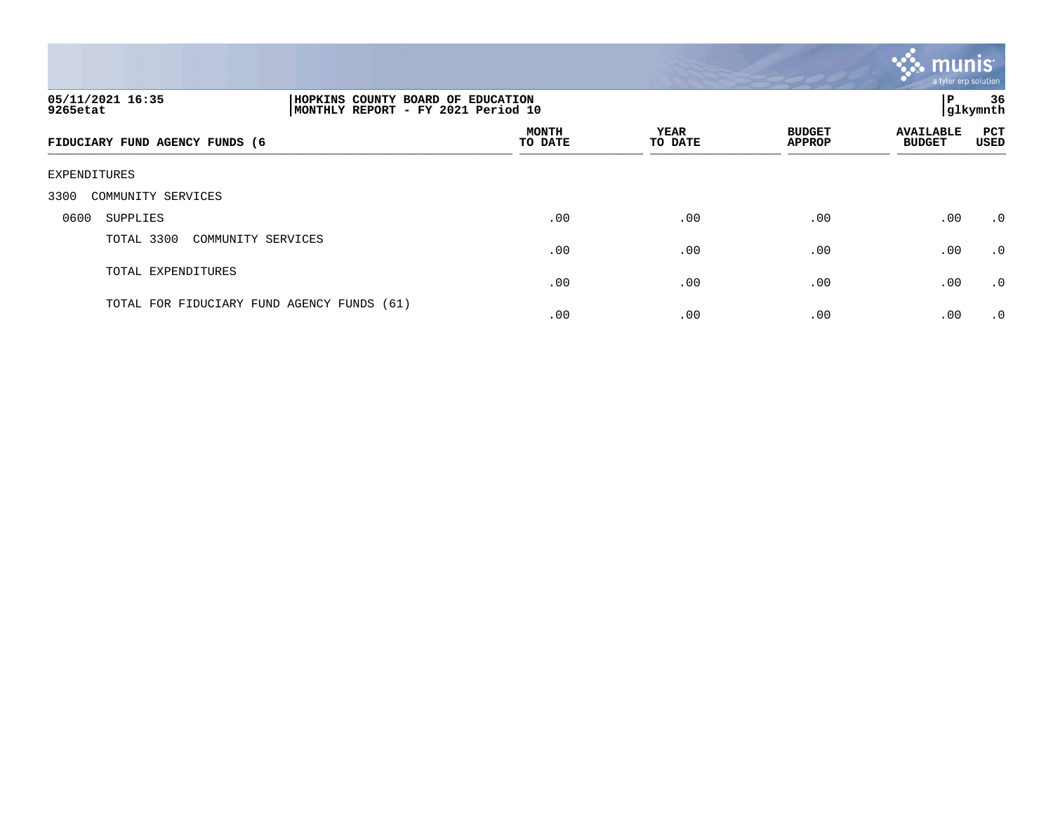05/11/2021 16:35 | HOPKINS COUNTY BOARD OF EDUCATION
9265etat | MONTHLY REPORT - FY 2021 Period 10

P 36 glkymnth

| FIDUCIARY FUND AGENCY FUNDS (6 | MONTH TO DATE | YEAR TO DATE | BUDGET APPROP | AVAILABLE BUDGET | PCT USED |
|---|---|---|---|---|---|
| EXPENDITURES | | | | | |
| 3300 COMMUNITY SERVICES | | | | | |
| 0600 SUPPLIES | .00 | .00 | .00 | .00 | .0 |
| TOTAL 3300 COMMUNITY SERVICES | .00 | .00 | .00 | .00 | .0 |
| TOTAL EXPENDITURES | .00 | .00 | .00 | .00 | .0 |
| TOTAL FOR FIDUCIARY FUND AGENCY FUNDS (61) | .00 | .00 | .00 | .00 | .0 |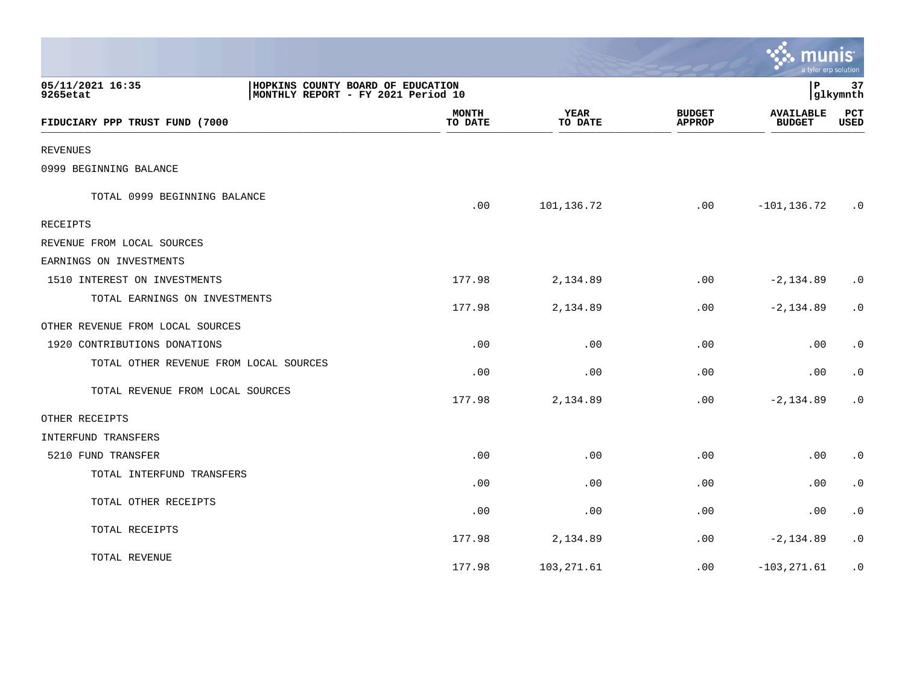05/11/2021 16:35 | HOPKINS COUNTY BOARD OF EDUCATION
9265etat | MONTHLY REPORT - FY 2021 Period 10

P 37 glkymnth

| FIDUCIARY PPP TRUST FUND (7000 | MONTH TO DATE | YEAR TO DATE | BUDGET APPROP | AVAILABLE BUDGET | PCT USED |
|---|---|---|---|---|---|
| REVENUES | | | | | |
| 0999 BEGINNING BALANCE | | | | | |
| TOTAL 0999 BEGINNING BALANCE | .00 | 101,136.72 | .00 | -101,136.72 | .0 |
| RECEIPTS | | | | | |
| REVENUE FROM LOCAL SOURCES | | | | | |
| EARNINGS ON INVESTMENTS | | | | | |
| 1510 INTEREST ON INVESTMENTS | 177.98 | 2,134.89 | .00 | -2,134.89 | .0 |
| TOTAL EARNINGS ON INVESTMENTS | 177.98 | 2,134.89 | .00 | -2,134.89 | .0 |
| OTHER REVENUE FROM LOCAL SOURCES | | | | | |
| 1920 CONTRIBUTIONS DONATIONS | .00 | .00 | .00 | .00 | .0 |
| TOTAL OTHER REVENUE FROM LOCAL SOURCES | .00 | .00 | .00 | .00 | .0 |
| TOTAL REVENUE FROM LOCAL SOURCES | 177.98 | 2,134.89 | .00 | -2,134.89 | .0 |
| OTHER RECEIPTS | | | | | |
| INTERFUND TRANSFERS | | | | | |
| 5210 FUND TRANSFER | .00 | .00 | .00 | .00 | .0 |
| TOTAL INTERFUND TRANSFERS | .00 | .00 | .00 | .00 | .0 |
| TOTAL OTHER RECEIPTS | .00 | .00 | .00 | .00 | .0 |
| TOTAL RECEIPTS | 177.98 | 2,134.89 | .00 | -2,134.89 | .0 |
| TOTAL REVENUE | 177.98 | 103,271.61 | .00 | -103,271.61 | .0 |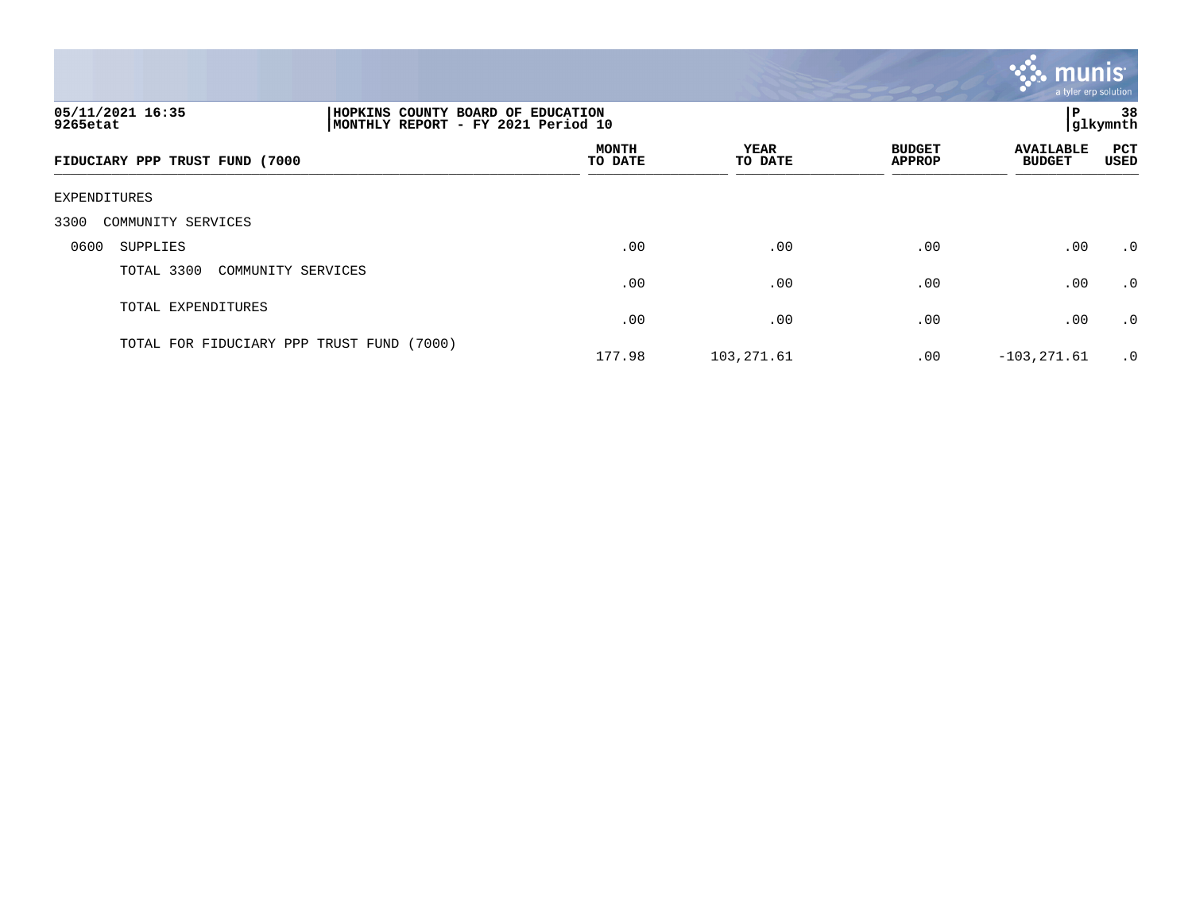05/11/2021 16:35
9265etat

HOPKINS COUNTY BOARD OF EDUCATION
MONTHLY REPORT - FY 2021 Period 10

P 38
glkymnth

| FIDUCIARY PPP TRUST FUND (7000 | MONTH TO DATE | YEAR TO DATE | BUDGET APPROP | AVAILABLE BUDGET | PCT USED |
|---|---|---|---|---|---|
| EXPENDITURES | | | | | |
| 3300 COMMUNITY SERVICES | | | | | |
| 0600 SUPPLIES | .00 | .00 | .00 | .00 | .0 |
| TOTAL 3300 COMMUNITY SERVICES | .00 | .00 | .00 | .00 | .0 |
| TOTAL EXPENDITURES | .00 | .00 | .00 | .00 | .0 |
| TOTAL FOR FIDUCIARY PPP TRUST FUND (7000) | 177.98 | 103,271.61 | .00 | -103,271.61 | .0 |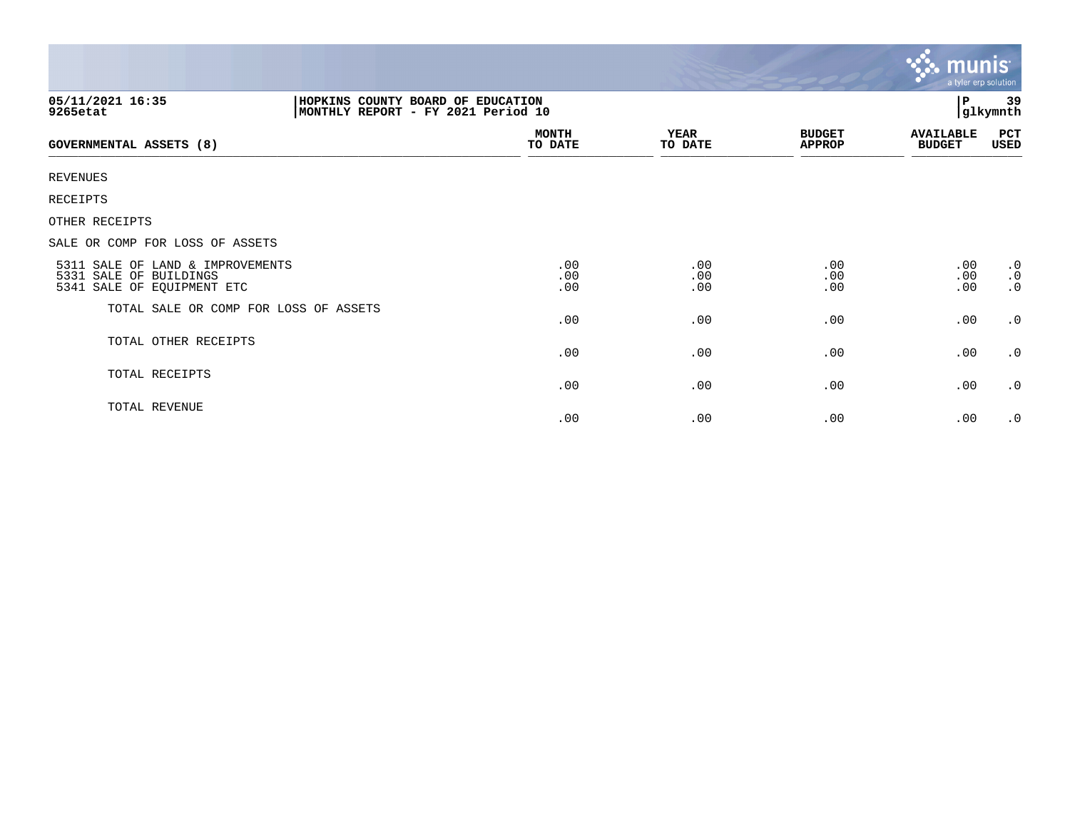**HOPKINS COUNTY BOARD OF EDUCATION**
**MONTHLY REPORT - FY 2021 Period 10**

05/11/2021 16:35
9265etat

glkymnth

| GOVERNMENTAL ASSETS (8) | MONTH TO DATE | YEAR TO DATE | BUDGET APPROP | AVAILABLE BUDGET | PCT USED |
|---|---|---|---|---|---|
| REVENUES | | | | | |
| RECEIPTS | | | | | |
| OTHER RECEIPTS | | | | | |
| SALE OR COMP FOR LOSS OF ASSETS | | | | | |
| 5311 SALE OF LAND & IMPROVEMENTS | .00 | .00 | .00 | .00 | .0 |
| 5331 SALE OF BUILDINGS | .00 | .00 | .00 | .00 | .0 |
| 5341 SALE OF EQUIPMENT ETC | .00 | .00 | .00 | .00 | .0 |
| TOTAL SALE OR COMP FOR LOSS OF ASSETS | .00 | .00 | .00 | .00 | .0 |
| TOTAL OTHER RECEIPTS | .00 | .00 | .00 | .00 | .0 |
| TOTAL RECEIPTS | .00 | .00 | .00 | .00 | .0 |
| TOTAL REVENUE | .00 | .00 | .00 | .00 | .0 |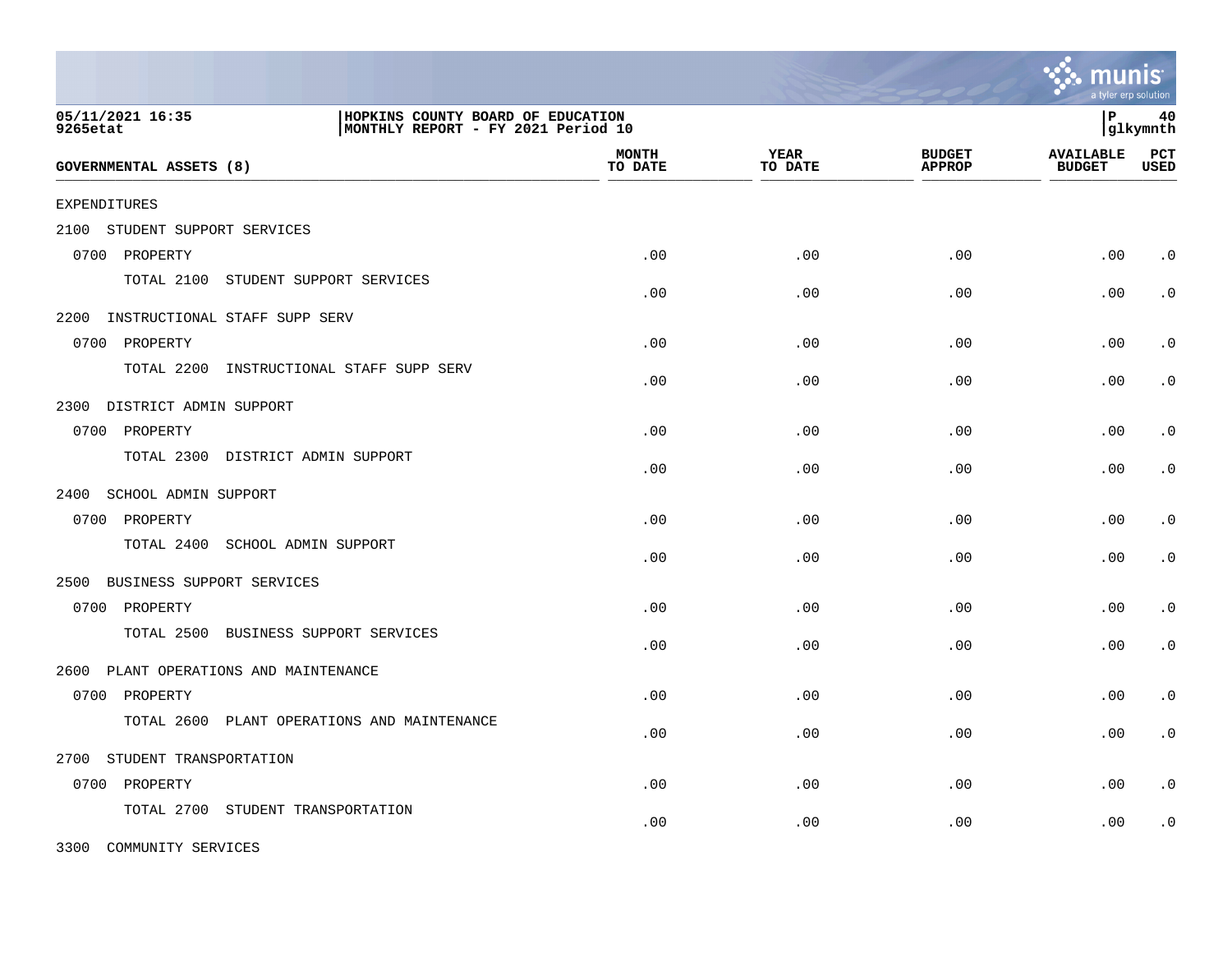HOPKINS COUNTY BOARD OF EDUCATION
MONTHLY REPORT - FY 2021 Period 10

05/11/2021 16:35
9265etat

glkymnth

| GOVERNMENTAL ASSETS (8) | MONTH TO DATE | YEAR TO DATE | BUDGET APPROP | AVAILABLE BUDGET | PCT USED |
|---|---|---|---|---|---|
| EXPENDITURES | | | | | |
| 2100 STUDENT SUPPORT SERVICES | | | | | |
| 0700 PROPERTY | .00 | .00 | .00 | .00 | .0 |
| TOTAL 2100 STUDENT SUPPORT SERVICES | .00 | .00 | .00 | .00 | .0 |
| 2200 INSTRUCTIONAL STAFF SUPP SERV | | | | | |
| 0700 PROPERTY | .00 | .00 | .00 | .00 | .0 |
| TOTAL 2200 INSTRUCTIONAL STAFF SUPP SERV | .00 | .00 | .00 | .00 | .0 |
| 2300 DISTRICT ADMIN SUPPORT | | | | | |
| 0700 PROPERTY | .00 | .00 | .00 | .00 | .0 |
| TOTAL 2300 DISTRICT ADMIN SUPPORT | .00 | .00 | .00 | .00 | .0 |
| 2400 SCHOOL ADMIN SUPPORT | | | | | |
| 0700 PROPERTY | .00 | .00 | .00 | .00 | .0 |
| TOTAL 2400 SCHOOL ADMIN SUPPORT | .00 | .00 | .00 | .00 | .0 |
| 2500 BUSINESS SUPPORT SERVICES | | | | | |
| 0700 PROPERTY | .00 | .00 | .00 | .00 | .0 |
| TOTAL 2500 BUSINESS SUPPORT SERVICES | .00 | .00 | .00 | .00 | .0 |
| 2600 PLANT OPERATIONS AND MAINTENANCE | | | | | |
| 0700 PROPERTY | .00 | .00 | .00 | .00 | .0 |
| TOTAL 2600 PLANT OPERATIONS AND MAINTENANCE | .00 | .00 | .00 | .00 | .0 |
| 2700 STUDENT TRANSPORTATION | | | | | |
| 0700 PROPERTY | .00 | .00 | .00 | .00 | .0 |
| TOTAL 2700 STUDENT TRANSPORTATION | .00 | .00 | .00 | .00 | .0 |
| 3300 COMMUNITY SERVICES | | | | | |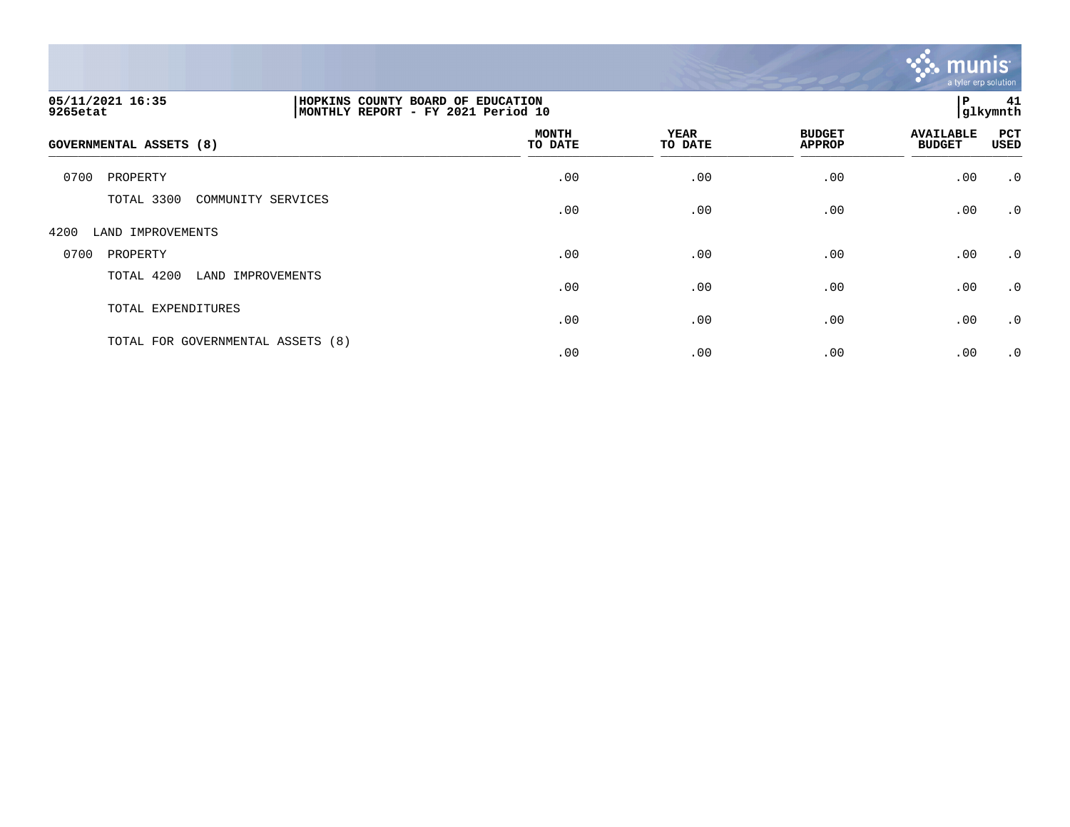**05/11/2021 16:35**
**9265etat**

**HOPKINS COUNTY BOARD OF EDUCATION**
**MONTHLY REPORT - FY 2021 Period 10**

**P 41**
**glkymnth**

| GOVERNMENTAL ASSETS (8) | MONTH TO DATE | YEAR TO DATE | BUDGET APPROP | AVAILABLE BUDGET | PCT USED |
|---|---|---|---|---|---|
| 0700 PROPERTY | .00 | .00 | .00 | .00 | .0 |
| TOTAL 3300 COMMUNITY SERVICES | .00 | .00 | .00 | .00 | .0 |
| 4200 LAND IMPROVEMENTS | | | | | |
| 0700 PROPERTY | .00 | .00 | .00 | .00 | .0 |
| TOTAL 4200 LAND IMPROVEMENTS | .00 | .00 | .00 | .00 | .0 |
| TOTAL EXPENDITURES | .00 | .00 | .00 | .00 | .0 |
| TOTAL FOR GOVERNMENTAL ASSETS (8) | .00 | .00 | .00 | .00 | .0 |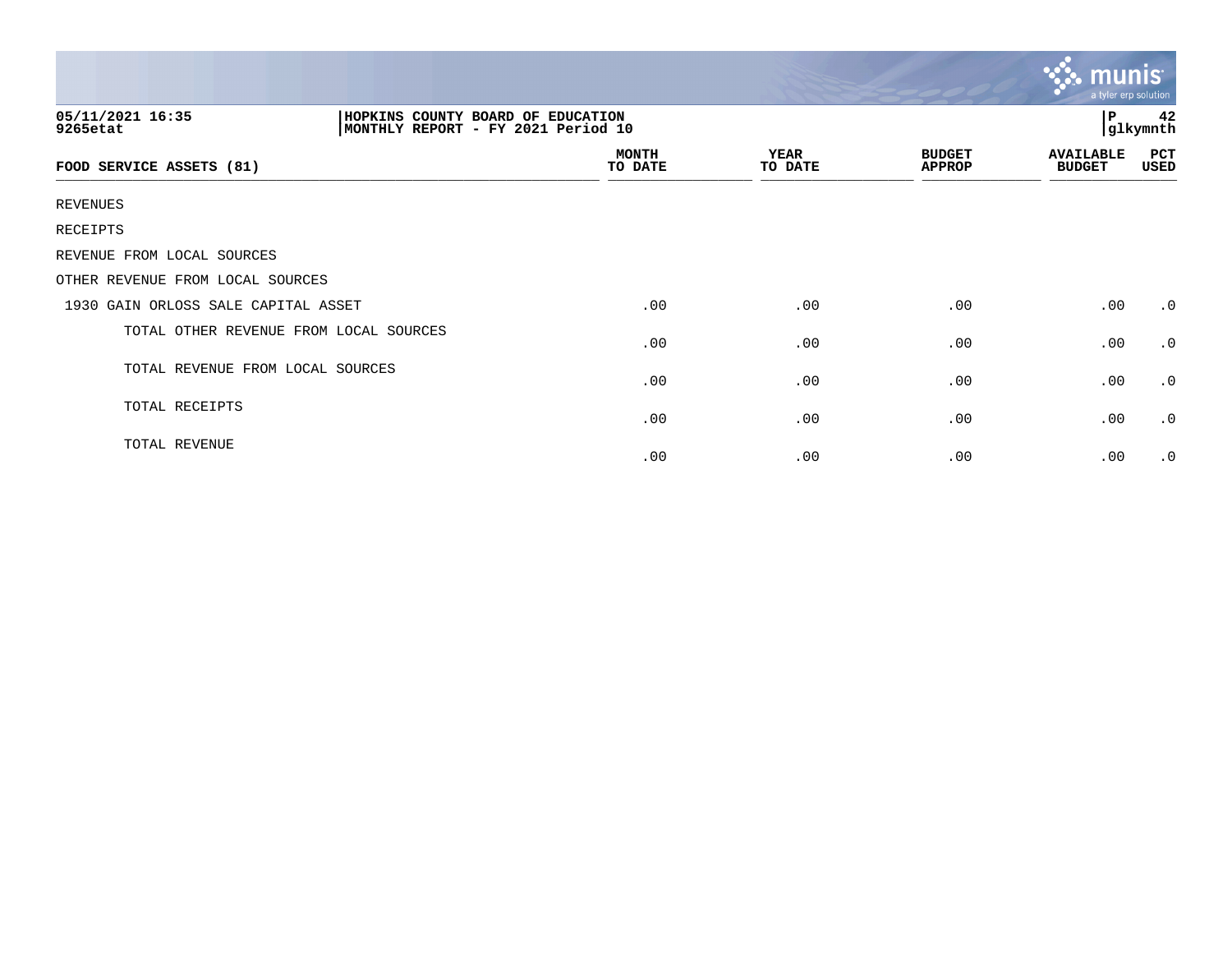05/11/2021 16:35
9265etat

HOPKINS COUNTY BOARD OF EDUCATION
MONTHLY REPORT - FY 2021 Period 10

P 42
glkymnth

| FOOD SERVICE ASSETS (81) | MONTH TO DATE | YEAR TO DATE | BUDGET APPROP | AVAILABLE BUDGET | PCT USED |
|---|---|---|---|---|---|
| REVENUES | | | | | |
| RECEIPTS | | | | | |
| REVENUE FROM LOCAL SOURCES | | | | | |
| OTHER REVENUE FROM LOCAL SOURCES | | | | | |
| 1930 GAIN ORLOSS SALE CAPITAL ASSET | .00 | .00 | .00 | .00 | .0 |
| TOTAL OTHER REVENUE FROM LOCAL SOURCES | .00 | .00 | .00 | .00 | .0 |
| TOTAL REVENUE FROM LOCAL SOURCES | .00 | .00 | .00 | .00 | .0 |
| TOTAL RECEIPTS | .00 | .00 | .00 | .00 | .0 |
| TOTAL REVENUE | .00 | .00 | .00 | .00 | .0 |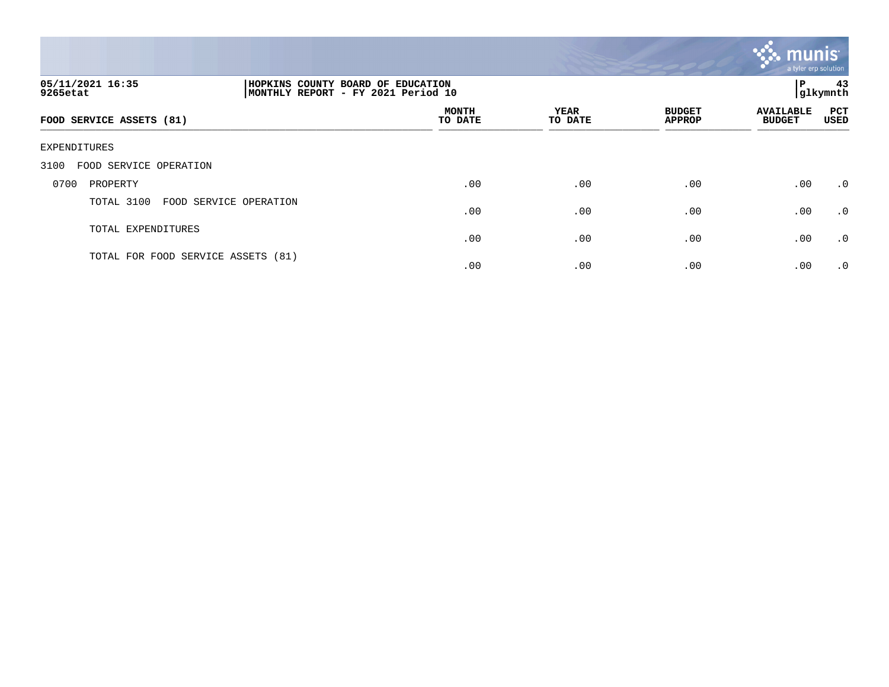05/11/2021 16:35 | HOPKINS COUNTY BOARD OF EDUCATION | P 43
9265etat | MONTHLY REPORT - FY 2021 Period 10 | glkymnth

| FOOD SERVICE ASSETS (81) | MONTH TO DATE | YEAR TO DATE | BUDGET APPROP | AVAILABLE BUDGET | PCT USED |
|---|---|---|---|---|---|
| EXPENDITURES | | | | | |
| 3100 FOOD SERVICE OPERATION | | | | | |
| 0700 PROPERTY | .00 | .00 | .00 | .00 | .0 |
| TOTAL 3100 FOOD SERVICE OPERATION | .00 | .00 | .00 | .00 | .0 |
| TOTAL EXPENDITURES | .00 | .00 | .00 | .00 | .0 |
| TOTAL FOR FOOD SERVICE ASSETS (81) | .00 | .00 | .00 | .00 | .0 |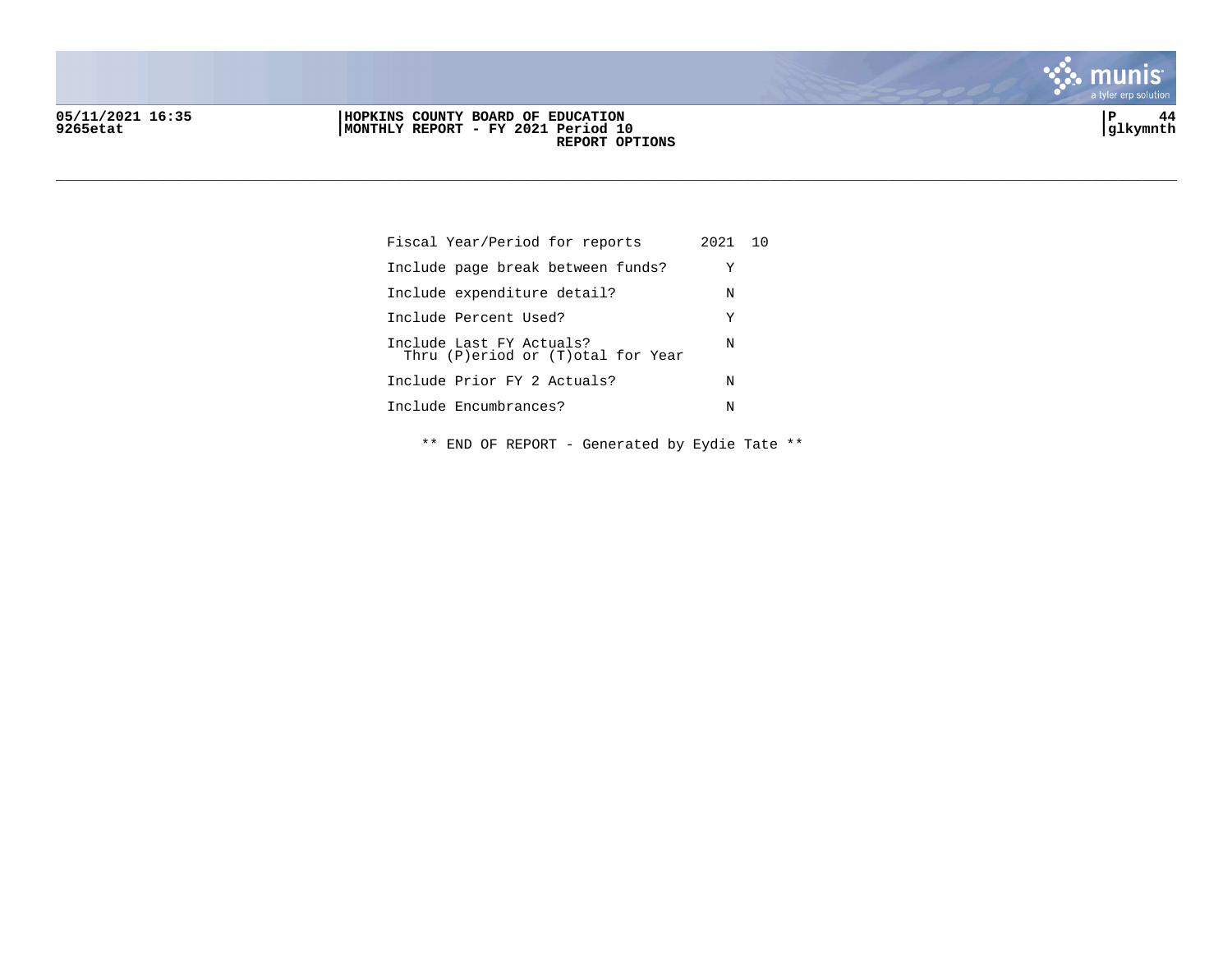05/11/2021 16:35
9265etat

**HOPKINS COUNTY BOARD OF EDUCATION**
**MONTHLY REPORT - FY 2021 Period 10**
**REPORT OPTIONS**

P 44
glkymnth

| | |
|---|---|
| Fiscal Year/Period for reports | 2021 10 |
| Include page break between funds? | Y |
| Include expenditure detail? | N |
| Include Percent Used? | Y |
| Include Last FY Actuals? Thru (P)eriod or (T)otal for Year | N |
| Include Prior FY 2 Actuals? | N |
| Include Encumbrances? | N |

** END OF REPORT - Generated by Eydie Tate **